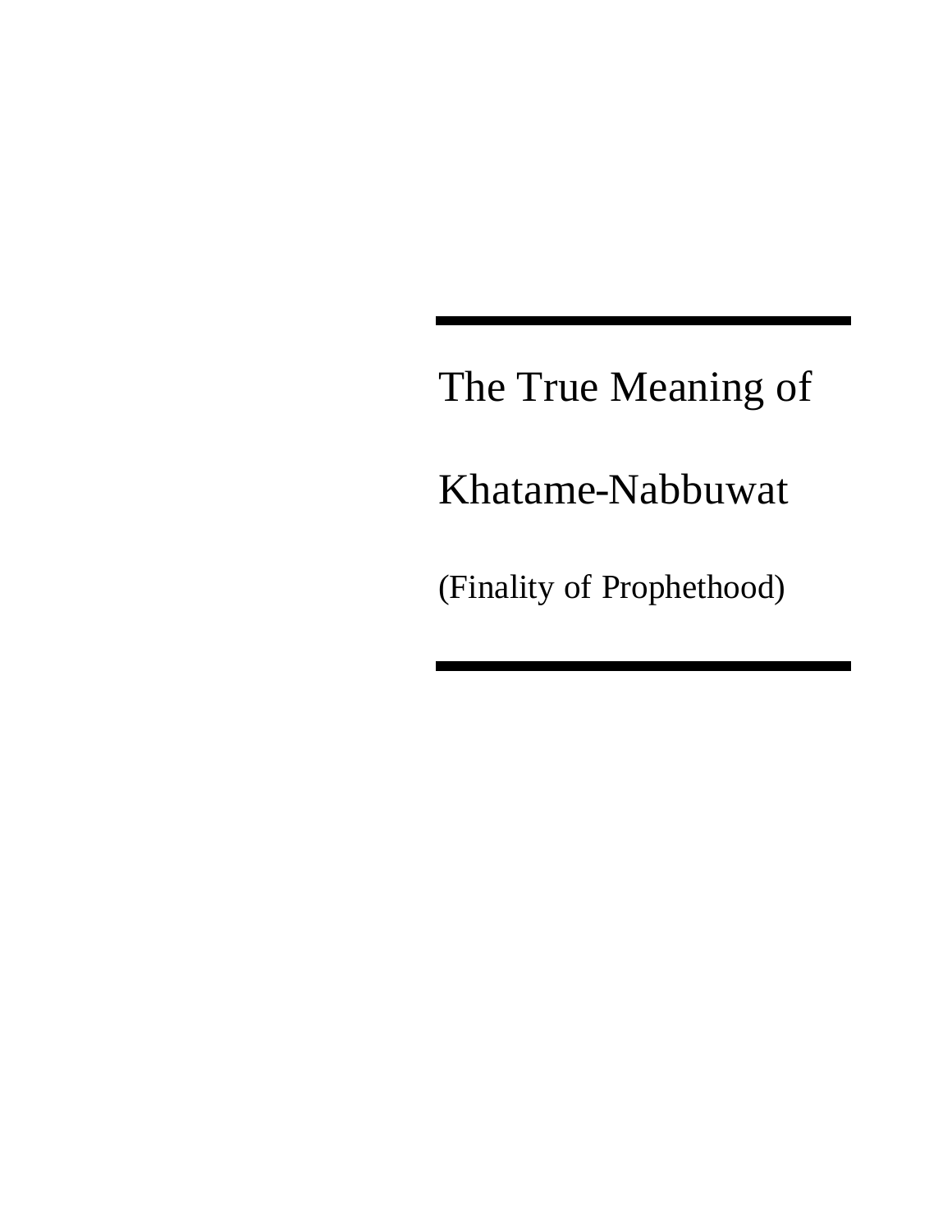# The True Meaning of Khatame-Nabbuwat

## (Finality of Prophethood)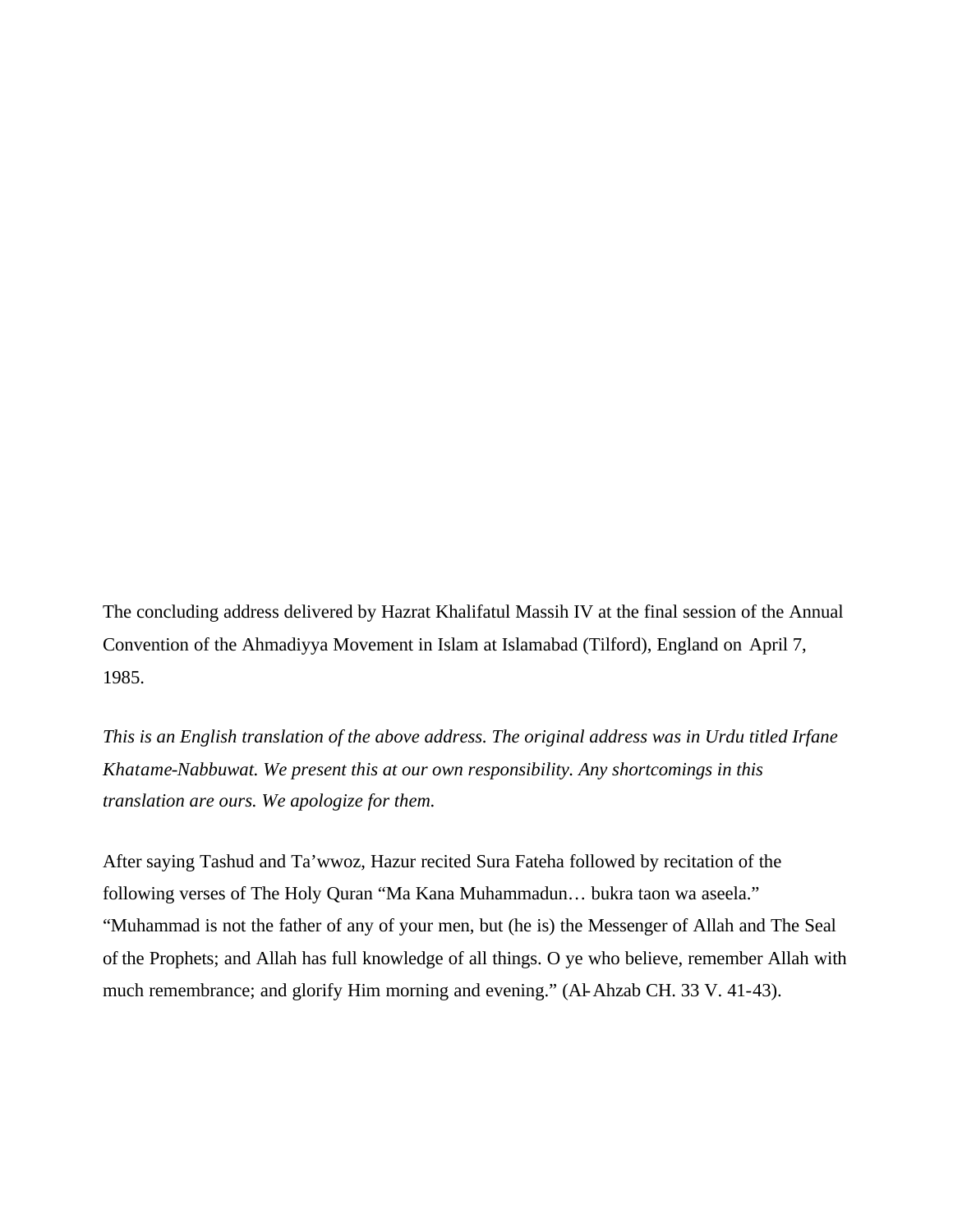The concluding address delivered by Hazrat Khalifatul Massih IV at the final session of the Annual Convention of the Ahmadiyya Movement in Islam at Islamabad (Tilford), England on April 7, 1985.

*This is an English translation of the above address. The original address was in Urdu titled Irfane Khatame-Nabbuwat. We present this at our own responsibility. Any shortcomings in this translation are ours. We apologize for them.*

After saying Tashud and Ta'wwoz, Hazur recited Sura Fateha followed by recitation of the following verses of The Holy Quran "Ma Kana Muhammadun… bukra taon wa aseela." "Muhammad is not the father of any of your men, but (he is) the Messenger of Allah and The Seal of the Prophets; and Allah has full knowledge of all things. O ye who believe, remember Allah with much remembrance; and glorify Him morning and evening." (Al-Ahzab CH. 33 V. 41-43).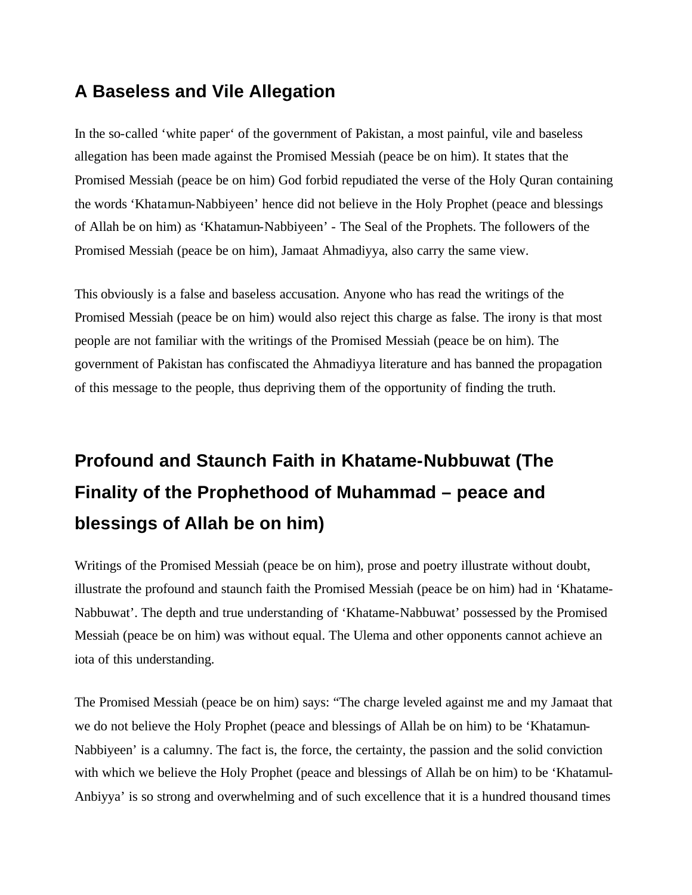## A Baseless and Vile Allegation

In the so-called 'white paper' of the government of Pakistan, a most painful, vile and baseless allegation has been made against the Promised Messiah (peace be on him). It states that the Promised Messiah (peace be on him) God forbid repudiated the verse of the Holy Quran containing the words 'Khatamun-Nabbiyeen' hence did not believe in the Holy Prophet (peace and blessings of Allah be on him) as 'Khatamun-Nabbiyeen' - The Seal of the Prophets. The followers of the Promised Messiah (peace be on him), Jamaat Ahmadiyya, also carry the same view.

This obviously is a false and baseless accusation. Anyone who has read the writings of the Promised Messiah (peace be on him) would also reject this charge as false. The irony is that most people are not familiar with the writings of the Promised Messiah (peace be on him). The government of Pakistan has confiscated the Ahmadiyya literature and has banned the propagation of this message to the people, thus depriving them of the opportunity of finding the truth.

## Profound and Staunch Faith in Khatame-Nubbuwat (The Finality of the Prophethood of Muhammad – peace and blessings of Allah be on him)

Writings of the Promised Messiah (peace be on him), prose and poetry illustrate without doubt, illustrate the profound and staunch faith the Promised Messiah (peace be on him) had in 'Khatame-Nabbuwat'. The depth and true understanding of 'Khatame-Nabbuwat' possessed by the Promised Messiah (peace be on him) was without equal. The Ulema and other opponents cannot achieve an iota of this understanding.

The Promised Messiah (peace be on him) says: "The charge leveled against me and my Jamaat that we do not believe the Holy Prophet (peace and blessings of Allah be on him) to be 'Khatamun-Nabbiyeen' is a calumny. The fact is, the force, the certainty, the passion and the solid conviction with which we believe the Holy Prophet (peace and blessings of Allah be on him) to be 'Khatamul-Anbiyya' is so strong and overwhelming and of such excellence that it is a hundred thousand times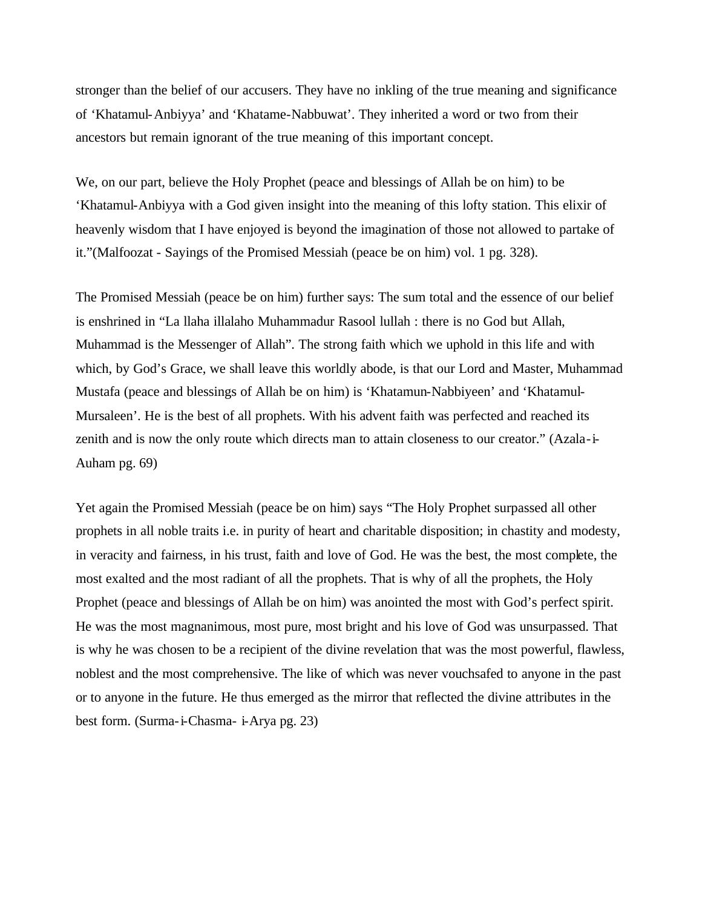stronger than the belief of our accusers. They have no inkling of the true meaning and significance of 'Khatamul-Anbiyya' and 'Khatame-Nabbuwat'. They inherited a word or two from their ancestors but remain ignorant of the true meaning of this important concept.

We, on our part, believe the Holy Prophet (peace and blessings of Allah be on him) to be 'Khatamul-Anbiyya with a God given insight into the meaning of this lofty station. This elixir of heavenly wisdom that I have enjoyed is beyond the imagination of those not allowed to partake of it."(Malfoozat - Sayings of the Promised Messiah (peace be on him) vol. 1 pg. 328).

The Promised Messiah (peace be on him) further says: The sum total and the essence of our belief is enshrined in "La llaha illalaho Muhammadur Rasool lullah : there is no God but Allah, Muhammad is the Messenger of Allah". The strong faith which we uphold in this life and with which, by God's Grace, we shall leave this worldly abode, is that our Lord and Master, Muhammad Mustafa (peace and blessings of Allah be on him) is 'Khatamun-Nabbiyeen' and 'Khatamul-Mursaleen'. He is the best of all prophets. With his advent faith was perfected and reached its zenith and is now the only route which directs man to attain closeness to our creator." (Azala-i-Auham pg. 69)

Yet again the Promised Messiah (peace be on him) says "The Holy Prophet surpassed all other prophets in all noble traits i.e. in purity of heart and charitable disposition; in chastity and modesty, in veracity and fairness, in his trust, faith and love of God. He was the best, the most complete, the most exalted and the most radiant of all the prophets. That is why of all the prophets, the Holy Prophet (peace and blessings of Allah be on him) was anointed the most with God's perfect spirit. He was the most magnanimous, most pure, most bright and his love of God was unsurpassed. That is why he was chosen to be a recipient of the divine revelation that was the most powerful, flawless, noblest and the most comprehensive. The like of which was never vouchsafed to anyone in the past or to anyone in the future. He thus emerged as the mirror that reflected the divine attributes in the best form. (Surma-i-Chasma- i-Arya pg. 23)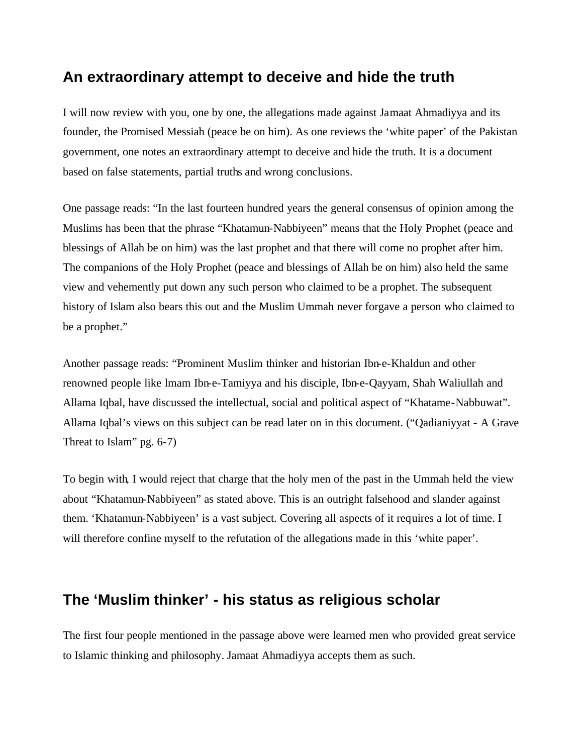## An extraordinary attempt to deceive and hide the truth

I will now review with you, one by one, the allegations made against Jamaat Ahmadiyya and its founder, the Promised Messiah (peace be on him). As one reviews the 'white paper' of the Pakistan government, one notes an extraordinary attempt to deceive and hide the truth. It is a document based on false statements, partial truths and wrong conclusions.

One passage reads: "In the last fourteen hundred years the general consensus of opinion among the Muslims has been that the phrase "Khatamun-Nabbiyeen" means that the Holy Prophet (peace and blessings of Allah be on him) was the last prophet and that there will come no prophet after him. The companions of the Holy Prophet (peace and blessings of Allah be on him) also held the same view and vehemently put down any such person who claimed to be a prophet. The subsequent history of Islam also bears this out and the Muslim Ummah never forgave a person who claimed to be a prophet."

Another passage reads: "Prominent Muslim thinker and historian Ibn-e-Khaldun and other renowned people like lmam Ibn-e-Tamiyya and his disciple, Ibn-e-Qayyam, Shah Waliullah and Allama Iqbal, have discussed the intellectual, social and political aspect of "Khatame-Nabbuwat". Allama Iqbal's views on this subject can be read later on in this document. ("Qadianiyyat - A Grave Threat to Islam" pg. 6-7)

To begin with, I would reject that charge that the holy men of the past in the Ummah held the view about "Khatamun-Nabbiyeen" as stated above. This is an outright falsehood and slander against them. 'Khatamun-Nabbiyeen' is a vast subject. Covering all aspects of it requires a lot of time. I will therefore confine myself to the refutation of the allegations made in this 'white paper'.

## The 'Muslim thinker' - his status as religious scholar

The first four people mentioned in the passage above were learned men who provided great service to Islamic thinking and philosophy. Jamaat Ahmadiyya accepts them as such.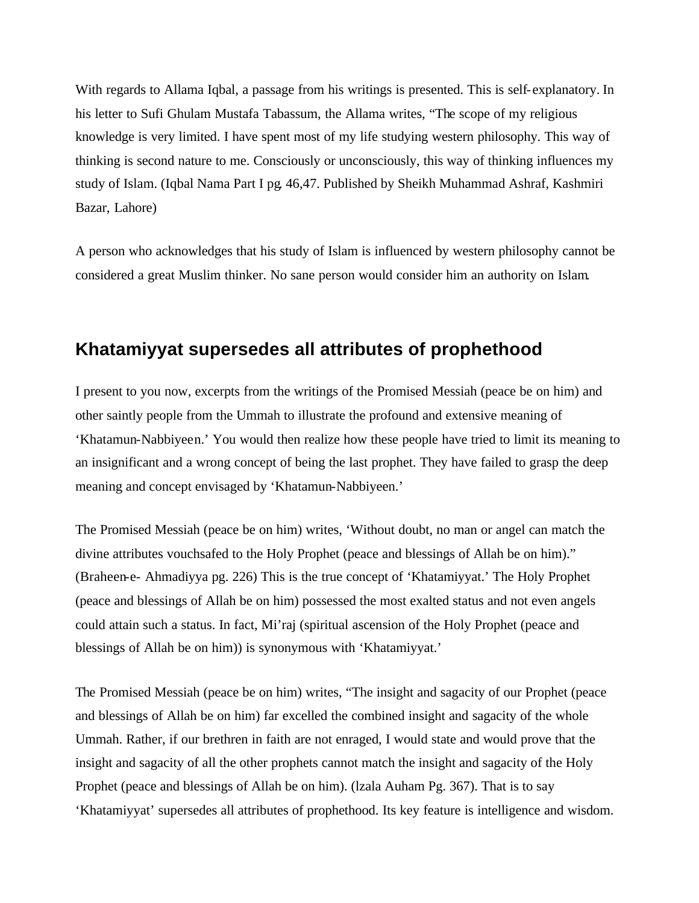With regards to Allama Iqbal, a passage from his writings is presented. This is self-explanatory. In his letter to Sufi Ghulam Mustafa Tabassum, the Allama writes, “The scope of my religious knowledge is very limited. I have spent most of my life studying western philosophy. This way of thinking is second nature to me. Consciously or unconsciously, this way of thinking influences my study of Islam. (Iqbal Nama Part I pg. 46,47. Published by Sheikh Muhammad Ashraf, Kashmiri Bazar, Lahore)

A person who acknowledges that his study of Islam is influenced by western philosophy cannot be considered a great Muslim thinker. No sane person would consider him an authority on Islam.

## Khatamiyyat supersedes all attributes of prophethood

I present to you now, excerpts from the writings of the Promised Messiah (peace be on him) and other saintly people from the Ummah to illustrate the profound and extensive meaning of ‘Khatamun-Nabbiyeen.’ You would then realize how these people have tried to limit its meaning to an insignificant and a wrong concept of being the last prophet. They have failed to grasp the deep meaning and concept envisaged by ‘Khatamun-Nabbiyeen.’

The Promised Messiah (peace be on him) writes, ‘Without doubt, no man or angel can match the divine attributes vouchsafed to the Holy Prophet (peace and blessings of Allah be on him).” (Braheen-e- Ahmadiyya pg. 226) This is the true concept of ‘Khatamiyyat.’ The Holy Prophet (peace and blessings of Allah be on him) possessed the most exalted status and not even angels could attain such a status. In fact, Mi’raj (spiritual ascension of the Holy Prophet (peace and blessings of Allah be on him)) is synonymous with ‘Khatamiyyat.’

The Promised Messiah (peace be on him) writes, “The insight and sagacity of our Prophet (peace and blessings of Allah be on him) far excelled the combined insight and sagacity of the whole Ummah. Rather, if our brethren in faith are not enraged, I would state and would prove that the insight and sagacity of all the other prophets cannot match the insight and sagacity of the Holy Prophet (peace and blessings of Allah be on him). (lzala Auham Pg. 367). That is to say ‘Khatamiyyat’ supersedes all attributes of prophethood. Its key feature is intelligence and wisdom.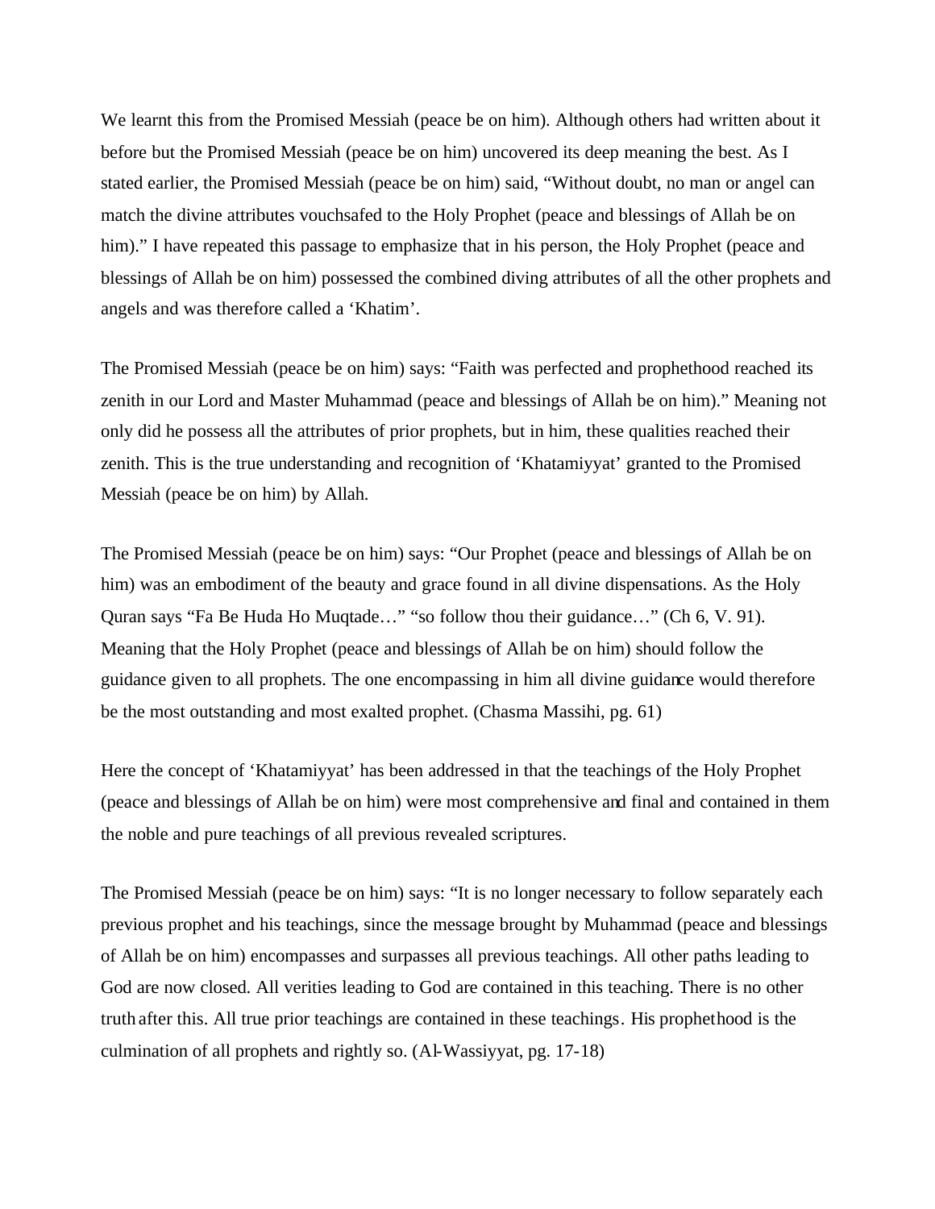We learnt this from the Promised Messiah (peace be on him). Although others had written about it before but the Promised Messiah (peace be on him) uncovered its deep meaning the best. As I stated earlier, the Promised Messiah (peace be on him) said, “Without doubt, no man or angel can match the divine attributes vouchsafed to the Holy Prophet (peace and blessings of Allah be on him).” I have repeated this passage to emphasize that in his person, the Holy Prophet (peace and blessings of Allah be on him) possessed the combined diving attributes of all the other prophets and angels and was therefore called a ‘Khatim’.

The Promised Messiah (peace be on him) says: “Faith was perfected and prophethood reached its zenith in our Lord and Master Muhammad (peace and blessings of Allah be on him).” Meaning not only did he possess all the attributes of prior prophets, but in him, these qualities reached their zenith. This is the true understanding and recognition of ‘Khatamiyyat’ granted to the Promised Messiah (peace be on him) by Allah.

The Promised Messiah (peace be on him) says: “Our Prophet (peace and blessings of Allah be on him) was an embodiment of the beauty and grace found in all divine dispensations. As the Holy Quran says “Fa Be Huda Ho Muqtade…” “so follow thou their guidance…” (Ch 6, V. 91). Meaning that the Holy Prophet (peace and blessings of Allah be on him) should follow the guidance given to all prophets. The one encompassing in him all divine guidance would therefore be the most outstanding and most exalted prophet. (Chasma Massihi, pg. 61)

Here the concept of ‘Khatamiyyat’ has been addressed in that the teachings of the Holy Prophet (peace and blessings of Allah be on him) were most comprehensive and final and contained in them the noble and pure teachings of all previous revealed scriptures.

The Promised Messiah (peace be on him) says: “It is no longer necessary to follow separately each previous prophet and his teachings, since the message brought by Muhammad (peace and blessings of Allah be on him) encompasses and surpasses all previous teachings. All other paths leading to God are now closed. All verities leading to God are contained in this teaching. There is no other truth after this. All true prior teachings are contained in these teachings. His prophethood is the culmination of all prophets and rightly so. (Al-Wassiyyat, pg. 17-18)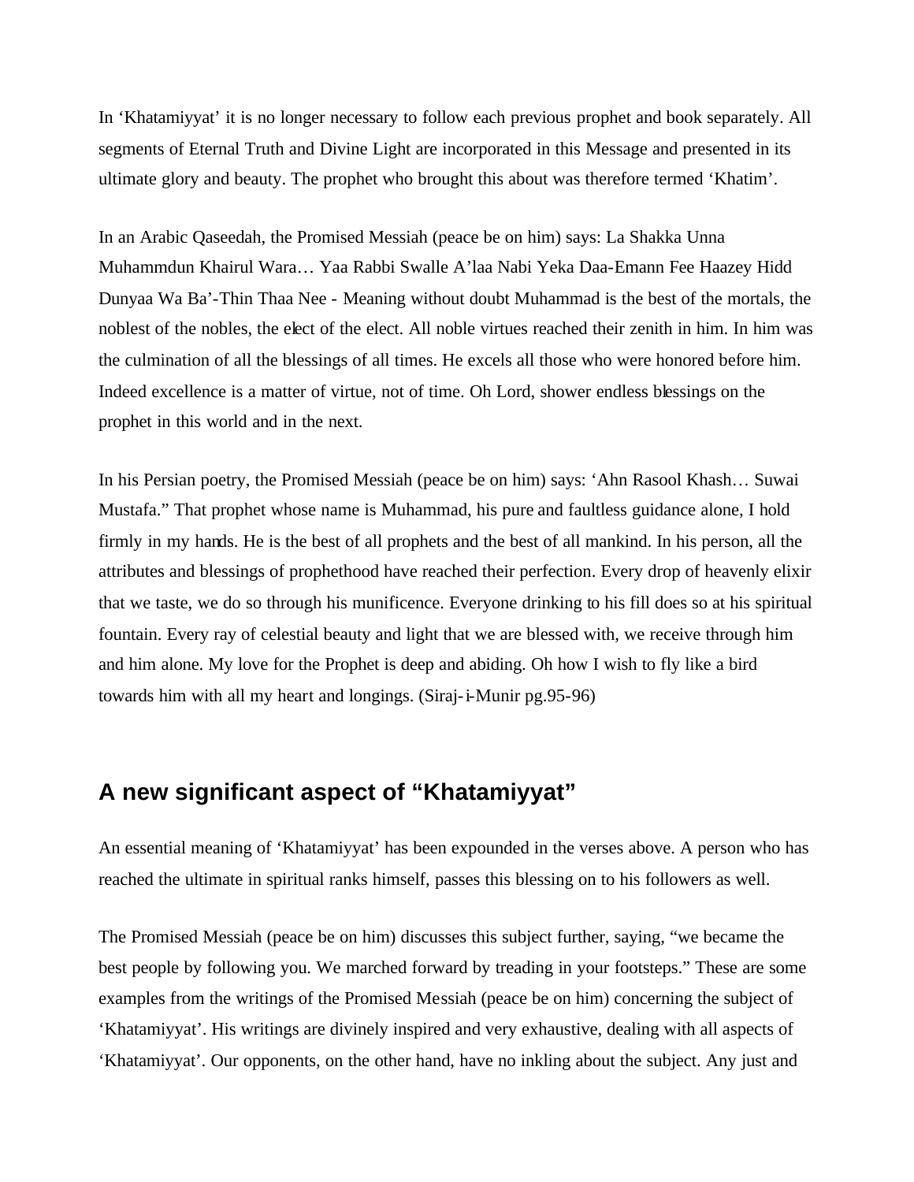In 'Khatamiyyat' it is no longer necessary to follow each previous prophet and book separately. All segments of Eternal Truth and Divine Light are incorporated in this Message and presented in its ultimate glory and beauty. The prophet who brought this about was therefore termed 'Khatim'.

In an Arabic Qaseedah, the Promised Messiah (peace be on him) says: La Shakka Unna Muhammdun Khairul Wara… Yaa Rabbi Swalle A'laa Nabi Yeka Daa-Emann Fee Haazey Hidd Dunyaa Wa Ba'-Thin Thaa Nee - Meaning without doubt Muhammad is the best of the mortals, the noblest of the nobles, the elect of the elect. All noble virtues reached their zenith in him. In him was the culmination of all the blessings of all times. He excels all those who were honored before him. Indeed excellence is a matter of virtue, not of time. Oh Lord, shower endless blessings on the prophet in this world and in the next.

In his Persian poetry, the Promised Messiah (peace be on him) says: 'Ahn Rasool Khash… Suwai Mustafa." That prophet whose name is Muhammad, his pure and faultless guidance alone, I hold firmly in my hands. He is the best of all prophets and the best of all mankind. In his person, all the attributes and blessings of prophethood have reached their perfection. Every drop of heavenly elixir that we taste, we do so through his munificence. Everyone drinking to his fill does so at his spiritual fountain. Every ray of celestial beauty and light that we are blessed with, we receive through him and him alone. My love for the Prophet is deep and abiding. Oh how I wish to fly like a bird towards him with all my heart and longings. (Siraj-i-Munir pg.95-96)

## A new significant aspect of "Khatamiyyat"

An essential meaning of 'Khatamiyyat' has been expounded in the verses above. A person who has reached the ultimate in spiritual ranks himself, passes this blessing on to his followers as well.

The Promised Messiah (peace be on him) discusses this subject further, saying, "we became the best people by following you. We marched forward by treading in your footsteps." These are some examples from the writings of the Promised Messiah (peace be on him) concerning the subject of 'Khatamiyyat'. His writings are divinely inspired and very exhaustive, dealing with all aspects of 'Khatamiyyat'. Our opponents, on the other hand, have no inkling about the subject. Any just and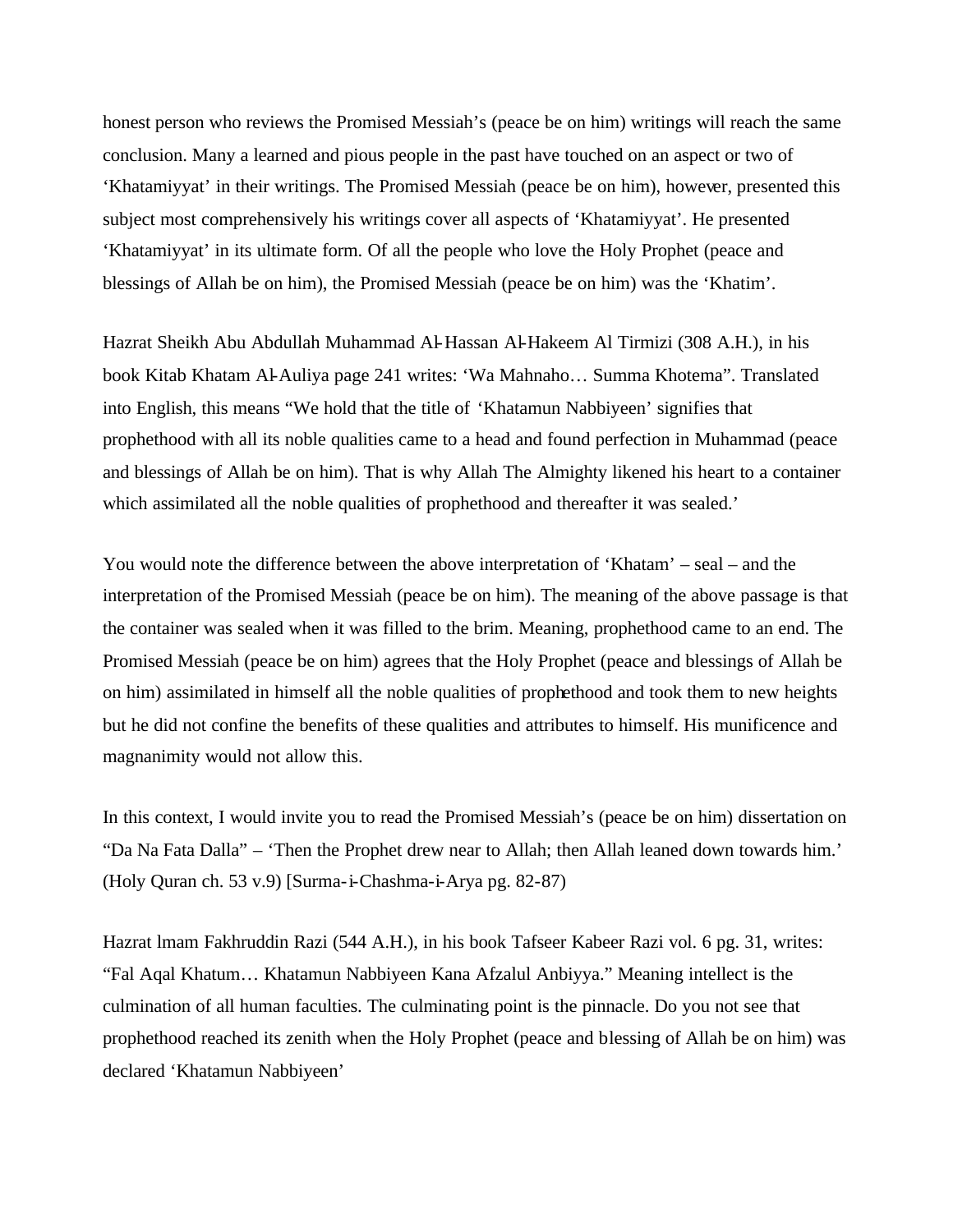honest person who reviews the Promised Messiah's (peace be on him) writings will reach the same conclusion. Many a learned and pious people in the past have touched on an aspect or two of 'Khatamiyyat' in their writings. The Promised Messiah (peace be on him), however, presented this subject most comprehensively his writings cover all aspects of 'Khatamiyyat'. He presented 'Khatamiyyat' in its ultimate form. Of all the people who love the Holy Prophet (peace and blessings of Allah be on him), the Promised Messiah (peace be on him) was the 'Khatim'.

Hazrat Sheikh Abu Abdullah Muhammad Al-Hassan Al-Hakeem Al Tirmizi (308 A.H.), in his book Kitab Khatam Al-Auliya page 241 writes: 'Wa Mahnaho… Summa Khotema". Translated into English, this means "We hold that the title of 'Khatamun Nabbiyeen' signifies that prophethood with all its noble qualities came to a head and found perfection in Muhammad (peace and blessings of Allah be on him). That is why Allah The Almighty likened his heart to a container which assimilated all the noble qualities of prophethood and thereafter it was sealed.'

You would note the difference between the above interpretation of 'Khatam' – seal – and the interpretation of the Promised Messiah (peace be on him). The meaning of the above passage is that the container was sealed when it was filled to the brim. Meaning, prophethood came to an end. The Promised Messiah (peace be on him) agrees that the Holy Prophet (peace and blessings of Allah be on him) assimilated in himself all the noble qualities of prophethood and took them to new heights but he did not confine the benefits of these qualities and attributes to himself. His munificence and magnanimity would not allow this.

In this context, I would invite you to read the Promised Messiah's (peace be on him) dissertation on "Da Na Fata Dalla" – 'Then the Prophet drew near to Allah; then Allah leaned down towards him.' (Holy Quran ch. 53 v.9) [Surma-i-Chashma-i-Arya pg. 82-87)

Hazrat lmam Fakhruddin Razi (544 A.H.), in his book Tafseer Kabeer Razi vol. 6 pg. 31, writes: "Fal Aqal Khatum… Khatamun Nabbiyeen Kana Afzalul Anbiyya." Meaning intellect is the culmination of all human faculties. The culminating point is the pinnacle. Do you not see that prophethood reached its zenith when the Holy Prophet (peace and blessing of Allah be on him) was declared 'Khatamun Nabbiyeen'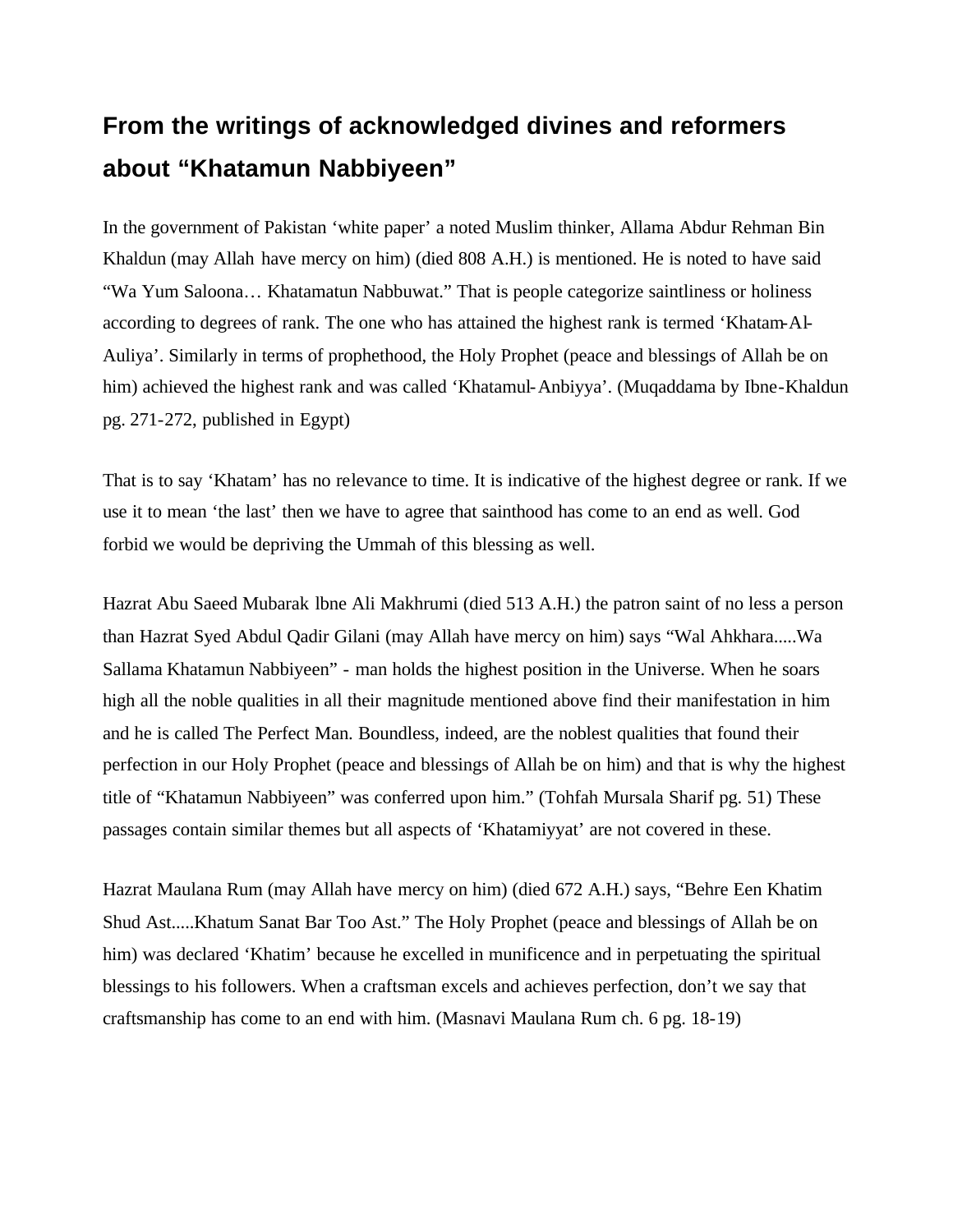## From the writings of acknowledged divines and reformers about "Khatamun Nabbiyeen"

In the government of Pakistan 'white paper' a noted Muslim thinker, Allama Abdur Rehman Bin Khaldun (may Allah have mercy on him) (died 808 A.H.) is mentioned. He is noted to have said "Wa Yum Saloona… Khatamatun Nabbuwat." That is people categorize saintliness or holiness according to degrees of rank. The one who has attained the highest rank is termed 'Khatam-Al-Auliya'. Similarly in terms of prophethood, the Holy Prophet (peace and blessings of Allah be on him) achieved the highest rank and was called 'Khatamul-Anbiyya'. (Muqaddama by Ibne-Khaldun pg. 271-272, published in Egypt)

That is to say 'Khatam' has no relevance to time. It is indicative of the highest degree or rank. If we use it to mean 'the last' then we have to agree that sainthood has come to an end as well. God forbid we would be depriving the Ummah of this blessing as well.

Hazrat Abu Saeed Mubarak lbne Ali Makhrumi (died 513 A.H.) the patron saint of no less a person than Hazrat Syed Abdul Qadir Gilani (may Allah have mercy on him) says "Wal Ahkhara.....Wa Sallama Khatamun Nabbiyeen" - man holds the highest position in the Universe. When he soars high all the noble qualities in all their magnitude mentioned above find their manifestation in him and he is called The Perfect Man. Boundless, indeed, are the noblest qualities that found their perfection in our Holy Prophet (peace and blessings of Allah be on him) and that is why the highest title of "Khatamun Nabbiyeen" was conferred upon him." (Tohfah Mursala Sharif pg. 51) These passages contain similar themes but all aspects of 'Khatamiyyat' are not covered in these.

Hazrat Maulana Rum (may Allah have mercy on him) (died 672 A.H.) says, "Behre Een Khatim Shud Ast.....Khatum Sanat Bar Too Ast." The Holy Prophet (peace and blessings of Allah be on him) was declared 'Khatim' because he excelled in munificence and in perpetuating the spiritual blessings to his followers. When a craftsman excels and achieves perfection, don't we say that craftsmanship has come to an end with him. (Masnavi Maulana Rum ch. 6 pg. 18-19)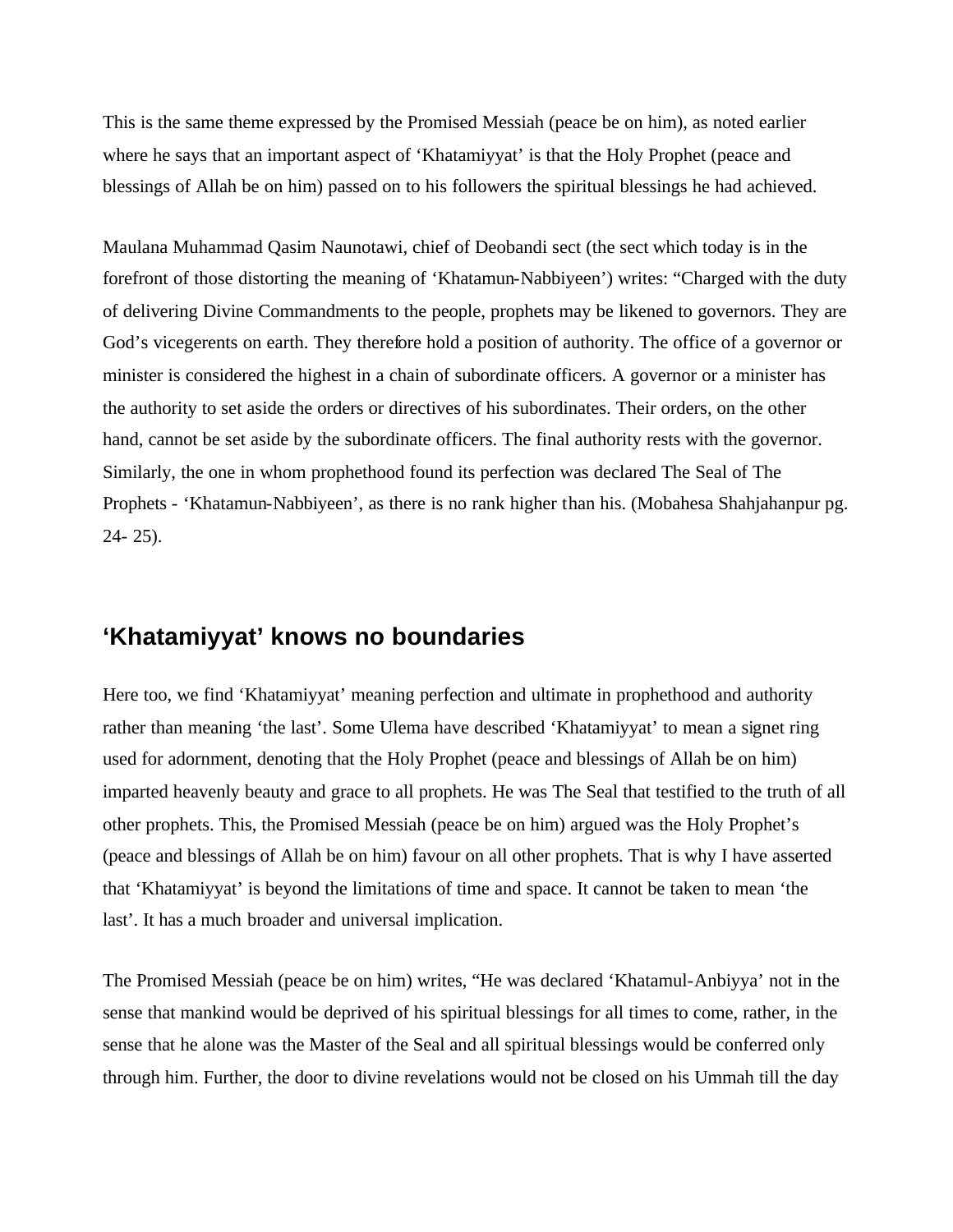This is the same theme expressed by the Promised Messiah (peace be on him), as noted earlier where he says that an important aspect of 'Khatamiyyat' is that the Holy Prophet (peace and blessings of Allah be on him) passed on to his followers the spiritual blessings he had achieved.

Maulana Muhammad Qasim Naunotawi, chief of Deobandi sect (the sect which today is in the forefront of those distorting the meaning of 'Khatamun-Nabbiyeen') writes: "Charged with the duty of delivering Divine Commandments to the people, prophets may be likened to governors. They are God's vicegerents on earth. They therefore hold a position of authority. The office of a governor or minister is considered the highest in a chain of subordinate officers. A governor or a minister has the authority to set aside the orders or directives of his subordinates. Their orders, on the other hand, cannot be set aside by the subordinate officers. The final authority rests with the governor. Similarly, the one in whom prophethood found its perfection was declared The Seal of The Prophets - 'Khatamun-Nabbiyeen', as there is no rank higher than his. (Mobahesa Shahjahanpur pg. 24- 25).

## 'Khatamiyyat' knows no boundaries

Here too, we find 'Khatamiyyat' meaning perfection and ultimate in prophethood and authority rather than meaning 'the last'. Some Ulema have described 'Khatamiyyat' to mean a signet ring used for adornment, denoting that the Holy Prophet (peace and blessings of Allah be on him) imparted heavenly beauty and grace to all prophets. He was The Seal that testified to the truth of all other prophets. This, the Promised Messiah (peace be on him) argued was the Holy Prophet's (peace and blessings of Allah be on him) favour on all other prophets. That is why I have asserted that 'Khatamiyyat' is beyond the limitations of time and space. It cannot be taken to mean 'the last'. It has a much broader and universal implication.

The Promised Messiah (peace be on him) writes, "He was declared 'Khatamul-Anbiyya' not in the sense that mankind would be deprived of his spiritual blessings for all times to come, rather, in the sense that he alone was the Master of the Seal and all spiritual blessings would be conferred only through him. Further, the door to divine revelations would not be closed on his Ummah till the day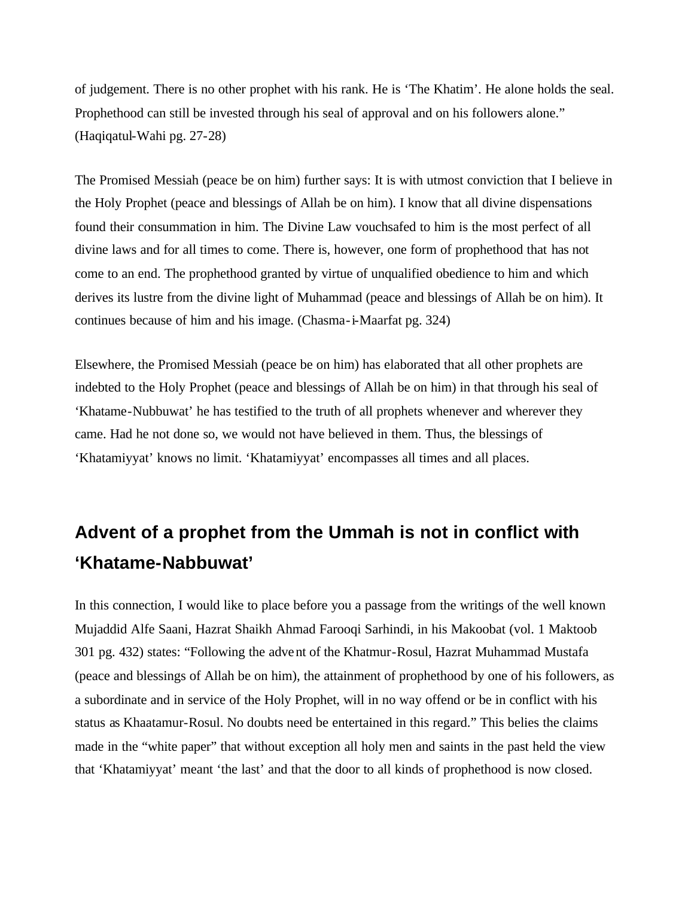of judgement. There is no other prophet with his rank. He is 'The Khatim'. He alone holds the seal. Prophethood can still be invested through his seal of approval and on his followers alone." (Haqiqatul-Wahi pg. 27-28)

The Promised Messiah (peace be on him) further says: It is with utmost conviction that I believe in the Holy Prophet (peace and blessings of Allah be on him). I know that all divine dispensations found their consummation in him. The Divine Law vouchsafed to him is the most perfect of all divine laws and for all times to come. There is, however, one form of prophethood that has not come to an end. The prophethood granted by virtue of unqualified obedience to him and which derives its lustre from the divine light of Muhammad (peace and blessings of Allah be on him). It continues because of him and his image. (Chasma-i-Maarfat pg. 324)

Elsewhere, the Promised Messiah (peace be on him) has elaborated that all other prophets are indebted to the Holy Prophet (peace and blessings of Allah be on him) in that through his seal of 'Khatame-Nubbuwat' he has testified to the truth of all prophets whenever and wherever they came. Had he not done so, we would not have believed in them. Thus, the blessings of 'Khatamiyyat' knows no limit. 'Khatamiyyat' encompasses all times and all places.

## Advent of a prophet from the Ummah is not in conflict with 'Khatame-Nabbuwat'

In this connection, I would like to place before you a passage from the writings of the well known Mujaddid Alfe Saani, Hazrat Shaikh Ahmad Farooqi Sarhindi, in his Makoobat (vol. 1 Maktoob 301 pg. 432) states: "Following the advent of the Khatmur-Rosul, Hazrat Muhammad Mustafa (peace and blessings of Allah be on him), the attainment of prophethood by one of his followers, as a subordinate and in service of the Holy Prophet, will in no way offend or be in conflict with his status as Khaatamur-Rosul. No doubts need be entertained in this regard." This belies the claims made in the "white paper" that without exception all holy men and saints in the past held the view that 'Khatamiyyat' meant 'the last' and that the door to all kinds of prophethood is now closed.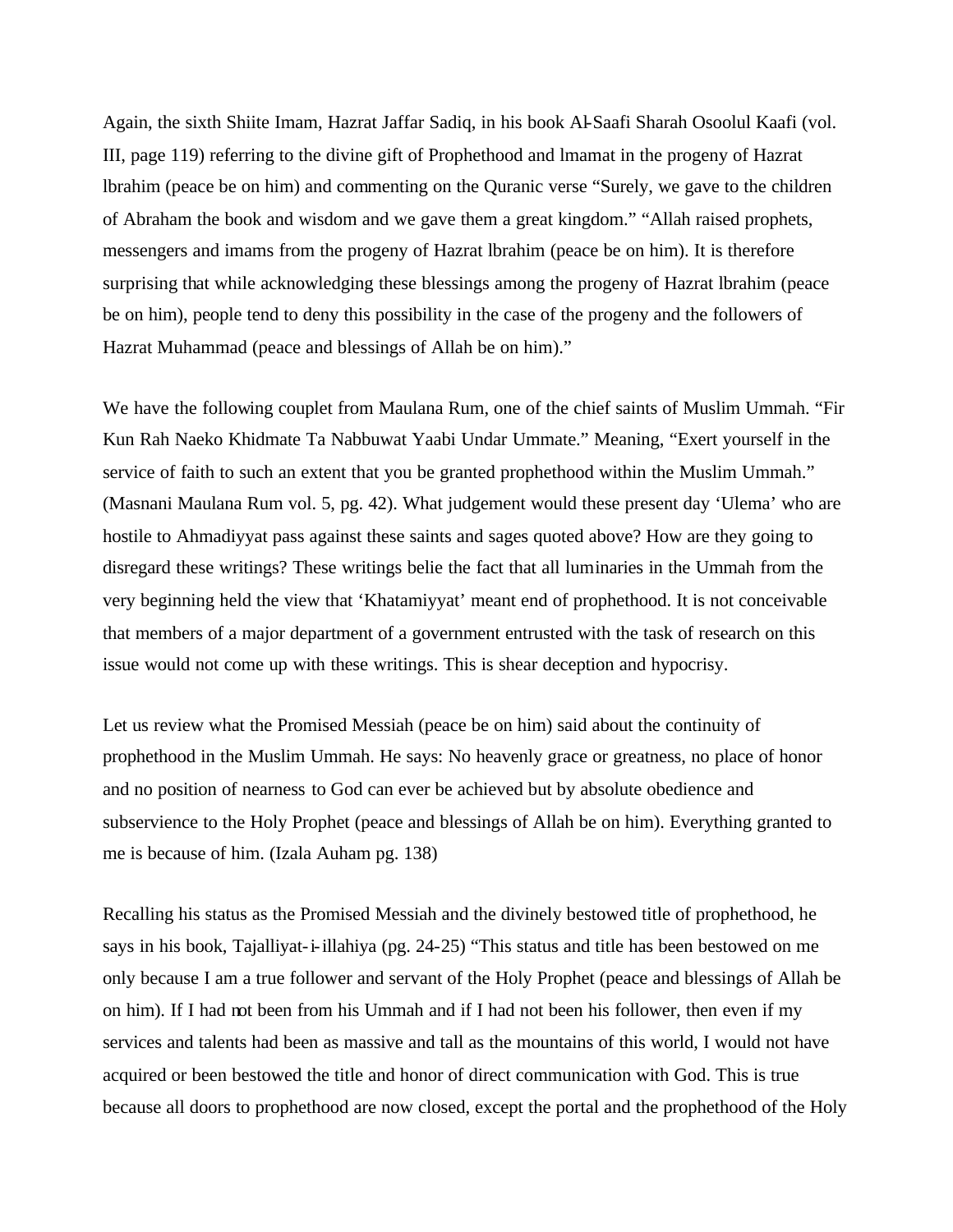Again, the sixth Shiite Imam, Hazrat Jaffar Sadiq, in his book Al-Saafi Sharah Osoolul Kaafi (vol. III, page 119) referring to the divine gift of Prophethood and lmamat in the progeny of Hazrat lbrahim (peace be on him) and commenting on the Quranic verse “Surely, we gave to the children of Abraham the book and wisdom and we gave them a great kingdom.” “Allah raised prophets, messengers and imams from the progeny of Hazrat lbrahim (peace be on him). It is therefore surprising that while acknowledging these blessings among the progeny of Hazrat lbrahim (peace be on him), people tend to deny this possibility in the case of the progeny and the followers of Hazrat Muhammad (peace and blessings of Allah be on him).”

We have the following couplet from Maulana Rum, one of the chief saints of Muslim Ummah. “Fir Kun Rah Naeko Khidmate Ta Nabbuwat Yaabi Undar Ummate.” Meaning, “Exert yourself in the service of faith to such an extent that you be granted prophethood within the Muslim Ummah.” (Masnani Maulana Rum vol. 5, pg. 42). What judgement would these present day ‘Ulema’ who are hostile to Ahmadiyyat pass against these saints and sages quoted above? How are they going to disregard these writings? These writings belie the fact that all luminaries in the Ummah from the very beginning held the view that ‘Khatamiyyat’ meant end of prophethood. It is not conceivable that members of a major department of a government entrusted with the task of research on this issue would not come up with these writings. This is shear deception and hypocrisy.

Let us review what the Promised Messiah (peace be on him) said about the continuity of prophethood in the Muslim Ummah. He says: No heavenly grace or greatness, no place of honor and no position of nearness to God can ever be achieved but by absolute obedience and subservience to the Holy Prophet (peace and blessings of Allah be on him). Everything granted to me is because of him. (Izala Auham pg. 138)

Recalling his status as the Promised Messiah and the divinely bestowed title of prophethood, he says in his book, Tajalliyat-i-illahiya (pg. 24-25) “This status and title has been bestowed on me only because I am a true follower and servant of the Holy Prophet (peace and blessings of Allah be on him). If I had not been from his Ummah and if I had not been his follower, then even if my services and talents had been as massive and tall as the mountains of this world, I would not have acquired or been bestowed the title and honor of direct communication with God. This is true because all doors to prophethood are now closed, except the portal and the prophethood of the Holy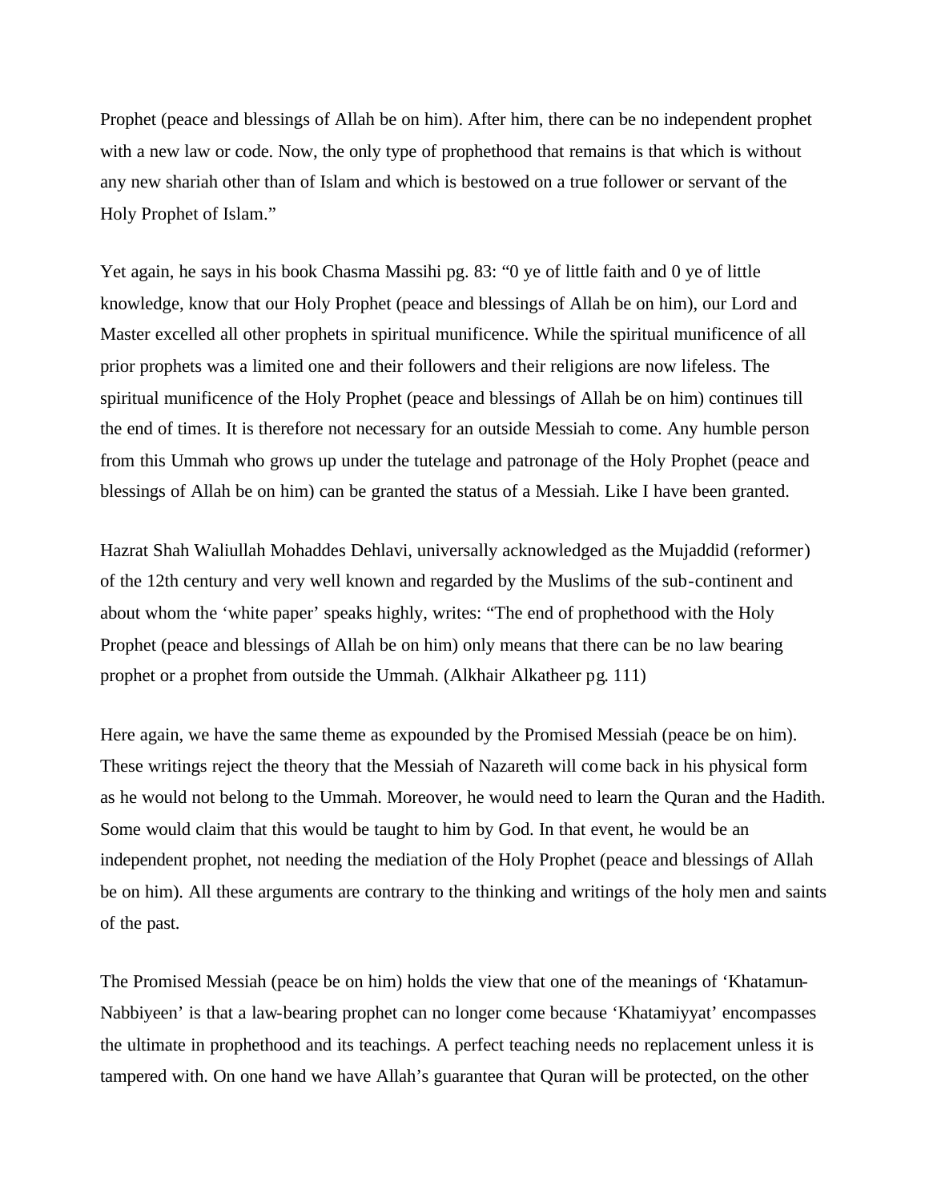Prophet (peace and blessings of Allah be on him). After him, there can be no independent prophet with a new law or code. Now, the only type of prophethood that remains is that which is without any new shariah other than of Islam and which is bestowed on a true follower or servant of the Holy Prophet of Islam."

Yet again, he says in his book Chasma Massihi pg. 83: "0 ye of little faith and 0 ye of little knowledge, know that our Holy Prophet (peace and blessings of Allah be on him), our Lord and Master excelled all other prophets in spiritual munificence. While the spiritual munificence of all prior prophets was a limited one and their followers and their religions are now lifeless. The spiritual munificence of the Holy Prophet (peace and blessings of Allah be on him) continues till the end of times. It is therefore not necessary for an outside Messiah to come. Any humble person from this Ummah who grows up under the tutelage and patronage of the Holy Prophet (peace and blessings of Allah be on him) can be granted the status of a Messiah. Like I have been granted.

Hazrat Shah Waliullah Mohaddes Dehlavi, universally acknowledged as the Mujaddid (reformer) of the 12th century and very well known and regarded by the Muslims of the sub-continent and about whom the 'white paper' speaks highly, writes: "The end of prophethood with the Holy Prophet (peace and blessings of Allah be on him) only means that there can be no law bearing prophet or a prophet from outside the Ummah. (Alkhair Alkatheer pg. 111)

Here again, we have the same theme as expounded by the Promised Messiah (peace be on him). These writings reject the theory that the Messiah of Nazareth will come back in his physical form as he would not belong to the Ummah. Moreover, he would need to learn the Quran and the Hadith. Some would claim that this would be taught to him by God. In that event, he would be an independent prophet, not needing the mediation of the Holy Prophet (peace and blessings of Allah be on him). All these arguments are contrary to the thinking and writings of the holy men and saints of the past.

The Promised Messiah (peace be on him) holds the view that one of the meanings of 'Khatamun-Nabbiyeen' is that a law-bearing prophet can no longer come because 'Khatamiyyat' encompasses the ultimate in prophethood and its teachings. A perfect teaching needs no replacement unless it is tampered with. On one hand we have Allah's guarantee that Quran will be protected, on the other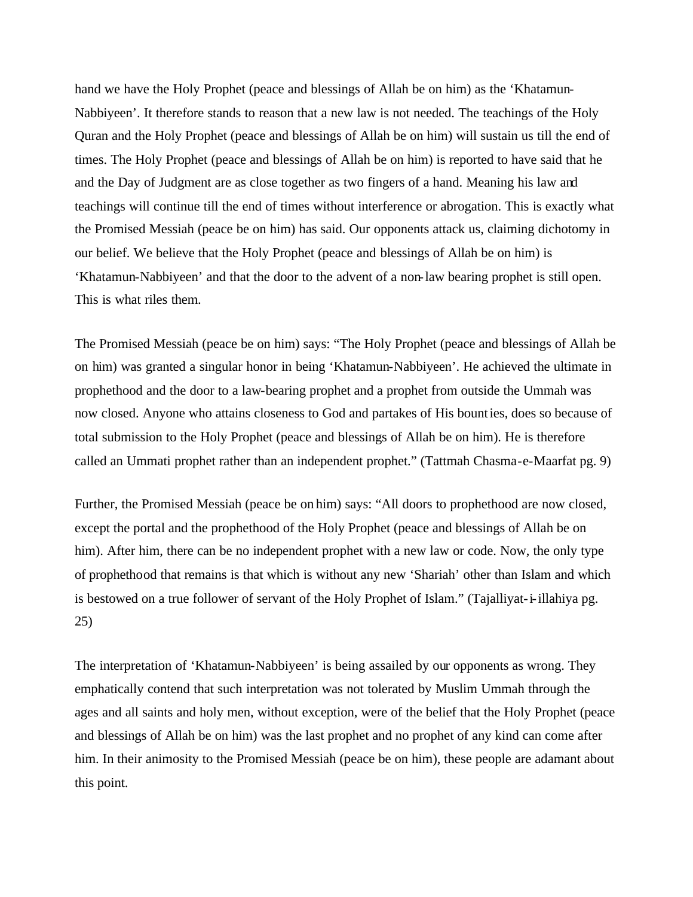hand we have the Holy Prophet (peace and blessings of Allah be on him) as the 'Khatamun-Nabbiyeen'. It therefore stands to reason that a new law is not needed. The teachings of the Holy Quran and the Holy Prophet (peace and blessings of Allah be on him) will sustain us till the end of times. The Holy Prophet (peace and blessings of Allah be on him) is reported to have said that he and the Day of Judgment are as close together as two fingers of a hand. Meaning his law and teachings will continue till the end of times without interference or abrogation. This is exactly what the Promised Messiah (peace be on him) has said. Our opponents attack us, claiming dichotomy in our belief. We believe that the Holy Prophet (peace and blessings of Allah be on him) is 'Khatamun-Nabbiyeen' and that the door to the advent of a non-law bearing prophet is still open. This is what riles them.

The Promised Messiah (peace be on him) says: "The Holy Prophet (peace and blessings of Allah be on him) was granted a singular honor in being 'Khatamun-Nabbiyeen'. He achieved the ultimate in prophethood and the door to a law-bearing prophet and a prophet from outside the Ummah was now closed. Anyone who attains closeness to God and partakes of His bounties, does so because of total submission to the Holy Prophet (peace and blessings of Allah be on him). He is therefore called an Ummati prophet rather than an independent prophet." (Tattmah Chasma-e-Maarfat pg. 9)

Further, the Promised Messiah (peace be on him) says: "All doors to prophethood are now closed, except the portal and the prophethood of the Holy Prophet (peace and blessings of Allah be on him). After him, there can be no independent prophet with a new law or code. Now, the only type of prophethood that remains is that which is without any new 'Shariah' other than Islam and which is bestowed on a true follower of servant of the Holy Prophet of Islam." (Tajalliyat-i-illahiya pg. 25)

The interpretation of 'Khatamun-Nabbiyeen' is being assailed by our opponents as wrong. They emphatically contend that such interpretation was not tolerated by Muslim Ummah through the ages and all saints and holy men, without exception, were of the belief that the Holy Prophet (peace and blessings of Allah be on him) was the last prophet and no prophet of any kind can come after him. In their animosity to the Promised Messiah (peace be on him), these people are adamant about this point.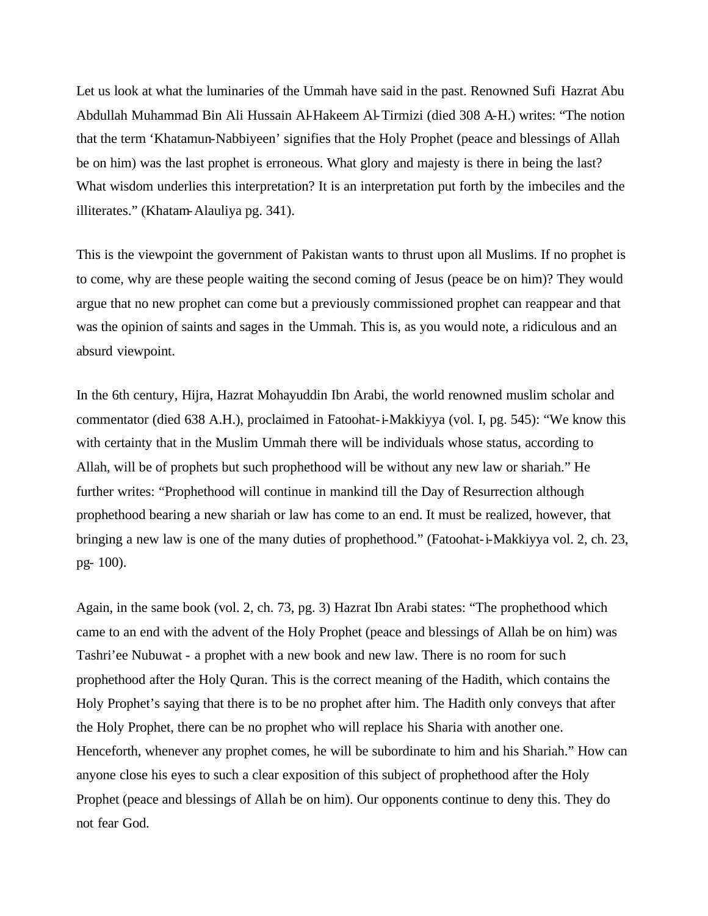Let us look at what the luminaries of the Ummah have said in the past. Renowned Sufi Hazrat Abu Abdullah Muhammad Bin Ali Hussain Al-Hakeem Al-Tirmizi (died 308 A-H.) writes: "The notion that the term 'Khatamun-Nabbiyeen' signifies that the Holy Prophet (peace and blessings of Allah be on him) was the last prophet is erroneous. What glory and majesty is there in being the last? What wisdom underlies this interpretation? It is an interpretation put forth by the imbeciles and the illiterates." (Khatam-Alauliya pg. 341).

This is the viewpoint the government of Pakistan wants to thrust upon all Muslims. If no prophet is to come, why are these people waiting the second coming of Jesus (peace be on him)? They would argue that no new prophet can come but a previously commissioned prophet can reappear and that was the opinion of saints and sages in the Ummah. This is, as you would note, a ridiculous and an absurd viewpoint.

In the 6th century, Hijra, Hazrat Mohayuddin Ibn Arabi, the world renowned muslim scholar and commentator (died 638 A.H.), proclaimed in Fatoohat-i-Makkiyya (vol. I, pg. 545): "We know this with certainty that in the Muslim Ummah there will be individuals whose status, according to Allah, will be of prophets but such prophethood will be without any new law or shariah." He further writes: "Prophethood will continue in mankind till the Day of Resurrection although prophethood bearing a new shariah or law has come to an end. It must be realized, however, that bringing a new law is one of the many duties of prophethood." (Fatoohat-i-Makkiyya vol. 2, ch. 23, pg- 100).

Again, in the same book (vol. 2, ch. 73, pg. 3) Hazrat Ibn Arabi states: "The prophethood which came to an end with the advent of the Holy Prophet (peace and blessings of Allah be on him) was Tashri'ee Nubuwat - a prophet with a new book and new law. There is no room for such prophethood after the Holy Quran. This is the correct meaning of the Hadith, which contains the Holy Prophet's saying that there is to be no prophet after him. The Hadith only conveys that after the Holy Prophet, there can be no prophet who will replace his Sharia with another one. Henceforth, whenever any prophet comes, he will be subordinate to him and his Shariah." How can anyone close his eyes to such a clear exposition of this subject of prophethood after the Holy Prophet (peace and blessings of Allah be on him). Our opponents continue to deny this. They do not fear God.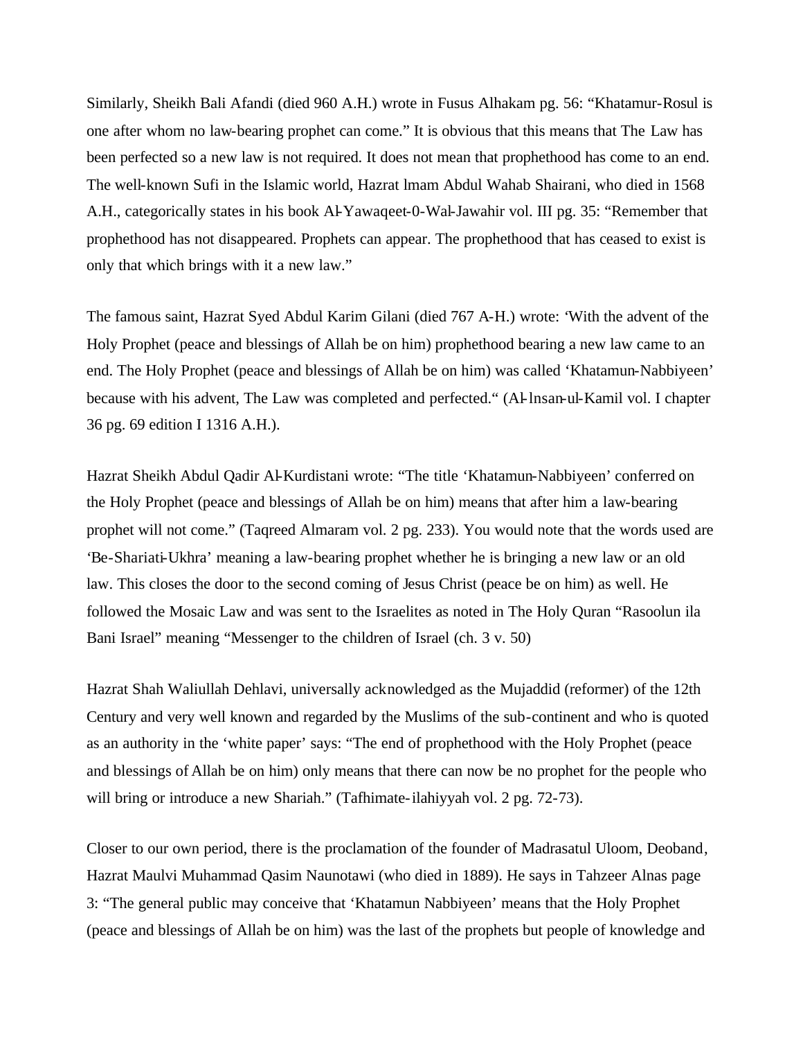Similarly, Sheikh Bali Afandi (died 960 A.H.) wrote in Fusus Alhakam pg. 56: “Khatamur-Rosul is one after whom no law-bearing prophet can come.” It is obvious that this means that The Law has been perfected so a new law is not required. It does not mean that prophethood has come to an end. The well-known Sufi in the Islamic world, Hazrat lmam Abdul Wahab Shairani, who died in 1568 A.H., categorically states in his book Al-Yawaqeet-0-Wal-Jawahir vol. III pg. 35: “Remember that prophethood has not disappeared. Prophets can appear. The prophethood that has ceased to exist is only that which brings with it a new law.”

The famous saint, Hazrat Syed Abdul Karim Gilani (died 767 A-H.) wrote: ‘With the advent of the Holy Prophet (peace and blessings of Allah be on him) prophethood bearing a new law came to an end. The Holy Prophet (peace and blessings of Allah be on him) was called ‘Khatamun-Nabbiyeen’ because with his advent, The Law was completed and perfected.“ (Al-lnsan-ul-Kamil vol. I chapter 36 pg. 69 edition I 1316 A.H.).

Hazrat Sheikh Abdul Qadir Al-Kurdistani wrote: “The title ‘Khatamun-Nabbiyeen’ conferred on the Holy Prophet (peace and blessings of Allah be on him) means that after him a law-bearing prophet will not come.” (Taqreed Almaram vol. 2 pg. 233). You would note that the words used are ‘Be-Shariati-Ukhra’ meaning a law-bearing prophet whether he is bringing a new law or an old law. This closes the door to the second coming of Jesus Christ (peace be on him) as well. He followed the Mosaic Law and was sent to the Israelites as noted in The Holy Quran “Rasoolun ila Bani Israel” meaning “Messenger to the children of Israel (ch. 3 v. 50)

Hazrat Shah Waliullah Dehlavi, universally acknowledged as the Mujaddid (reformer) of the 12th Century and very well known and regarded by the Muslims of the sub-continent and who is quoted as an authority in the ‘white paper’ says: “The end of prophethood with the Holy Prophet (peace and blessings of Allah be on him) only means that there can now be no prophet for the people who will bring or introduce a new Shariah.” (Tafhimate-ilahiyyah vol. 2 pg. 72-73).

Closer to our own period, there is the proclamation of the founder of Madrasatul Uloom, Deoband, Hazrat Maulvi Muhammad Qasim Naunotawi (who died in 1889). He says in Tahzeer Alnas page 3: “The general public may conceive that ‘Khatamun Nabbiyeen’ means that the Holy Prophet (peace and blessings of Allah be on him) was the last of the prophets but people of knowledge and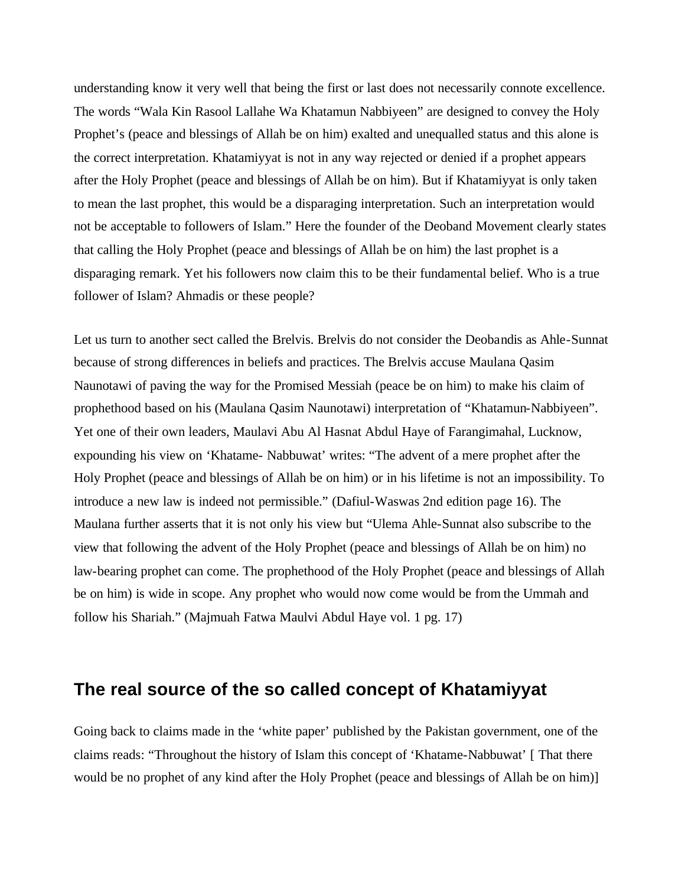understanding know it very well that being the first or last does not necessarily connote excellence. The words "Wala Kin Rasool Lallahe Wa Khatamun Nabbiyeen" are designed to convey the Holy Prophet's (peace and blessings of Allah be on him) exalted and unequalled status and this alone is the correct interpretation. Khatamiyyat is not in any way rejected or denied if a prophet appears after the Holy Prophet (peace and blessings of Allah be on him). But if Khatamiyyat is only taken to mean the last prophet, this would be a disparaging interpretation. Such an interpretation would not be acceptable to followers of Islam." Here the founder of the Deoband Movement clearly states that calling the Holy Prophet (peace and blessings of Allah be on him) the last prophet is a disparaging remark. Yet his followers now claim this to be their fundamental belief. Who is a true follower of Islam? Ahmadis or these people?

Let us turn to another sect called the Brelvis. Brelvis do not consider the Deobandis as Ahle-Sunnat because of strong differences in beliefs and practices. The Brelvis accuse Maulana Qasim Naunotawi of paving the way for the Promised Messiah (peace be on him) to make his claim of prophethood based on his (Maulana Qasim Naunotawi) interpretation of "Khatamun-Nabbiyeen". Yet one of their own leaders, Maulavi Abu Al Hasnat Abdul Haye of Farangimahal, Lucknow, expounding his view on 'Khatame- Nabbuwat' writes: "The advent of a mere prophet after the Holy Prophet (peace and blessings of Allah be on him) or in his lifetime is not an impossibility. To introduce a new law is indeed not permissible." (Dafiul-Waswas 2nd edition page 16). The Maulana further asserts that it is not only his view but "Ulema Ahle-Sunnat also subscribe to the view that following the advent of the Holy Prophet (peace and blessings of Allah be on him) no law-bearing prophet can come. The prophethood of the Holy Prophet (peace and blessings of Allah be on him) is wide in scope. Any prophet who would now come would be from the Ummah and follow his Shariah." (Majmuah Fatwa Maulvi Abdul Haye vol. 1 pg. 17)

## The real source of the so called concept of Khatamiyyat

Going back to claims made in the 'white paper' published by the Pakistan government, one of the claims reads: "Throughout the history of Islam this concept of 'Khatame-Nabbuwat' [ That there would be no prophet of any kind after the Holy Prophet (peace and blessings of Allah be on him)]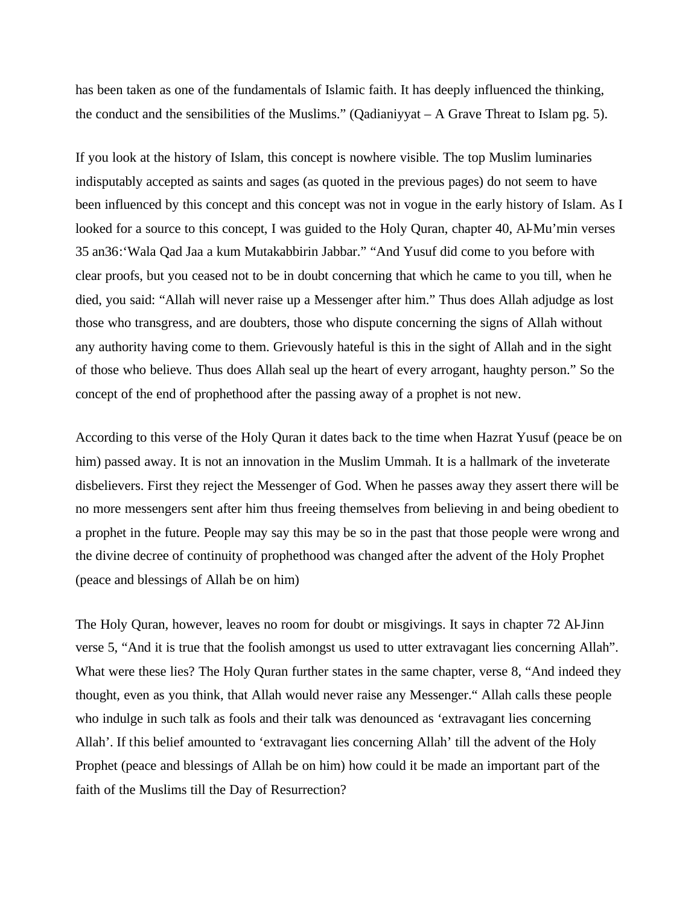has been taken as one of the fundamentals of Islamic faith. It has deeply influenced the thinking, the conduct and the sensibilities of the Muslims." (Qadianiyyat – A Grave Threat to Islam pg. 5).

If you look at the history of Islam, this concept is nowhere visible. The top Muslim luminaries indisputably accepted as saints and sages (as quoted in the previous pages) do not seem to have been influenced by this concept and this concept was not in vogue in the early history of Islam. As I looked for a source to this concept, I was guided to the Holy Quran, chapter 40, Al-Mu'min verses 35 an36:'Wala Qad Jaa a kum Mutakabbirin Jabbar." "And Yusuf did come to you before with clear proofs, but you ceased not to be in doubt concerning that which he came to you till, when he died, you said: "Allah will never raise up a Messenger after him." Thus does Allah adjudge as lost those who transgress, and are doubters, those who dispute concerning the signs of Allah without any authority having come to them. Grievously hateful is this in the sight of Allah and in the sight of those who believe. Thus does Allah seal up the heart of every arrogant, haughty person." So the concept of the end of prophethood after the passing away of a prophet is not new.

According to this verse of the Holy Quran it dates back to the time when Hazrat Yusuf (peace be on him) passed away. It is not an innovation in the Muslim Ummah. It is a hallmark of the inveterate disbelievers. First they reject the Messenger of God. When he passes away they assert there will be no more messengers sent after him thus freeing themselves from believing in and being obedient to a prophet in the future. People may say this may be so in the past that those people were wrong and the divine decree of continuity of prophethood was changed after the advent of the Holy Prophet (peace and blessings of Allah be on him)

The Holy Quran, however, leaves no room for doubt or misgivings. It says in chapter 72 Al-Jinn verse 5, "And it is true that the foolish amongst us used to utter extravagant lies concerning Allah". What were these lies? The Holy Quran further states in the same chapter, verse 8, "And indeed they thought, even as you think, that Allah would never raise any Messenger." Allah calls these people who indulge in such talk as fools and their talk was denounced as 'extravagant lies concerning Allah'. If this belief amounted to 'extravagant lies concerning Allah' till the advent of the Holy Prophet (peace and blessings of Allah be on him) how could it be made an important part of the faith of the Muslims till the Day of Resurrection?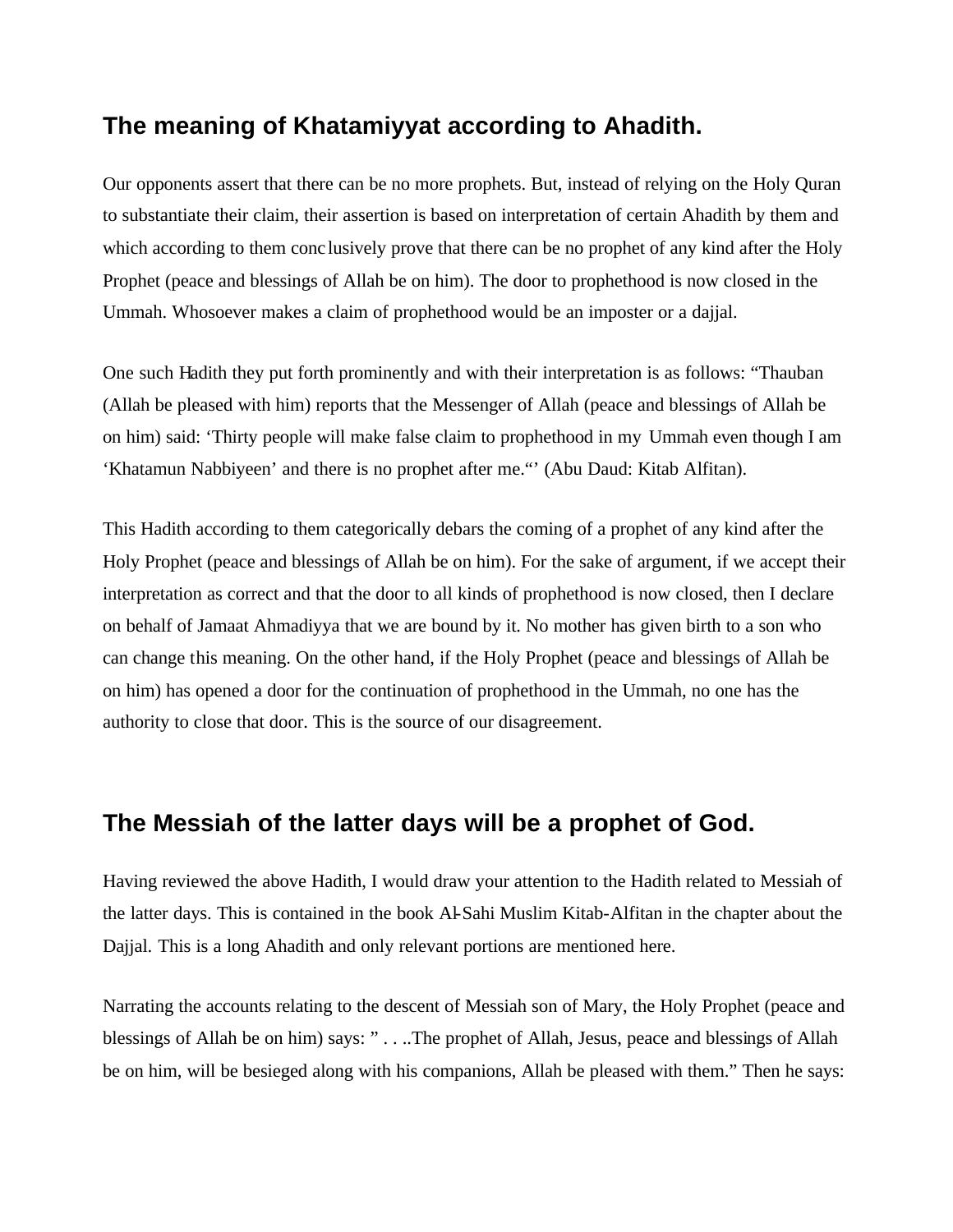## The meaning of Khatamiyyat according to Ahadith.

Our opponents assert that there can be no more prophets. But, instead of relying on the Holy Quran to substantiate their claim, their assertion is based on interpretation of certain Ahadith by them and which according to them conclusively prove that there can be no prophet of any kind after the Holy Prophet (peace and blessings of Allah be on him). The door to prophethood is now closed in the Ummah. Whosoever makes a claim of prophethood would be an imposter or a dajjal.

One such Hadith they put forth prominently and with their interpretation is as follows: "Thauban (Allah be pleased with him) reports that the Messenger of Allah (peace and blessings of Allah be on him) said: 'Thirty people will make false claim to prophethood in my Ummah even though I am 'Khatamun Nabbiyeen' and there is no prophet after me."' (Abu Daud: Kitab Alfitan).

This Hadith according to them categorically debars the coming of a prophet of any kind after the Holy Prophet (peace and blessings of Allah be on him). For the sake of argument, if we accept their interpretation as correct and that the door to all kinds of prophethood is now closed, then I declare on behalf of Jamaat Ahmadiyya that we are bound by it. No mother has given birth to a son who can change this meaning. On the other hand, if the Holy Prophet (peace and blessings of Allah be on him) has opened a door for the continuation of prophethood in the Ummah, no one has the authority to close that door. This is the source of our disagreement.

## The Messiah of the latter days will be a prophet of God.

Having reviewed the above Hadith, I would draw your attention to the Hadith related to Messiah of the latter days. This is contained in the book Al-Sahi Muslim Kitab-Alfitan in the chapter about the Dajjal. This is a long Ahadith and only relevant portions are mentioned here.

Narrating the accounts relating to the descent of Messiah son of Mary, the Holy Prophet (peace and blessings of Allah be on him) says: " . . ..The prophet of Allah, Jesus, peace and blessings of Allah be on him, will be besieged along with his companions, Allah be pleased with them." Then he says: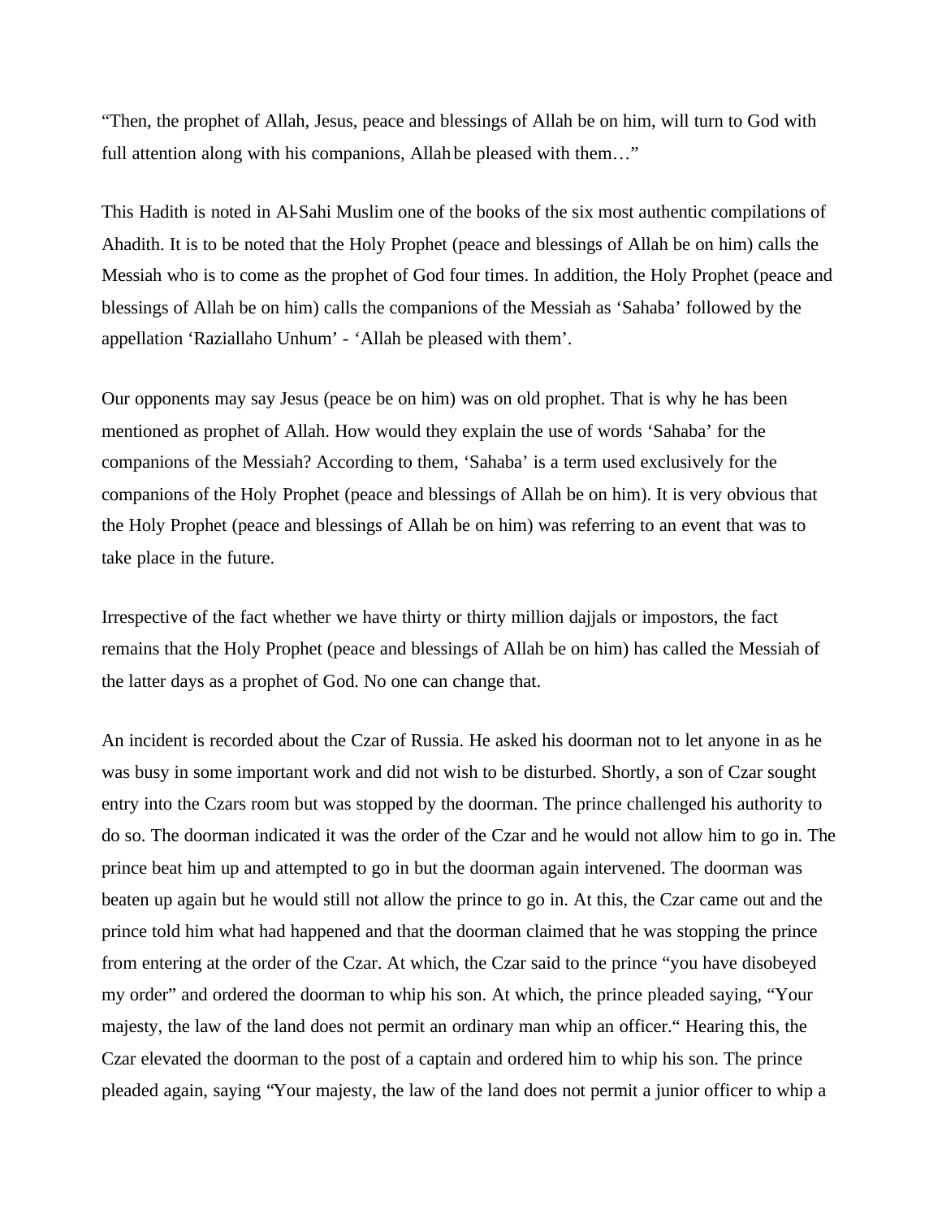"Then, the prophet of Allah, Jesus, peace and blessings of Allah be on him, will turn to God with full attention along with his companions, Allah be pleased with them…"

This Hadith is noted in Al-Sahi Muslim one of the books of the six most authentic compilations of Ahadith. It is to be noted that the Holy Prophet (peace and blessings of Allah be on him) calls the Messiah who is to come as the prophet of God four times. In addition, the Holy Prophet (peace and blessings of Allah be on him) calls the companions of the Messiah as 'Sahaba' followed by the appellation 'Raziallaho Unhum' - 'Allah be pleased with them'.

Our opponents may say Jesus (peace be on him) was on old prophet. That is why he has been mentioned as prophet of Allah. How would they explain the use of words 'Sahaba' for the companions of the Messiah? According to them, 'Sahaba' is a term used exclusively for the companions of the Holy Prophet (peace and blessings of Allah be on him). It is very obvious that the Holy Prophet (peace and blessings of Allah be on him) was referring to an event that was to take place in the future.

Irrespective of the fact whether we have thirty or thirty million dajjals or impostors, the fact remains that the Holy Prophet (peace and blessings of Allah be on him) has called the Messiah of the latter days as a prophet of God. No one can change that.

An incident is recorded about the Czar of Russia. He asked his doorman not to let anyone in as he was busy in some important work and did not wish to be disturbed. Shortly, a son of Czar sought entry into the Czars room but was stopped by the doorman. The prince challenged his authority to do so. The doorman indicated it was the order of the Czar and he would not allow him to go in. The prince beat him up and attempted to go in but the doorman again intervened. The doorman was beaten up again but he would still not allow the prince to go in. At this, the Czar came out and the prince told him what had happened and that the doorman claimed that he was stopping the prince from entering at the order of the Czar. At which, the Czar said to the prince "you have disobeyed my order" and ordered the doorman to whip his son. At which, the prince pleaded saying, "Your majesty, the law of the land does not permit an ordinary man whip an officer." Hearing this, the Czar elevated the doorman to the post of a captain and ordered him to whip his son. The prince pleaded again, saying "Your majesty, the law of the land does not permit a junior officer to whip a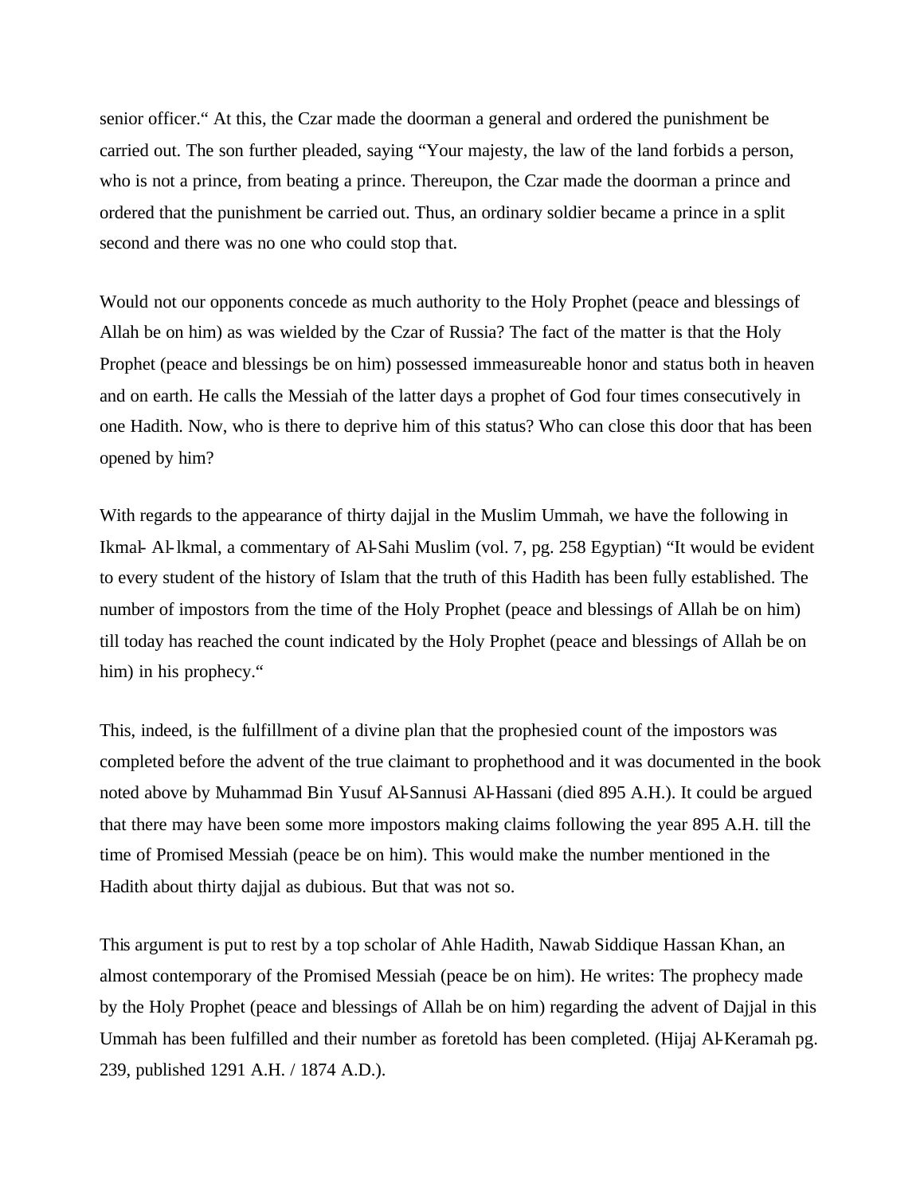senior officer." At this, the Czar made the doorman a general and ordered the punishment be carried out. The son further pleaded, saying "Your majesty, the law of the land forbids a person, who is not a prince, from beating a prince. Thereupon, the Czar made the doorman a prince and ordered that the punishment be carried out. Thus, an ordinary soldier became a prince in a split second and there was no one who could stop that.

Would not our opponents concede as much authority to the Holy Prophet (peace and blessings of Allah be on him) as was wielded by the Czar of Russia? The fact of the matter is that the Holy Prophet (peace and blessings be on him) possessed immeasureable honor and status both in heaven and on earth. He calls the Messiah of the latter days a prophet of God four times consecutively in one Hadith. Now, who is there to deprive him of this status? Who can close this door that has been opened by him?

With regards to the appearance of thirty dajjal in the Muslim Ummah, we have the following in Ikmal- Al-lkmal, a commentary of Al-Sahi Muslim (vol. 7, pg. 258 Egyptian) "It would be evident to every student of the history of Islam that the truth of this Hadith has been fully established. The number of impostors from the time of the Holy Prophet (peace and blessings of Allah be on him) till today has reached the count indicated by the Holy Prophet (peace and blessings of Allah be on him) in his prophecy."

This, indeed, is the fulfillment of a divine plan that the prophesied count of the impostors was completed before the advent of the true claimant to prophethood and it was documented in the book noted above by Muhammad Bin Yusuf Al-Sannusi Al-Hassani (died 895 A.H.). It could be argued that there may have been some more impostors making claims following the year 895 A.H. till the time of Promised Messiah (peace be on him). This would make the number mentioned in the Hadith about thirty dajjal as dubious. But that was not so.

This argument is put to rest by a top scholar of Ahle Hadith, Nawab Siddique Hassan Khan, an almost contemporary of the Promised Messiah (peace be on him). He writes: The prophecy made by the Holy Prophet (peace and blessings of Allah be on him) regarding the advent of Dajjal in this Ummah has been fulfilled and their number as foretold has been completed. (Hijaj Al-Keramah pg. 239, published 1291 A.H. / 1874 A.D.).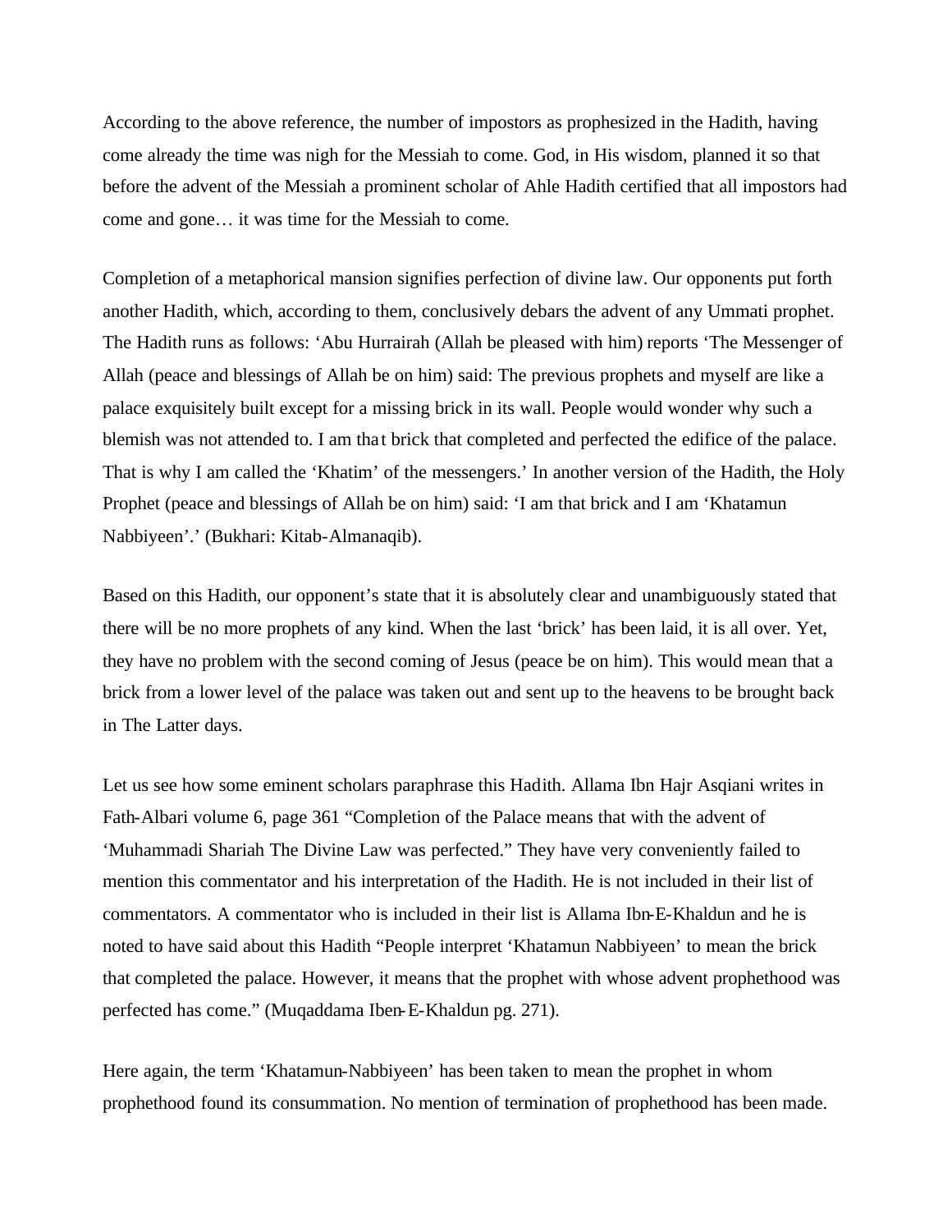According to the above reference, the number of impostors as prophesized in the Hadith, having come already the time was nigh for the Messiah to come. God, in His wisdom, planned it so that before the advent of the Messiah a prominent scholar of Ahle Hadith certified that all impostors had come and gone… it was time for the Messiah to come.

Completion of a metaphorical mansion signifies perfection of divine law. Our opponents put forth another Hadith, which, according to them, conclusively debars the advent of any Ummati prophet. The Hadith runs as follows: 'Abu Hurrairah (Allah be pleased with him) reports 'The Messenger of Allah (peace and blessings of Allah be on him) said: The previous prophets and myself are like a palace exquisitely built except for a missing brick in its wall. People would wonder why such a blemish was not attended to. I am that brick that completed and perfected the edifice of the palace. That is why I am called the 'Khatim' of the messengers.' In another version of the Hadith, the Holy Prophet (peace and blessings of Allah be on him) said: 'I am that brick and I am 'Khatamun Nabbiyeen'.' (Bukhari: Kitab-Almanaqib).

Based on this Hadith, our opponent's state that it is absolutely clear and unambiguously stated that there will be no more prophets of any kind. When the last 'brick' has been laid, it is all over. Yet, they have no problem with the second coming of Jesus (peace be on him). This would mean that a brick from a lower level of the palace was taken out and sent up to the heavens to be brought back in The Latter days.

Let us see how some eminent scholars paraphrase this Hadith. Allama Ibn Hajr Asqiani writes in Fath-Albari volume 6, page 361 "Completion of the Palace means that with the advent of 'Muhammadi Shariah The Divine Law was perfected." They have very conveniently failed to mention this commentator and his interpretation of the Hadith. He is not included in their list of commentators. A commentator who is included in their list is Allama Ibn-E-Khaldun and he is noted to have said about this Hadith "People interpret 'Khatamun Nabbiyeen' to mean the brick that completed the palace. However, it means that the prophet with whose advent prophethood was perfected has come." (Muqaddama Iben-E-Khaldun pg. 271).

Here again, the term 'Khatamun-Nabbiyeen' has been taken to mean the prophet in whom prophethood found its consummation. No mention of termination of prophethood has been made.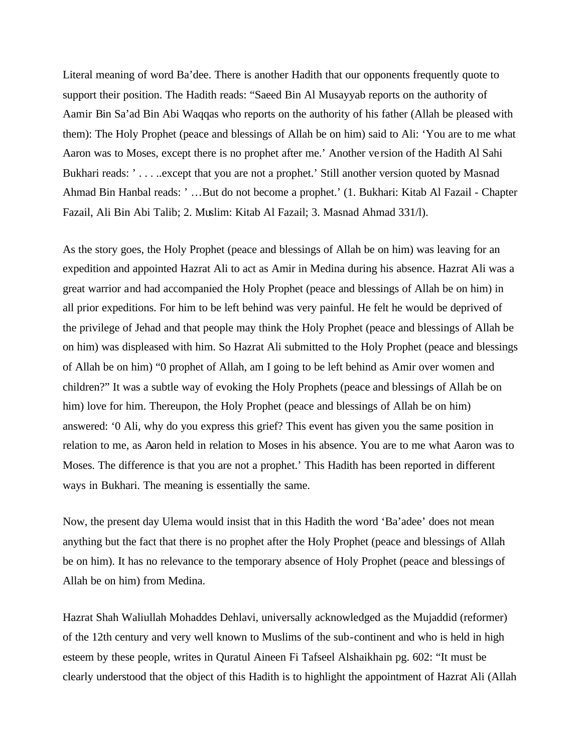Literal meaning of word Ba'dee. There is another Hadith that our opponents frequently quote to support their position. The Hadith reads: "Saeed Bin Al Musayyab reports on the authority of Aamir Bin Sa'ad Bin Abi Waqqas who reports on the authority of his father (Allah be pleased with them): The Holy Prophet (peace and blessings of Allah be on him) said to Ali: 'You are to me what Aaron was to Moses, except there is no prophet after me.' Another version of the Hadith Al Sahi Bukhari reads: ' . . . ..except that you are not a prophet.' Still another version quoted by Masnad Ahmad Bin Hanbal reads: ' …But do not become a prophet.' (1. Bukhari: Kitab Al Fazail - Chapter Fazail, Ali Bin Abi Talib; 2. Muslim: Kitab Al Fazail; 3. Masnad Ahmad 331/l).

As the story goes, the Holy Prophet (peace and blessings of Allah be on him) was leaving for an expedition and appointed Hazrat Ali to act as Amir in Medina during his absence. Hazrat Ali was a great warrior and had accompanied the Holy Prophet (peace and blessings of Allah be on him) in all prior expeditions. For him to be left behind was very painful. He felt he would be deprived of the privilege of Jehad and that people may think the Holy Prophet (peace and blessings of Allah be on him) was displeased with him. So Hazrat Ali submitted to the Holy Prophet (peace and blessings of Allah be on him) "0 prophet of Allah, am I going to be left behind as Amir over women and children?" It was a subtle way of evoking the Holy Prophets (peace and blessings of Allah be on him) love for him. Thereupon, the Holy Prophet (peace and blessings of Allah be on him) answered: '0 Ali, why do you express this grief? This event has given you the same position in relation to me, as Aaron held in relation to Moses in his absence. You are to me what Aaron was to Moses. The difference is that you are not a prophet.' This Hadith has been reported in different ways in Bukhari. The meaning is essentially the same.

Now, the present day Ulema would insist that in this Hadith the word 'Ba'adee' does not mean anything but the fact that there is no prophet after the Holy Prophet (peace and blessings of Allah be on him). It has no relevance to the temporary absence of Holy Prophet (peace and blessings of Allah be on him) from Medina.

Hazrat Shah Waliullah Mohaddes Dehlavi, universally acknowledged as the Mujaddid (reformer) of the 12th century and very well known to Muslims of the sub-continent and who is held in high esteem by these people, writes in Quratul Aineen Fi Tafseel Alshaikhain pg. 602: "It must be clearly understood that the object of this Hadith is to highlight the appointment of Hazrat Ali (Allah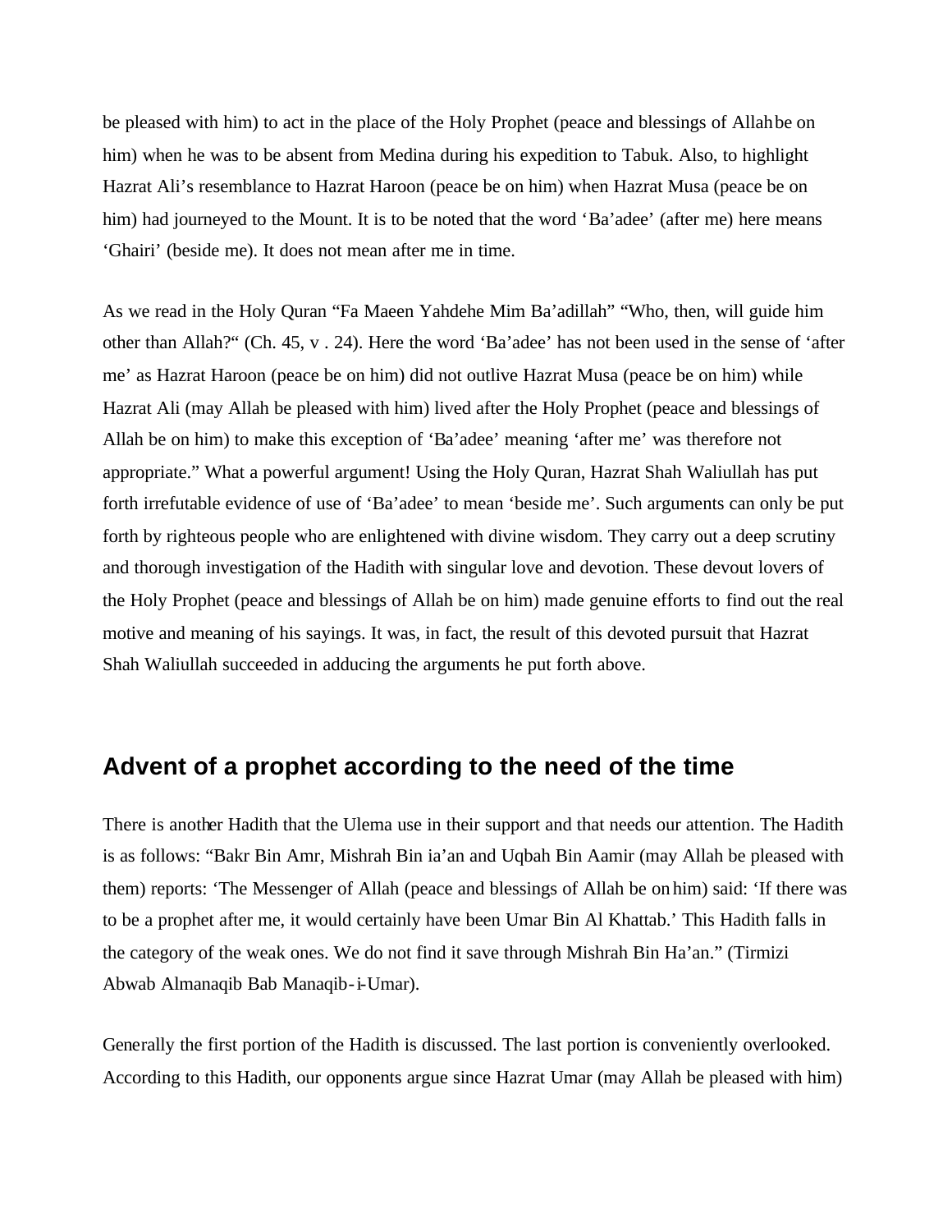be pleased with him) to act in the place of the Holy Prophet (peace and blessings of Allah be on him) when he was to be absent from Medina during his expedition to Tabuk. Also, to highlight Hazrat Ali's resemblance to Hazrat Haroon (peace be on him) when Hazrat Musa (peace be on him) had journeyed to the Mount. It is to be noted that the word 'Ba'adee' (after me) here means 'Ghairi' (beside me). It does not mean after me in time.

As we read in the Holy Quran "Fa Maeen Yahdehe Mim Ba'adillah" "Who, then, will guide him other than Allah?" (Ch. 45, v . 24). Here the word 'Ba'adee' has not been used in the sense of 'after me' as Hazrat Haroon (peace be on him) did not outlive Hazrat Musa (peace be on him) while Hazrat Ali (may Allah be pleased with him) lived after the Holy Prophet (peace and blessings of Allah be on him) to make this exception of 'Ba'adee' meaning 'after me' was therefore not appropriate." What a powerful argument! Using the Holy Quran, Hazrat Shah Waliullah has put forth irrefutable evidence of use of 'Ba'adee' to mean 'beside me'. Such arguments can only be put forth by righteous people who are enlightened with divine wisdom. They carry out a deep scrutiny and thorough investigation of the Hadith with singular love and devotion. These devout lovers of the Holy Prophet (peace and blessings of Allah be on him) made genuine efforts to find out the real motive and meaning of his sayings. It was, in fact, the result of this devoted pursuit that Hazrat Shah Waliullah succeeded in adducing the arguments he put forth above.

## Advent of a prophet according to the need of the time

There is another Hadith that the Ulema use in their support and that needs our attention. The Hadith is as follows: "Bakr Bin Amr, Mishrah Bin ia'an and Uqbah Bin Aamir (may Allah be pleased with them) reports: 'The Messenger of Allah (peace and blessings of Allah be on him) said: 'If there was to be a prophet after me, it would certainly have been Umar Bin Al Khattab.' This Hadith falls in the category of the weak ones. We do not find it save through Mishrah Bin Ha'an." (Tirmizi Abwab Almanaqib Bab Manaqib-i-Umar).

Generally the first portion of the Hadith is discussed. The last portion is conveniently overlooked. According to this Hadith, our opponents argue since Hazrat Umar (may Allah be pleased with him)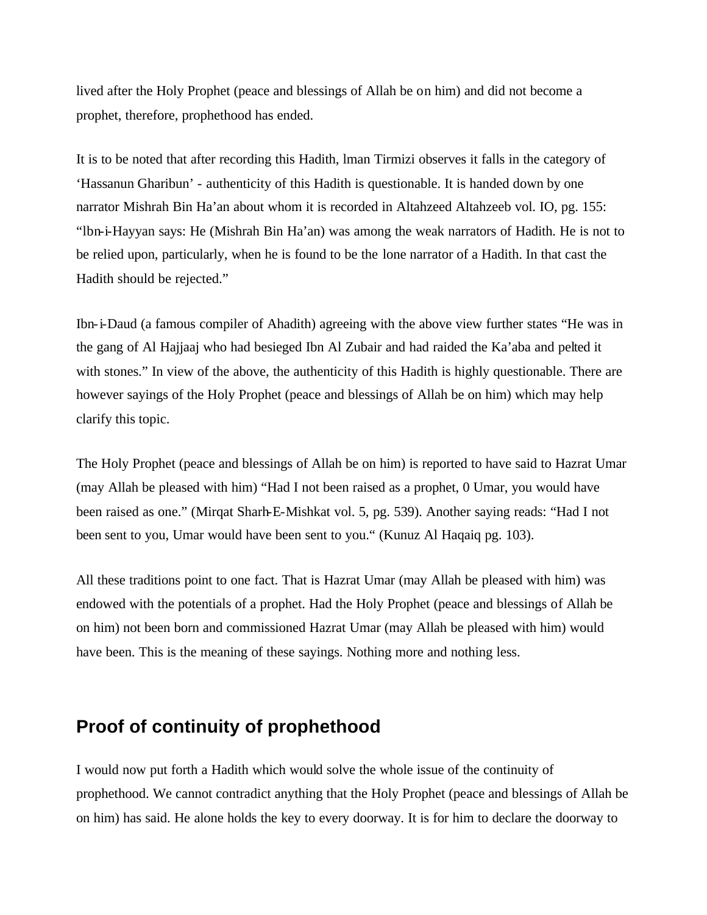lived after the Holy Prophet (peace and blessings of Allah be on him) and did not become a prophet, therefore, prophethood has ended.

It is to be noted that after recording this Hadith, lman Tirmizi observes it falls in the category of 'Hassanun Gharibun' - authenticity of this Hadith is questionable. It is handed down by one narrator Mishrah Bin Ha'an about whom it is recorded in Altahzeed Altahzeeb vol. IO, pg. 155: "lbn-i-Hayyan says: He (Mishrah Bin Ha'an) was among the weak narrators of Hadith. He is not to be relied upon, particularly, when he is found to be the lone narrator of a Hadith. In that cast the Hadith should be rejected."

Ibn-i-Daud (a famous compiler of Ahadith) agreeing with the above view further states "He was in the gang of Al Hajjaaj who had besieged Ibn Al Zubair and had raided the Ka'aba and pelted it with stones." In view of the above, the authenticity of this Hadith is highly questionable. There are however sayings of the Holy Prophet (peace and blessings of Allah be on him) which may help clarify this topic.

The Holy Prophet (peace and blessings of Allah be on him) is reported to have said to Hazrat Umar (may Allah be pleased with him) "Had I not been raised as a prophet, 0 Umar, you would have been raised as one." (Mirqat Sharh-E-Mishkat vol. 5, pg. 539). Another saying reads: "Had I not been sent to you, Umar would have been sent to you." (Kunuz Al Haqaiq pg. 103).

All these traditions point to one fact. That is Hazrat Umar (may Allah be pleased with him) was endowed with the potentials of a prophet. Had the Holy Prophet (peace and blessings of Allah be on him) not been born and commissioned Hazrat Umar (may Allah be pleased with him) would have been. This is the meaning of these sayings. Nothing more and nothing less.

## Proof of continuity of prophethood

I would now put forth a Hadith which would solve the whole issue of the continuity of prophethood. We cannot contradict anything that the Holy Prophet (peace and blessings of Allah be on him) has said. He alone holds the key to every doorway. It is for him to declare the doorway to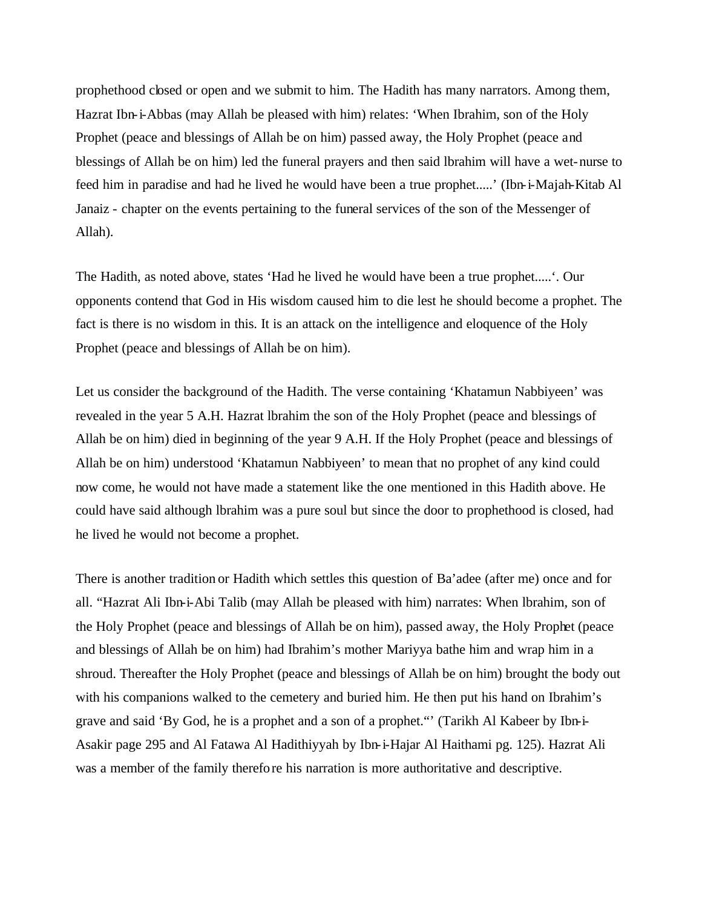prophethood closed or open and we submit to him. The Hadith has many narrators. Among them, Hazrat Ibn-i-Abbas (may Allah be pleased with him) relates: 'When Ibrahim, son of the Holy Prophet (peace and blessings of Allah be on him) passed away, the Holy Prophet (peace and blessings of Allah be on him) led the funeral prayers and then said lbrahim will have a wet-nurse to feed him in paradise and had he lived he would have been a true prophet.....' (Ibn-i-Majah-Kitab Al Janaiz - chapter on the events pertaining to the funeral services of the son of the Messenger of Allah).

The Hadith, as noted above, states 'Had he lived he would have been a true prophet.....'. Our opponents contend that God in His wisdom caused him to die lest he should become a prophet. The fact is there is no wisdom in this. It is an attack on the intelligence and eloquence of the Holy Prophet (peace and blessings of Allah be on him).

Let us consider the background of the Hadith. The verse containing 'Khatamun Nabbiyeen' was revealed in the year 5 A.H. Hazrat lbrahim the son of the Holy Prophet (peace and blessings of Allah be on him) died in beginning of the year 9 A.H. If the Holy Prophet (peace and blessings of Allah be on him) understood 'Khatamun Nabbiyeen' to mean that no prophet of any kind could now come, he would not have made a statement like the one mentioned in this Hadith above. He could have said although lbrahim was a pure soul but since the door to prophethood is closed, had he lived he would not become a prophet.

There is another tradition or Hadith which settles this question of Ba'adee (after me) once and for all. "Hazrat Ali Ibn-i-Abi Talib (may Allah be pleased with him) narrates: When lbrahim, son of the Holy Prophet (peace and blessings of Allah be on him), passed away, the Holy Prophet (peace and blessings of Allah be on him) had Ibrahim's mother Mariyya bathe him and wrap him in a shroud. Thereafter the Holy Prophet (peace and blessings of Allah be on him) brought the body out with his companions walked to the cemetery and buried him. He then put his hand on Ibrahim's grave and said 'By God, he is a prophet and a son of a prophet."' (Tarikh Al Kabeer by Ibn-i-Asakir page 295 and Al Fatawa Al Hadithiyyah by Ibn-i-Hajar Al Haithami pg. 125). Hazrat Ali was a member of the family therefore his narration is more authoritative and descriptive.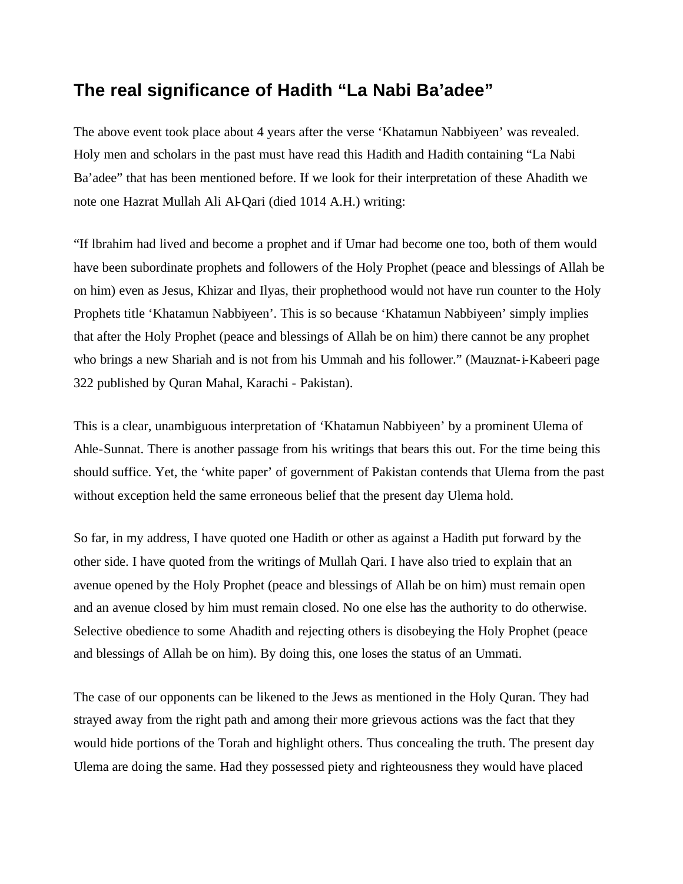## The real significance of Hadith "La Nabi Ba'adee"

The above event took place about 4 years after the verse 'Khatamun Nabbiyeen' was revealed. Holy men and scholars in the past must have read this Hadith and Hadith containing "La Nabi Ba'adee" that has been mentioned before. If we look for their interpretation of these Ahadith we note one Hazrat Mullah Ali Al-Qari (died 1014 A.H.) writing:

"If lbrahim had lived and become a prophet and if Umar had become one too, both of them would have been subordinate prophets and followers of the Holy Prophet (peace and blessings of Allah be on him) even as Jesus, Khizar and Ilyas, their prophethood would not have run counter to the Holy Prophets title 'Khatamun Nabbiyeen'. This is so because 'Khatamun Nabbiyeen' simply implies that after the Holy Prophet (peace and blessings of Allah be on him) there cannot be any prophet who brings a new Shariah and is not from his Ummah and his follower." (Mauznat-i-Kabeeri page 322 published by Quran Mahal, Karachi - Pakistan).

This is a clear, unambiguous interpretation of 'Khatamun Nabbiyeen' by a prominent Ulema of Ahle-Sunnat. There is another passage from his writings that bears this out. For the time being this should suffice. Yet, the 'white paper' of government of Pakistan contends that Ulema from the past without exception held the same erroneous belief that the present day Ulema hold.

So far, in my address, I have quoted one Hadith or other as against a Hadith put forward by the other side. I have quoted from the writings of Mullah Qari. I have also tried to explain that an avenue opened by the Holy Prophet (peace and blessings of Allah be on him) must remain open and an avenue closed by him must remain closed. No one else has the authority to do otherwise. Selective obedience to some Ahadith and rejecting others is disobeying the Holy Prophet (peace and blessings of Allah be on him). By doing this, one loses the status of an Ummati.

The case of our opponents can be likened to the Jews as mentioned in the Holy Quran. They had strayed away from the right path and among their more grievous actions was the fact that they would hide portions of the Torah and highlight others. Thus concealing the truth. The present day Ulema are doing the same. Had they possessed piety and righteousness they would have placed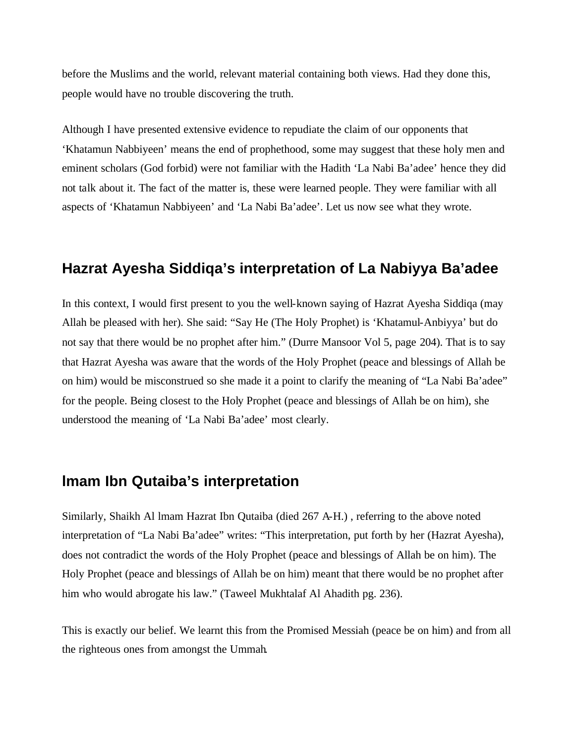before the Muslims and the world, relevant material containing both views. Had they done this, people would have no trouble discovering the truth.

Although I have presented extensive evidence to repudiate the claim of our opponents that 'Khatamun Nabbiyeen' means the end of prophethood, some may suggest that these holy men and eminent scholars (God forbid) were not familiar with the Hadith 'La Nabi Ba'adee' hence they did not talk about it. The fact of the matter is, these were learned people. They were familiar with all aspects of 'Khatamun Nabbiyeen' and 'La Nabi Ba'adee'. Let us now see what they wrote.

## Hazrat Ayesha Siddiqa's interpretation of La Nabiyya Ba'adee

In this context, I would first present to you the well-known saying of Hazrat Ayesha Siddiqa (may Allah be pleased with her). She said: "Say He (The Holy Prophet) is 'Khatamul-Anbiyya' but do not say that there would be no prophet after him." (Durre Mansoor Vol 5, page 204). That is to say that Hazrat Ayesha was aware that the words of the Holy Prophet (peace and blessings of Allah be on him) would be misconstrued so she made it a point to clarify the meaning of "La Nabi Ba'adee" for the people. Being closest to the Holy Prophet (peace and blessings of Allah be on him), she understood the meaning of 'La Nabi Ba'adee' most clearly.

## Imam Ibn Qutaiba's interpretation

Similarly, Shaikh Al Imam Hazrat Ibn Qutaiba (died 267 A-H.) , referring to the above noted interpretation of "La Nabi Ba'adee" writes: "This interpretation, put forth by her (Hazrat Ayesha), does not contradict the words of the Holy Prophet (peace and blessings of Allah be on him). The Holy Prophet (peace and blessings of Allah be on him) meant that there would be no prophet after him who would abrogate his law." (Taweel Mukhtalaf Al Ahadith pg. 236).

This is exactly our belief. We learnt this from the Promised Messiah (peace be on him) and from all the righteous ones from amongst the Ummah.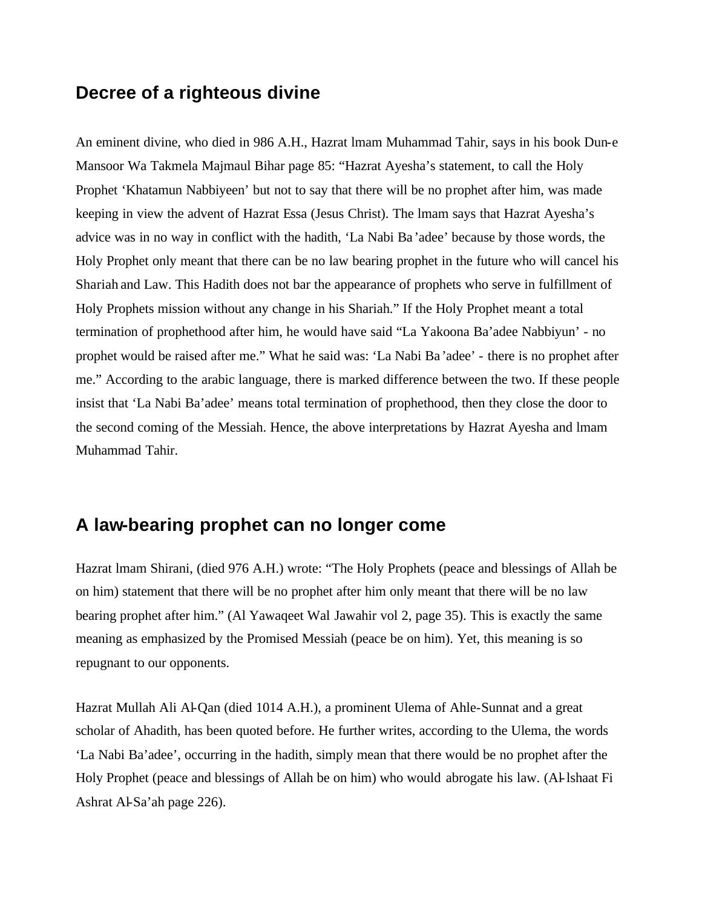## Decree of a righteous divine

An eminent divine, who died in 986 A.H., Hazrat lmam Muhammad Tahir, says in his book Dun-e Mansoor Wa Takmela Majmaul Bihar page 85: "Hazrat Ayesha's statement, to call the Holy Prophet 'Khatamun Nabbiyeen' but not to say that there will be no prophet after him, was made keeping in view the advent of Hazrat Essa (Jesus Christ). The lmam says that Hazrat Ayesha's advice was in no way in conflict with the hadith, 'La Nabi Ba'adee' because by those words, the Holy Prophet only meant that there can be no law bearing prophet in the future who will cancel his Shariah and Law. This Hadith does not bar the appearance of prophets who serve in fulfillment of Holy Prophets mission without any change in his Shariah." If the Holy Prophet meant a total termination of prophethood after him, he would have said "La Yakoona Ba'adee Nabbiyun' - no prophet would be raised after me." What he said was: 'La Nabi Ba'adee' - there is no prophet after me." According to the arabic language, there is marked difference between the two. If these people insist that 'La Nabi Ba'adee' means total termination of prophethood, then they close the door to the second coming of the Messiah. Hence, the above interpretations by Hazrat Ayesha and lmam Muhammad Tahir.

## A law-bearing prophet can no longer come

Hazrat lmam Shirani, (died 976 A.H.) wrote: "The Holy Prophets (peace and blessings of Allah be on him) statement that there will be no prophet after him only meant that there will be no law bearing prophet after him." (Al Yawaqeet Wal Jawahir vol 2, page 35). This is exactly the same meaning as emphasized by the Promised Messiah (peace be on him). Yet, this meaning is so repugnant to our opponents.

Hazrat Mullah Ali Al-Qan (died 1014 A.H.), a prominent Ulema of Ahle-Sunnat and a great scholar of Ahadith, has been quoted before. He further writes, according to the Ulema, the words 'La Nabi Ba'adee', occurring in the hadith, simply mean that there would be no prophet after the Holy Prophet (peace and blessings of Allah be on him) who would abrogate his law. (Al-lshaat Fi Ashrat Al-Sa'ah page 226).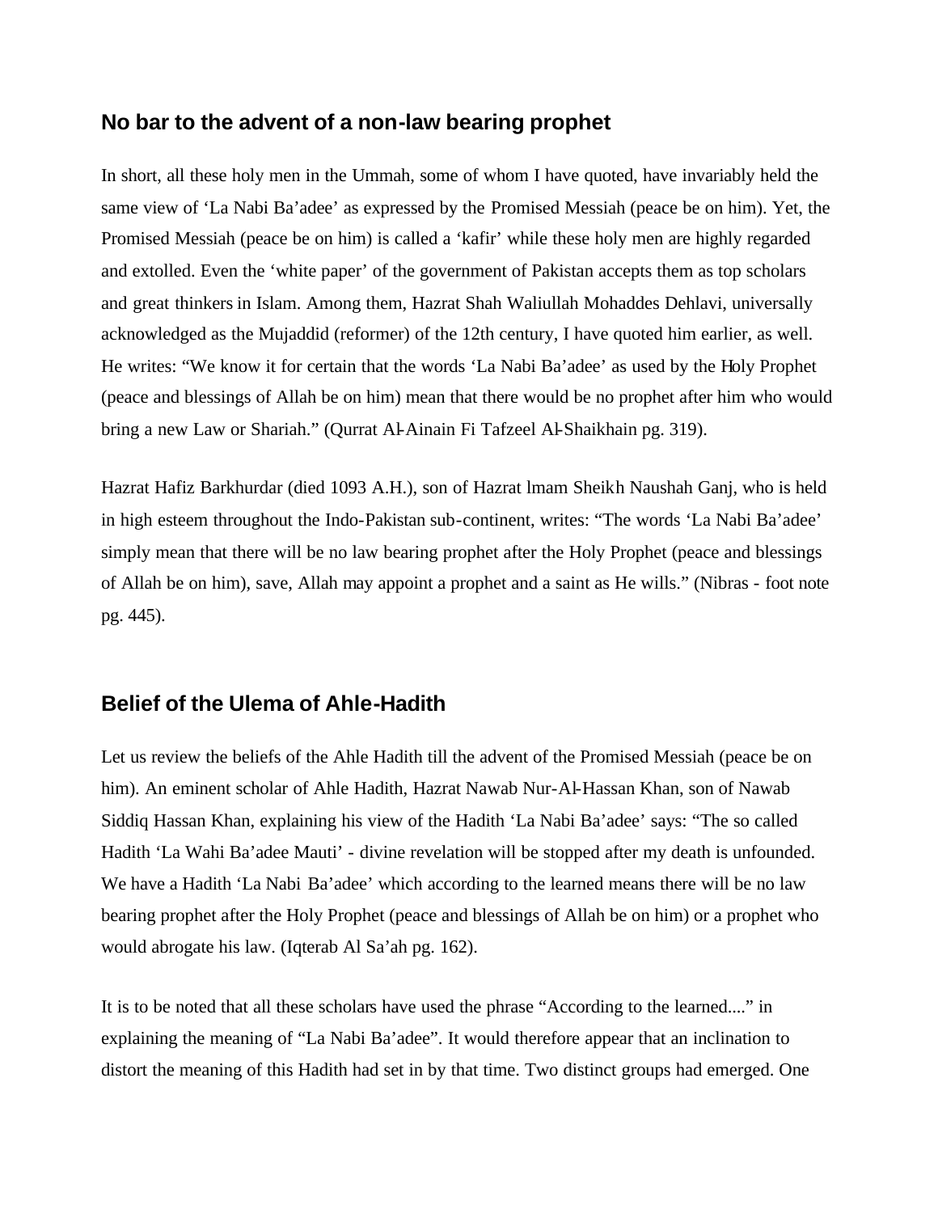## No bar to the advent of a non-law bearing prophet

In short, all these holy men in the Ummah, some of whom I have quoted, have invariably held the same view of 'La Nabi Ba'adee' as expressed by the Promised Messiah (peace be on him). Yet, the Promised Messiah (peace be on him) is called a 'kafir' while these holy men are highly regarded and extolled. Even the 'white paper' of the government of Pakistan accepts them as top scholars and great thinkers in Islam. Among them, Hazrat Shah Waliullah Mohaddes Dehlavi, universally acknowledged as the Mujaddid (reformer) of the 12th century, I have quoted him earlier, as well. He writes: "We know it for certain that the words 'La Nabi Ba'adee' as used by the Holy Prophet (peace and blessings of Allah be on him) mean that there would be no prophet after him who would bring a new Law or Shariah." (Qurrat Al-Ainain Fi Tafzeel Al-Shaikhain pg. 319).

Hazrat Hafiz Barkhurdar (died 1093 A.H.), son of Hazrat lmam Sheikh Naushah Ganj, who is held in high esteem throughout the Indo-Pakistan sub-continent, writes: "The words 'La Nabi Ba'adee' simply mean that there will be no law bearing prophet after the Holy Prophet (peace and blessings of Allah be on him), save, Allah may appoint a prophet and a saint as He wills." (Nibras - foot note pg. 445).

## Belief of the Ulema of Ahle-Hadith

Let us review the beliefs of the Ahle Hadith till the advent of the Promised Messiah (peace be on him). An eminent scholar of Ahle Hadith, Hazrat Nawab Nur-Al-Hassan Khan, son of Nawab Siddiq Hassan Khan, explaining his view of the Hadith 'La Nabi Ba'adee' says: "The so called Hadith 'La Wahi Ba'adee Mauti' - divine revelation will be stopped after my death is unfounded. We have a Hadith 'La Nabi Ba'adee' which according to the learned means there will be no law bearing prophet after the Holy Prophet (peace and blessings of Allah be on him) or a prophet who would abrogate his law. (Iqterab Al Sa'ah pg. 162).

It is to be noted that all these scholars have used the phrase "According to the learned...." in explaining the meaning of "La Nabi Ba'adee". It would therefore appear that an inclination to distort the meaning of this Hadith had set in by that time. Two distinct groups had emerged. One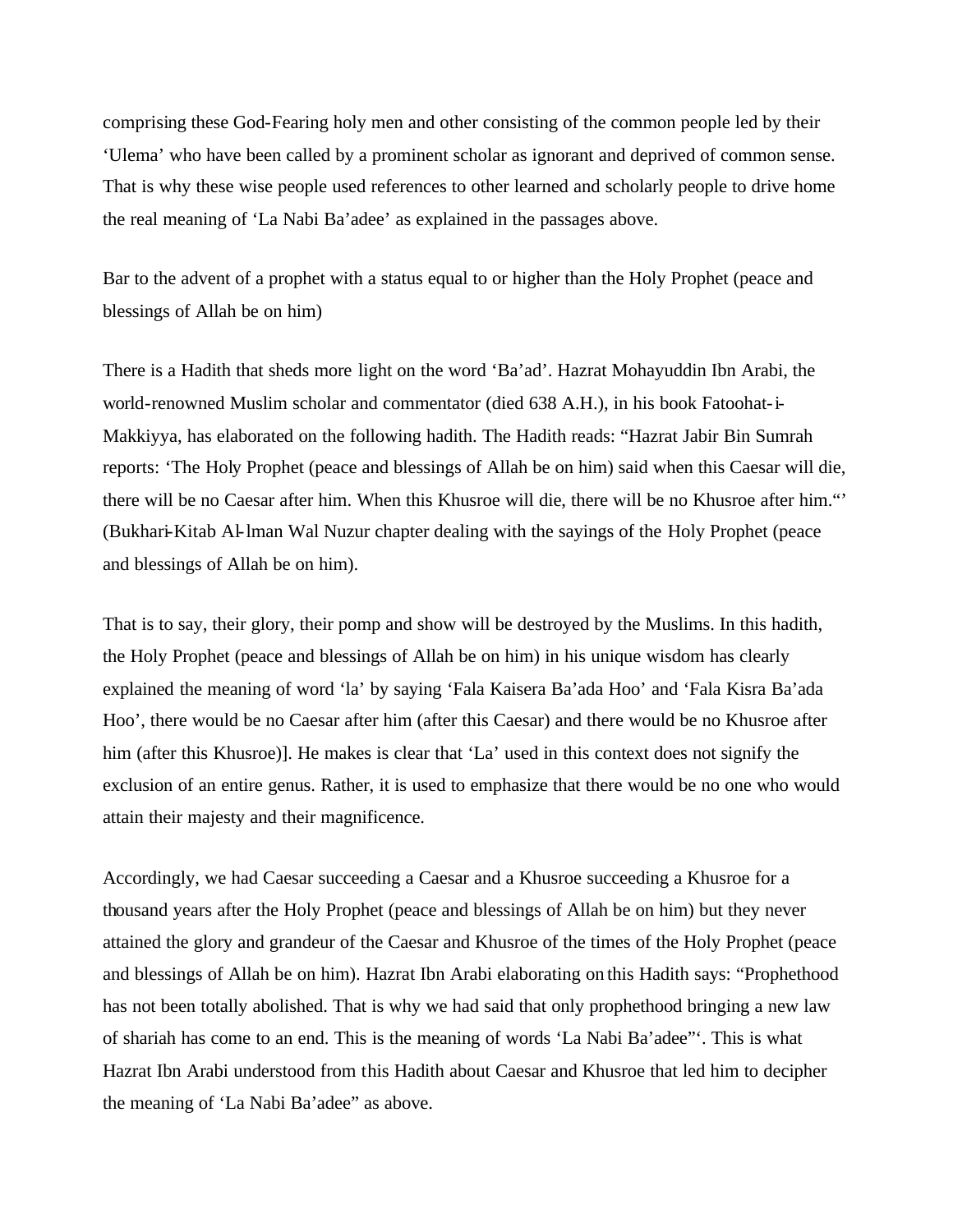comprising these God-Fearing holy men and other consisting of the common people led by their 'Ulema' who have been called by a prominent scholar as ignorant and deprived of common sense. That is why these wise people used references to other learned and scholarly people to drive home the real meaning of 'La Nabi Ba'adee' as explained in the passages above.

## Bar to the advent of a prophet with a status equal to or higher than the Holy Prophet (peace and blessings of Allah be on him)

There is a Hadith that sheds more light on the word 'Ba'ad'. Hazrat Mohayuddin Ibn Arabi, the world-renowned Muslim scholar and commentator (died 638 A.H.), in his book Fatoohat-i-Makkiyya, has elaborated on the following hadith. The Hadith reads: "Hazrat Jabir Bin Sumrah reports: 'The Holy Prophet (peace and blessings of Allah be on him) said when this Caesar will die, there will be no Caesar after him. When this Khusroe will die, there will be no Khusroe after him."' (Bukhari-Kitab Al-lman Wal Nuzur chapter dealing with the sayings of the Holy Prophet (peace and blessings of Allah be on him).

That is to say, their glory, their pomp and show will be destroyed by the Muslims. In this hadith, the Holy Prophet (peace and blessings of Allah be on him) in his unique wisdom has clearly explained the meaning of word 'la' by saying 'Fala Kaisera Ba'ada Hoo' and 'Fala Kisra Ba'ada Hoo', there would be no Caesar after him (after this Caesar) and there would be no Khusroe after him (after this Khusroe)]. He makes is clear that 'La' used in this context does not signify the exclusion of an entire genus. Rather, it is used to emphasize that there would be no one who would attain their majesty and their magnificence.

Accordingly, we had Caesar succeeding a Caesar and a Khusroe succeeding a Khusroe for a thousand years after the Holy Prophet (peace and blessings of Allah be on him) but they never attained the glory and grandeur of the Caesar and Khusroe of the times of the Holy Prophet (peace and blessings of Allah be on him). Hazrat Ibn Arabi elaborating on this Hadith says: "Prophethood has not been totally abolished. That is why we had said that only prophethood bringing a new law of shariah has come to an end. This is the meaning of words 'La Nabi Ba'adee"'. This is what Hazrat Ibn Arabi understood from this Hadith about Caesar and Khusroe that led him to decipher the meaning of 'La Nabi Ba'adee" as above.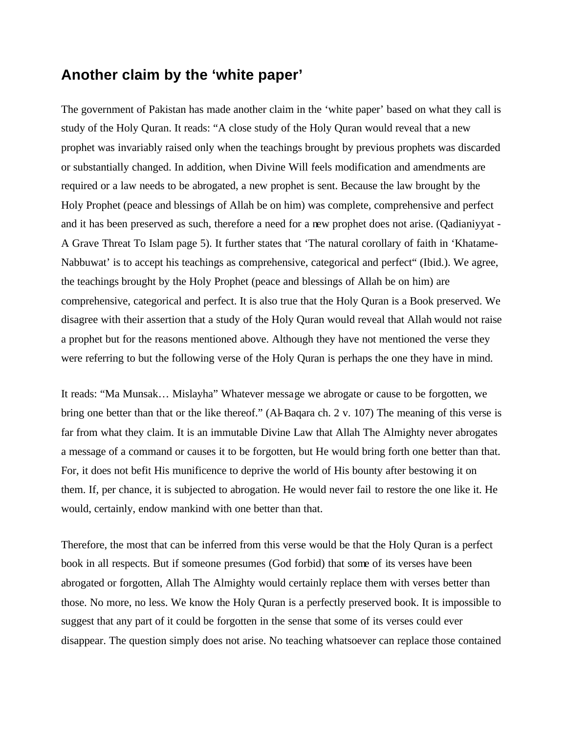## Another claim by the 'white paper'

The government of Pakistan has made another claim in the 'white paper' based on what they call is study of the Holy Quran. It reads: "A close study of the Holy Quran would reveal that a new prophet was invariably raised only when the teachings brought by previous prophets was discarded or substantially changed. In addition, when Divine Will feels modification and amendments are required or a law needs to be abrogated, a new prophet is sent. Because the law brought by the Holy Prophet (peace and blessings of Allah be on him) was complete, comprehensive and perfect and it has been preserved as such, therefore a need for a new prophet does not arise. (Qadianiyyat - A Grave Threat To Islam page 5). It further states that 'The natural corollary of faith in 'Khatame-Nabbuwat' is to accept his teachings as comprehensive, categorical and perfect" (Ibid.). We agree, the teachings brought by the Holy Prophet (peace and blessings of Allah be on him) are comprehensive, categorical and perfect. It is also true that the Holy Quran is a Book preserved. We disagree with their assertion that a study of the Holy Quran would reveal that Allah would not raise a prophet but for the reasons mentioned above. Although they have not mentioned the verse they were referring to but the following verse of the Holy Quran is perhaps the one they have in mind.

It reads: "Ma Munsak… Mislayha" Whatever message we abrogate or cause to be forgotten, we bring one better than that or the like thereof." (Al-Baqara ch. 2 v. 107) The meaning of this verse is far from what they claim. It is an immutable Divine Law that Allah The Almighty never abrogates a message of a command or causes it to be forgotten, but He would bring forth one better than that. For, it does not befit His munificence to deprive the world of His bounty after bestowing it on them. If, per chance, it is subjected to abrogation. He would never fail to restore the one like it. He would, certainly, endow mankind with one better than that.

Therefore, the most that can be inferred from this verse would be that the Holy Quran is a perfect book in all respects. But if someone presumes (God forbid) that some of its verses have been abrogated or forgotten, Allah The Almighty would certainly replace them with verses better than those. No more, no less. We know the Holy Quran is a perfectly preserved book. It is impossible to suggest that any part of it could be forgotten in the sense that some of its verses could ever disappear. The question simply does not arise. No teaching whatsoever can replace those contained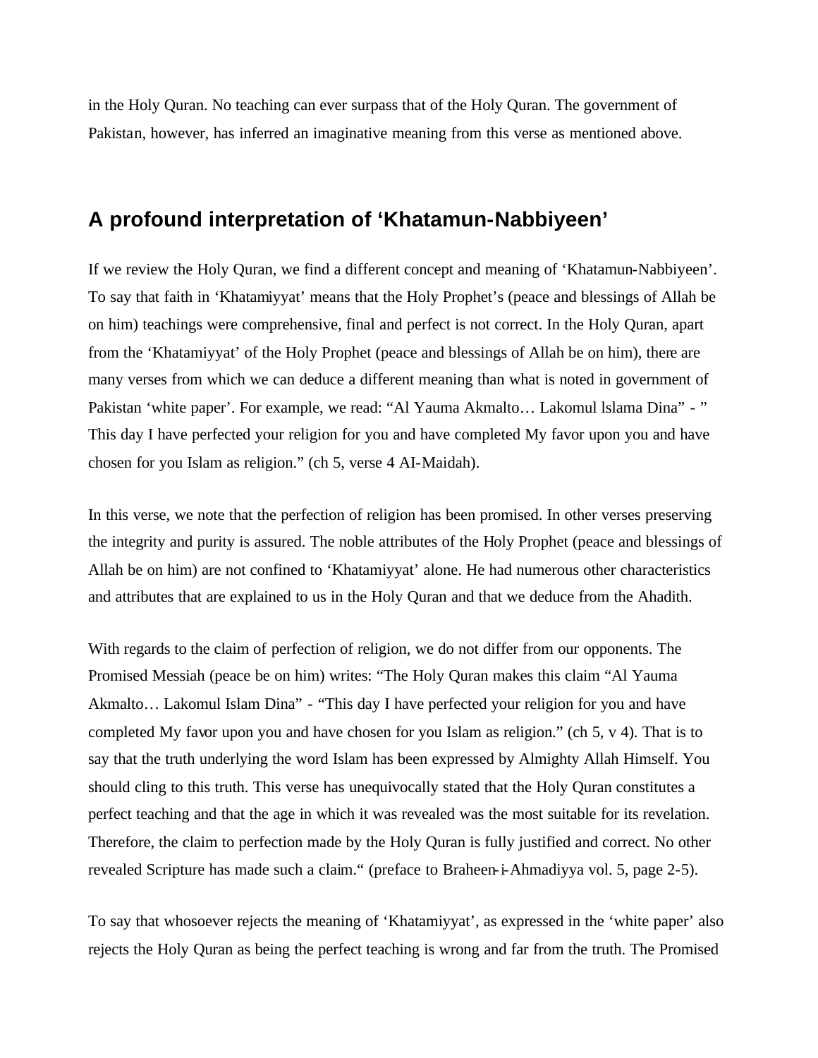in the Holy Quran. No teaching can ever surpass that of the Holy Quran. The government of Pakistan, however, has inferred an imaginative meaning from this verse as mentioned above.

## A profound interpretation of 'Khatamun-Nabbiyeen'

If we review the Holy Quran, we find a different concept and meaning of 'Khatamun-Nabbiyeen'. To say that faith in 'Khatamiyyat' means that the Holy Prophet's (peace and blessings of Allah be on him) teachings were comprehensive, final and perfect is not correct. In the Holy Quran, apart from the 'Khatamiyyat' of the Holy Prophet (peace and blessings of Allah be on him), there are many verses from which we can deduce a different meaning than what is noted in government of Pakistan 'white paper'. For example, we read: "Al Yauma Akmalto… Lakomul lslama Dina" - " This day I have perfected your religion for you and have completed My favor upon you and have chosen for you Islam as religion." (ch 5, verse 4 AI-Maidah).

In this verse, we note that the perfection of religion has been promised. In other verses preserving the integrity and purity is assured. The noble attributes of the Holy Prophet (peace and blessings of Allah be on him) are not confined to 'Khatamiyyat' alone. He had numerous other characteristics and attributes that are explained to us in the Holy Quran and that we deduce from the Ahadith.

With regards to the claim of perfection of religion, we do not differ from our opponents. The Promised Messiah (peace be on him) writes: "The Holy Quran makes this claim "Al Yauma Akmalto… Lakomul Islam Dina" - "This day I have perfected your religion for you and have completed My favor upon you and have chosen for you Islam as religion." (ch 5, v 4). That is to say that the truth underlying the word Islam has been expressed by Almighty Allah Himself. You should cling to this truth. This verse has unequivocally stated that the Holy Quran constitutes a perfect teaching and that the age in which it was revealed was the most suitable for its revelation. Therefore, the claim to perfection made by the Holy Quran is fully justified and correct. No other revealed Scripture has made such a claim." (preface to Braheen-i-Ahmadiyya vol. 5, page 2-5).

To say that whosoever rejects the meaning of 'Khatamiyyat', as expressed in the 'white paper' also rejects the Holy Quran as being the perfect teaching is wrong and far from the truth. The Promised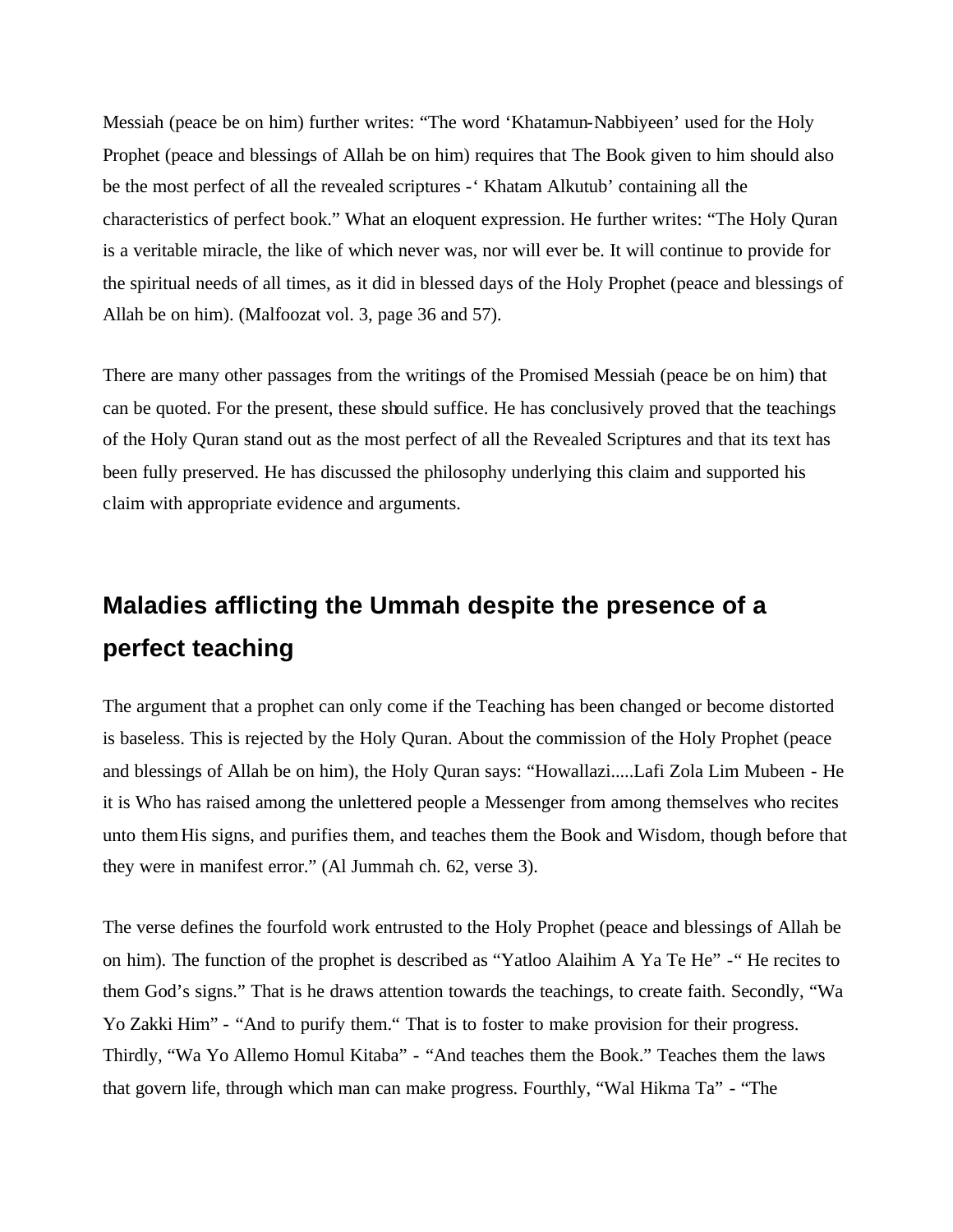Messiah (peace be on him) further writes: “The word ‘Khatamun-Nabbiyeen’ used for the Holy Prophet (peace and blessings of Allah be on him) requires that The Book given to him should also be the most perfect of all the revealed scriptures -‘ Khatam Alkutub’ containing all the characteristics of perfect book.” What an eloquent expression. He further writes: “The Holy Quran is a veritable miracle, the like of which never was, nor will ever be. It will continue to provide for the spiritual needs of all times, as it did in blessed days of the Holy Prophet (peace and blessings of Allah be on him). (Malfoozat vol. 3, page 36 and 57).

There are many other passages from the writings of the Promised Messiah (peace be on him) that can be quoted. For the present, these should suffice. He has conclusively proved that the teachings of the Holy Quran stand out as the most perfect of all the Revealed Scriptures and that its text has been fully preserved. He has discussed the philosophy underlying this claim and supported his claim with appropriate evidence and arguments.

## Maladies afflicting the Ummah despite the presence of a perfect teaching

The argument that a prophet can only come if the Teaching has been changed or become distorted is baseless. This is rejected by the Holy Quran. About the commission of the Holy Prophet (peace and blessings of Allah be on him), the Holy Quran says: “Howallazi.....Lafi Zola Lim Mubeen - He it is Who has raised among the unlettered people a Messenger from among themselves who recites unto them His signs, and purifies them, and teaches them the Book and Wisdom, though before that they were in manifest error.” (Al Jummah ch. 62, verse 3).

The verse defines the fourfold work entrusted to the Holy Prophet (peace and blessings of Allah be on him). The function of the prophet is described as “Yatloo Alaihim A Ya Te He” -“ He recites to them God’s signs.” That is he draws attention towards the teachings, to create faith. Secondly, “Wa Yo Zakki Him” - “And to purify them.“ That is to foster to make provision for their progress. Thirdly, “Wa Yo Allemo Homul Kitaba” - “And teaches them the Book.” Teaches them the laws that govern life, through which man can make progress. Fourthly, “Wal Hikma Ta” - “The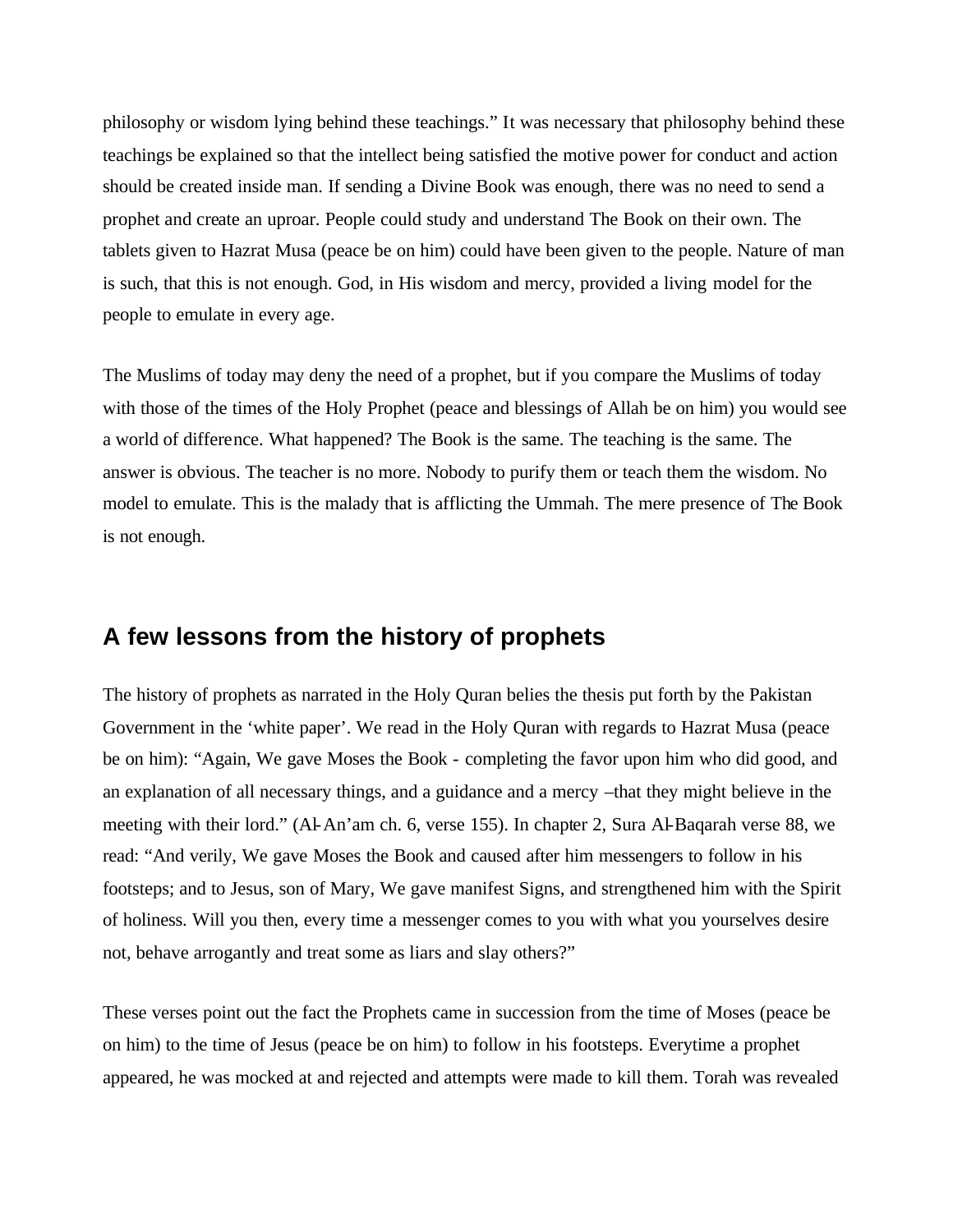philosophy or wisdom lying behind these teachings." It was necessary that philosophy behind these teachings be explained so that the intellect being satisfied the motive power for conduct and action should be created inside man. If sending a Divine Book was enough, there was no need to send a prophet and create an uproar. People could study and understand The Book on their own. The tablets given to Hazrat Musa (peace be on him) could have been given to the people. Nature of man is such, that this is not enough. God, in His wisdom and mercy, provided a living model for the people to emulate in every age.

The Muslims of today may deny the need of a prophet, but if you compare the Muslims of today with those of the times of the Holy Prophet (peace and blessings of Allah be on him) you would see a world of difference. What happened? The Book is the same. The teaching is the same. The answer is obvious. The teacher is no more. Nobody to purify them or teach them the wisdom. No model to emulate. This is the malady that is afflicting the Ummah. The mere presence of The Book is not enough.

## A few lessons from the history of prophets

The history of prophets as narrated in the Holy Quran belies the thesis put forth by the Pakistan Government in the 'white paper'. We read in the Holy Quran with regards to Hazrat Musa (peace be on him): "Again, We gave Moses the Book - completing the favor upon him who did good, and an explanation of all necessary things, and a guidance and a mercy –that they might believe in the meeting with their lord." (Al-An'am ch. 6, verse 155). In chapter 2, Sura Al-Baqarah verse 88, we read: "And verily, We gave Moses the Book and caused after him messengers to follow in his footsteps; and to Jesus, son of Mary, We gave manifest Signs, and strengthened him with the Spirit of holiness. Will you then, every time a messenger comes to you with what you yourselves desire not, behave arrogantly and treat some as liars and slay others?"

These verses point out the fact the Prophets came in succession from the time of Moses (peace be on him) to the time of Jesus (peace be on him) to follow in his footsteps. Everytime a prophet appeared, he was mocked at and rejected and attempts were made to kill them. Torah was revealed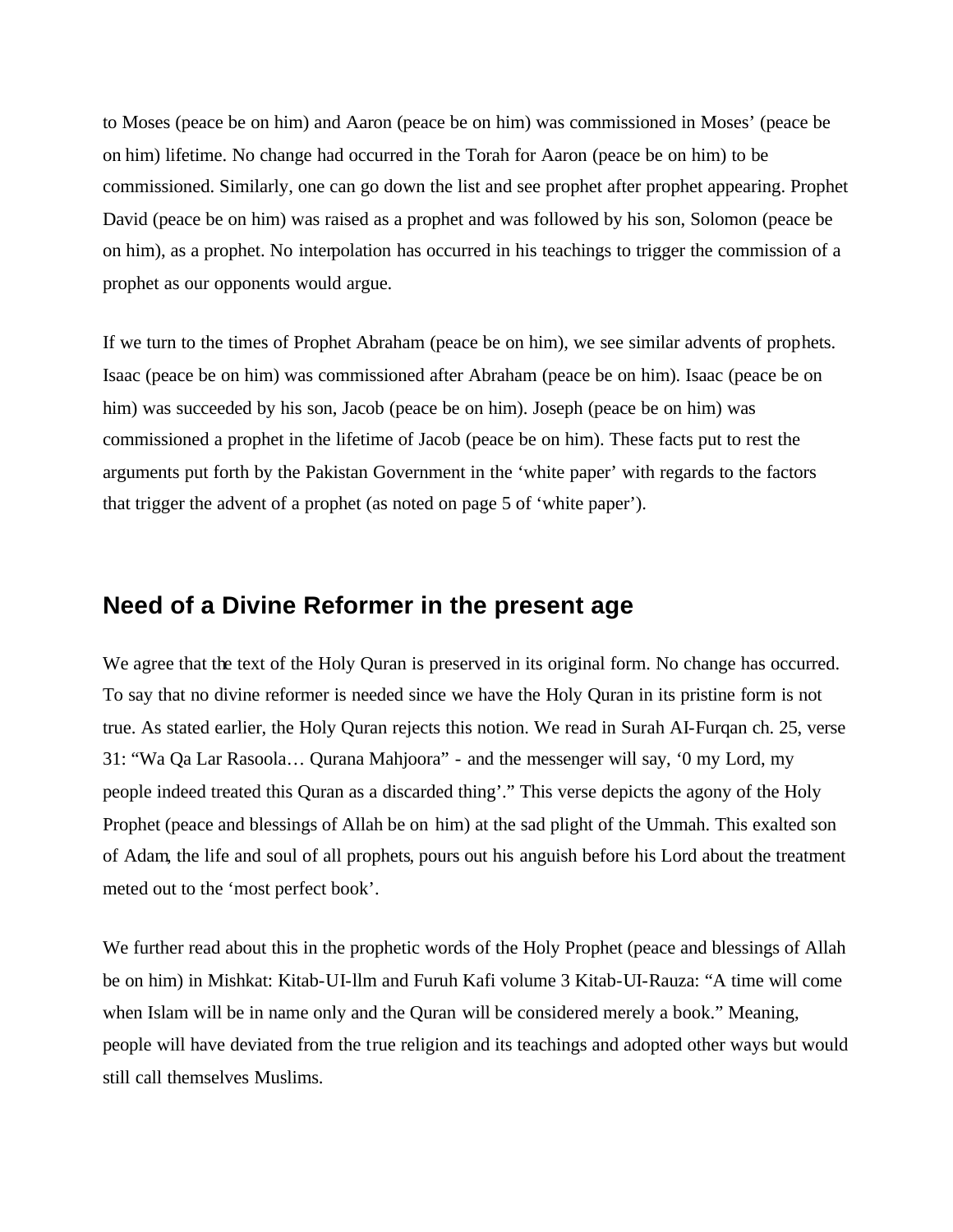to Moses (peace be on him) and Aaron (peace be on him) was commissioned in Moses' (peace be on him) lifetime. No change had occurred in the Torah for Aaron (peace be on him) to be commissioned. Similarly, one can go down the list and see prophet after prophet appearing. Prophet David (peace be on him) was raised as a prophet and was followed by his son, Solomon (peace be on him), as a prophet. No interpolation has occurred in his teachings to trigger the commission of a prophet as our opponents would argue.

If we turn to the times of Prophet Abraham (peace be on him), we see similar advents of prophets. Isaac (peace be on him) was commissioned after Abraham (peace be on him). Isaac (peace be on him) was succeeded by his son, Jacob (peace be on him). Joseph (peace be on him) was commissioned a prophet in the lifetime of Jacob (peace be on him). These facts put to rest the arguments put forth by the Pakistan Government in the 'white paper' with regards to the factors that trigger the advent of a prophet (as noted on page 5 of 'white paper').

## Need of a Divine Reformer in the present age

We agree that the text of the Holy Quran is preserved in its original form. No change has occurred. To say that no divine reformer is needed since we have the Holy Quran in its pristine form is not true. As stated earlier, the Holy Quran rejects this notion. We read in Surah Al-Furqan ch. 25, verse 31: "Wa Qa Lar Rasoola… Qurana Mahjoora" - and the messenger will say, '0 my Lord, my people indeed treated this Quran as a discarded thing'." This verse depicts the agony of the Holy Prophet (peace and blessings of Allah be on him) at the sad plight of the Ummah. This exalted son of Adam, the life and soul of all prophets, pours out his anguish before his Lord about the treatment meted out to the 'most perfect book'.

We further read about this in the prophetic words of the Holy Prophet (peace and blessings of Allah be on him) in Mishkat: Kitab-Ul-llm and Furuh Kafi volume 3 Kitab-Ul-Rauza: "A time will come when Islam will be in name only and the Quran will be considered merely a book." Meaning, people will have deviated from the true religion and its teachings and adopted other ways but would still call themselves Muslims.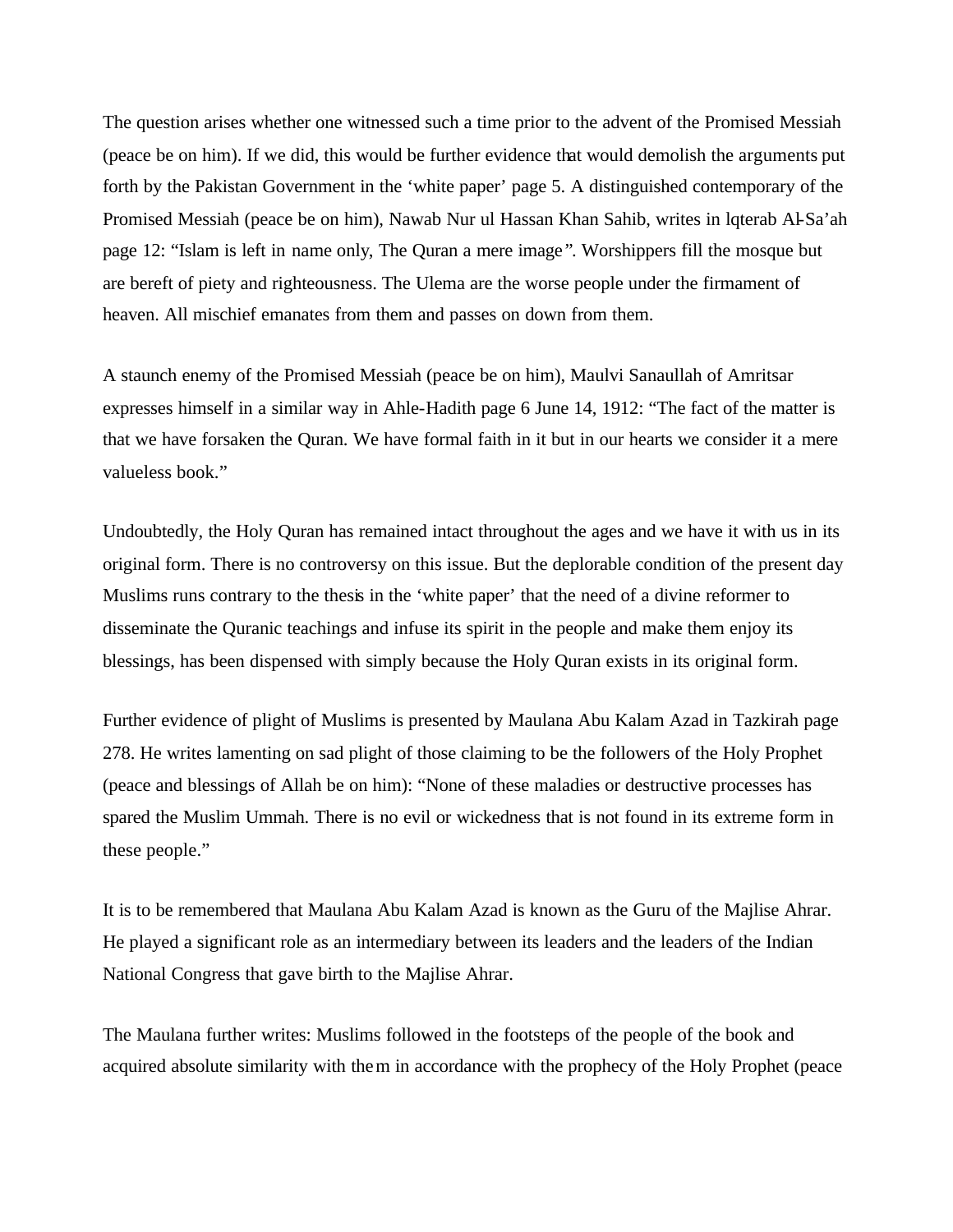The question arises whether one witnessed such a time prior to the advent of the Promised Messiah (peace be on him). If we did, this would be further evidence that would demolish the arguments put forth by the Pakistan Government in the 'white paper' page 5. A distinguished contemporary of the Promised Messiah (peace be on him), Nawab Nur ul Hassan Khan Sahib, writes in lqterab Al-Sa'ah page 12: "Islam is left in name only, The Quran a mere image". Worshippers fill the mosque but are bereft of piety and righteousness. The Ulema are the worse people under the firmament of heaven. All mischief emanates from them and passes on down from them.

A staunch enemy of the Promised Messiah (peace be on him), Maulvi Sanaullah of Amritsar expresses himself in a similar way in Ahle-Hadith page 6 June 14, 1912: "The fact of the matter is that we have forsaken the Quran. We have formal faith in it but in our hearts we consider it a mere valueless book."

Undoubtedly, the Holy Quran has remained intact throughout the ages and we have it with us in its original form. There is no controversy on this issue. But the deplorable condition of the present day Muslims runs contrary to the thesis in the 'white paper' that the need of a divine reformer to disseminate the Quranic teachings and infuse its spirit in the people and make them enjoy its blessings, has been dispensed with simply because the Holy Quran exists in its original form.

Further evidence of plight of Muslims is presented by Maulana Abu Kalam Azad in Tazkirah page 278. He writes lamenting on sad plight of those claiming to be the followers of the Holy Prophet (peace and blessings of Allah be on him): "None of these maladies or destructive processes has spared the Muslim Ummah. There is no evil or wickedness that is not found in its extreme form in these people."

It is to be remembered that Maulana Abu Kalam Azad is known as the Guru of the Majlise Ahrar. He played a significant role as an intermediary between its leaders and the leaders of the Indian National Congress that gave birth to the Majlise Ahrar.

The Maulana further writes: Muslims followed in the footsteps of the people of the book and acquired absolute similarity with them in accordance with the prophecy of the Holy Prophet (peace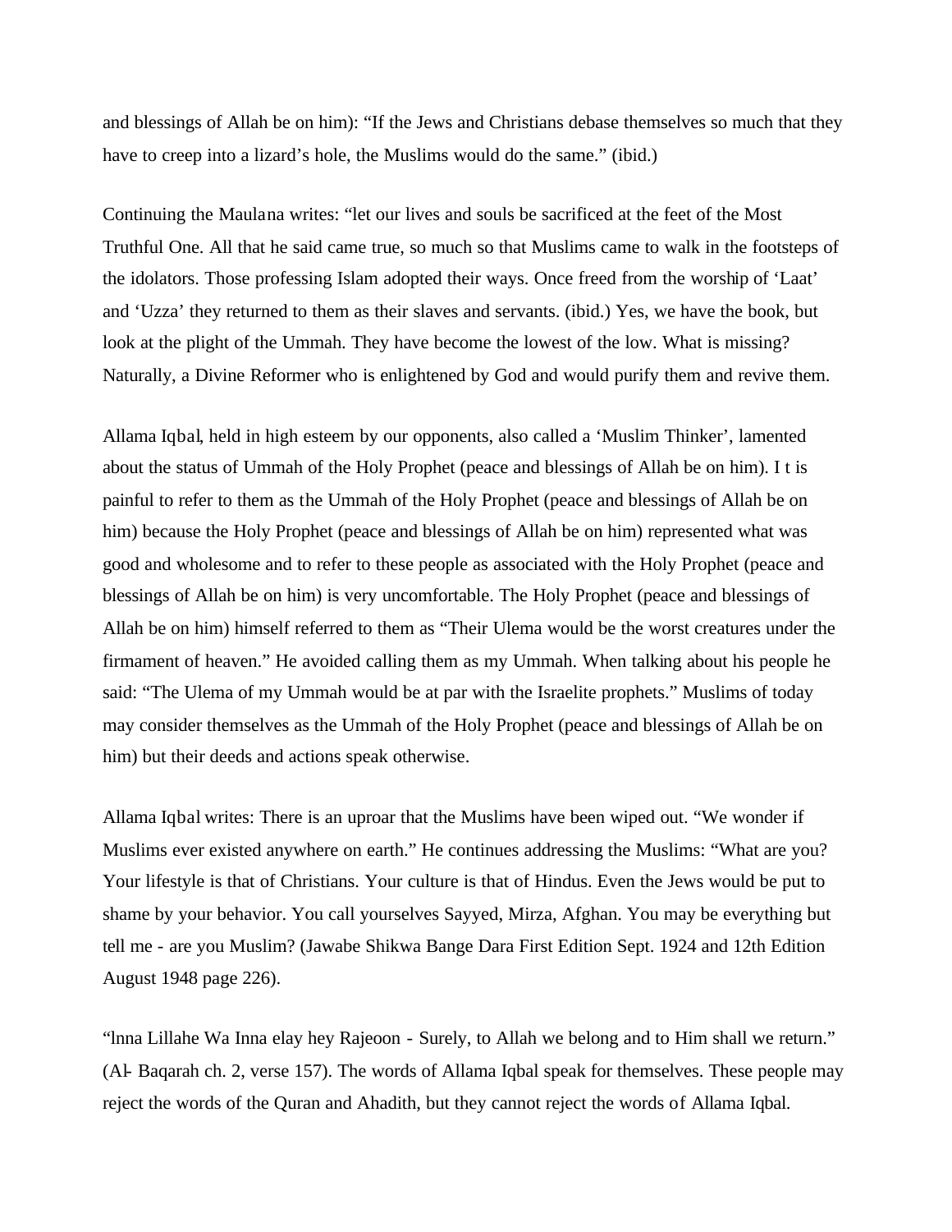and blessings of Allah be on him): “If the Jews and Christians debase themselves so much that they have to creep into a lizard’s hole, the Muslims would do the same.” (ibid.)

Continuing the Maulana writes: “let our lives and souls be sacrificed at the feet of the Most Truthful One. All that he said came true, so much so that Muslims came to walk in the footsteps of the idolators. Those professing Islam adopted their ways. Once freed from the worship of ‘Laat’ and ‘Uzza’ they returned to them as their slaves and servants. (ibid.) Yes, we have the book, but look at the plight of the Ummah. They have become the lowest of the low. What is missing? Naturally, a Divine Reformer who is enlightened by God and would purify them and revive them.

Allama Iqbal, held in high esteem by our opponents, also called a ‘Muslim Thinker’, lamented about the status of Ummah of the Holy Prophet (peace and blessings of Allah be on him). I t is painful to refer to them as the Ummah of the Holy Prophet (peace and blessings of Allah be on him) because the Holy Prophet (peace and blessings of Allah be on him) represented what was good and wholesome and to refer to these people as associated with the Holy Prophet (peace and blessings of Allah be on him) is very uncomfortable. The Holy Prophet (peace and blessings of Allah be on him) himself referred to them as “Their Ulema would be the worst creatures under the firmament of heaven.” He avoided calling them as my Ummah. When talking about his people he said: “The Ulema of my Ummah would be at par with the Israelite prophets.” Muslims of today may consider themselves as the Ummah of the Holy Prophet (peace and blessings of Allah be on him) but their deeds and actions speak otherwise.

Allama Iqbal writes: There is an uproar that the Muslims have been wiped out. “We wonder if Muslims ever existed anywhere on earth.” He continues addressing the Muslims: “What are you? Your lifestyle is that of Christians. Your culture is that of Hindus. Even the Jews would be put to shame by your behavior. You call yourselves Sayyed, Mirza, Afghan. You may be everything but tell me - are you Muslim? (Jawabe Shikwa Bange Dara First Edition Sept. 1924 and 12th Edition August 1948 page 226).

“lnna Lillahe Wa Inna elay hey Rajeoon - Surely, to Allah we belong and to Him shall we return.” (Al- Baqarah ch. 2, verse 157). The words of Allama Iqbal speak for themselves. These people may reject the words of the Quran and Ahadith, but they cannot reject the words of Allama Iqbal.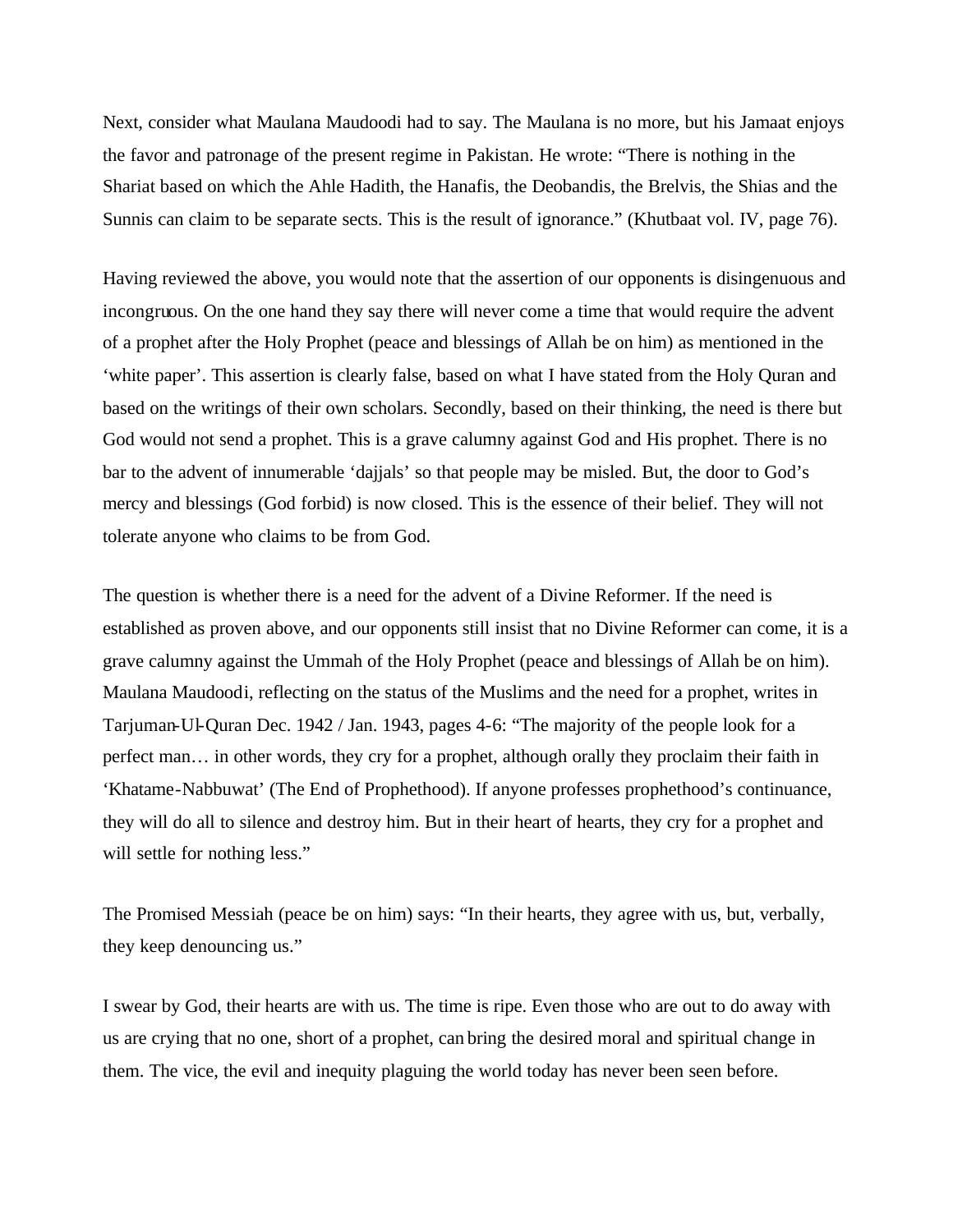Next, consider what Maulana Maudoodi had to say. The Maulana is no more, but his Jamaat enjoys the favor and patronage of the present regime in Pakistan. He wrote: “There is nothing in the Shariat based on which the Ahle Hadith, the Hanafis, the Deobandis, the Brelvis, the Shias and the Sunnis can claim to be separate sects. This is the result of ignorance.” (Khutbaat vol. IV, page 76).

Having reviewed the above, you would note that the assertion of our opponents is disingenuous and incongruous. On the one hand they say there will never come a time that would require the advent of a prophet after the Holy Prophet (peace and blessings of Allah be on him) as mentioned in the ‘white paper’. This assertion is clearly false, based on what I have stated from the Holy Quran and based on the writings of their own scholars. Secondly, based on their thinking, the need is there but God would not send a prophet. This is a grave calumny against God and His prophet. There is no bar to the advent of innumerable ‘dajjals’ so that people may be misled. But, the door to God’s mercy and blessings (God forbid) is now closed. This is the essence of their belief. They will not tolerate anyone who claims to be from God.

The question is whether there is a need for the advent of a Divine Reformer. If the need is established as proven above, and our opponents still insist that no Divine Reformer can come, it is a grave calumny against the Ummah of the Holy Prophet (peace and blessings of Allah be on him). Maulana Maudoodi, reflecting on the status of the Muslims and the need for a prophet, writes in Tarjuman-Ul-Quran Dec. 1942 / Jan. 1943, pages 4-6: “The majority of the people look for a perfect man… in other words, they cry for a prophet, although orally they proclaim their faith in ‘Khatame-Nabbuwat’ (The End of Prophethood). If anyone professes prophethood’s continuance, they will do all to silence and destroy him. But in their heart of hearts, they cry for a prophet and will settle for nothing less.”

The Promised Messiah (peace be on him) says: “In their hearts, they agree with us, but, verbally, they keep denouncing us.”

I swear by God, their hearts are with us. The time is ripe. Even those who are out to do away with us are crying that no one, short of a prophet, can bring the desired moral and spiritual change in them. The vice, the evil and inequity plaguing the world today has never been seen before.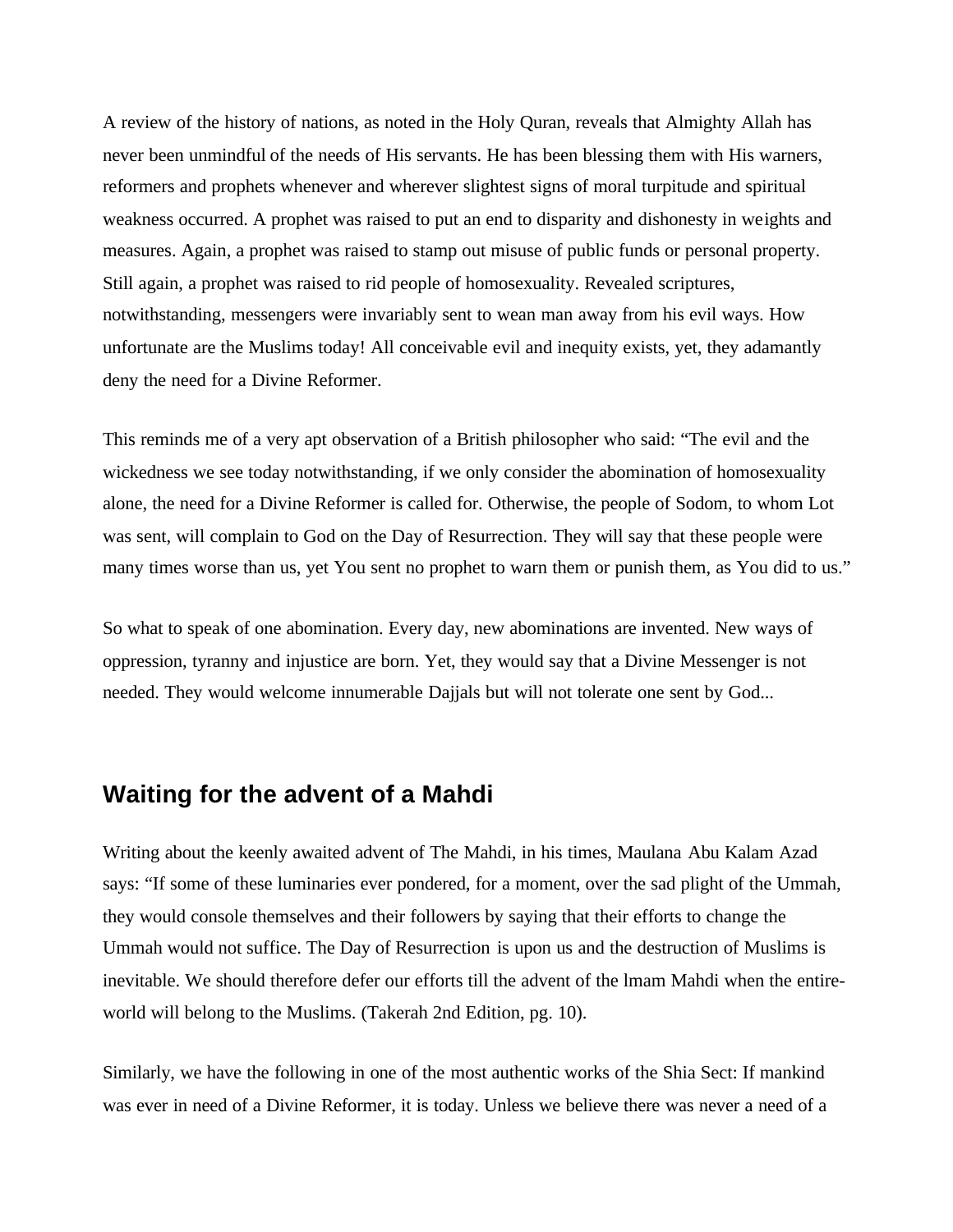A review of the history of nations, as noted in the Holy Quran, reveals that Almighty Allah has never been unmindful of the needs of His servants. He has been blessing them with His warners, reformers and prophets whenever and wherever slightest signs of moral turpitude and spiritual weakness occurred. A prophet was raised to put an end to disparity and dishonesty in weights and measures. Again, a prophet was raised to stamp out misuse of public funds or personal property. Still again, a prophet was raised to rid people of homosexuality. Revealed scriptures, notwithstanding, messengers were invariably sent to wean man away from his evil ways. How unfortunate are the Muslims today! All conceivable evil and inequity exists, yet, they adamantly deny the need for a Divine Reformer.

This reminds me of a very apt observation of a British philosopher who said: "The evil and the wickedness we see today notwithstanding, if we only consider the abomination of homosexuality alone, the need for a Divine Reformer is called for. Otherwise, the people of Sodom, to whom Lot was sent, will complain to God on the Day of Resurrection. They will say that these people were many times worse than us, yet You sent no prophet to warn them or punish them, as You did to us."

So what to speak of one abomination. Every day, new abominations are invented. New ways of oppression, tyranny and injustice are born. Yet, they would say that a Divine Messenger is not needed. They would welcome innumerable Dajjals but will not tolerate one sent by God...

## Waiting for the advent of a Mahdi

Writing about the keenly awaited advent of The Mahdi, in his times, Maulana Abu Kalam Azad says: "If some of these luminaries ever pondered, for a moment, over the sad plight of the Ummah, they would console themselves and their followers by saying that their efforts to change the Ummah would not suffice. The Day of Resurrection is upon us and the destruction of Muslims is inevitable. We should therefore defer our efforts till the advent of the lmam Mahdi when the entire-world will belong to the Muslims. (Takerah 2nd Edition, pg. 10).

Similarly, we have the following in one of the most authentic works of the Shia Sect: If mankind was ever in need of a Divine Reformer, it is today. Unless we believe there was never a need of a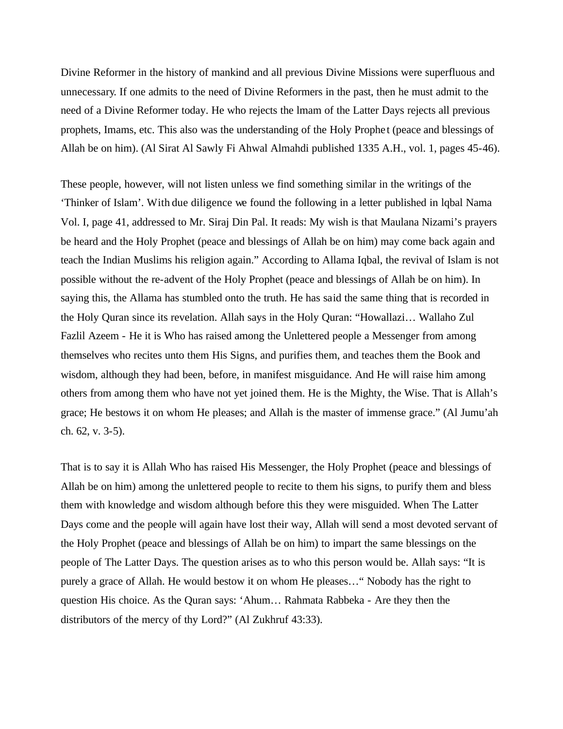Divine Reformer in the history of mankind and all previous Divine Missions were superfluous and unnecessary. If one admits to the need of Divine Reformers in the past, then he must admit to the need of a Divine Reformer today. He who rejects the lmam of the Latter Days rejects all previous prophets, Imams, etc. This also was the understanding of the Holy Prophet (peace and blessings of Allah be on him). (Al Sirat Al Sawly Fi Ahwal Almahdi published 1335 A.H., vol. 1, pages 45-46).

These people, however, will not listen unless we find something similar in the writings of the 'Thinker of Islam'. With due diligence we found the following in a letter published in lqbal Nama Vol. I, page 41, addressed to Mr. Siraj Din Pal. It reads: My wish is that Maulana Nizami's prayers be heard and the Holy Prophet (peace and blessings of Allah be on him) may come back again and teach the Indian Muslims his religion again." According to Allama Iqbal, the revival of Islam is not possible without the re-advent of the Holy Prophet (peace and blessings of Allah be on him). In saying this, the Allama has stumbled onto the truth. He has said the same thing that is recorded in the Holy Quran since its revelation. Allah says in the Holy Quran: "Howallazi… Wallaho Zul Fazlil Azeem - He it is Who has raised among the Unlettered people a Messenger from among themselves who recites unto them His Signs, and purifies them, and teaches them the Book and wisdom, although they had been, before, in manifest misguidance. And He will raise him among others from among them who have not yet joined them. He is the Mighty, the Wise. That is Allah's grace; He bestows it on whom He pleases; and Allah is the master of immense grace." (Al Jumu'ah ch. 62, v. 3-5).

That is to say it is Allah Who has raised His Messenger, the Holy Prophet (peace and blessings of Allah be on him) among the unlettered people to recite to them his signs, to purify them and bless them with knowledge and wisdom although before this they were misguided. When The Latter Days come and the people will again have lost their way, Allah will send a most devoted servant of the Holy Prophet (peace and blessings of Allah be on him) to impart the same blessings on the people of The Latter Days. The question arises as to who this person would be. Allah says: "It is purely a grace of Allah. He would bestow it on whom He pleases…" Nobody has the right to question His choice. As the Quran says: 'Ahum… Rahmata Rabbeka - Are they then the distributors of the mercy of thy Lord?" (Al Zukhruf 43:33).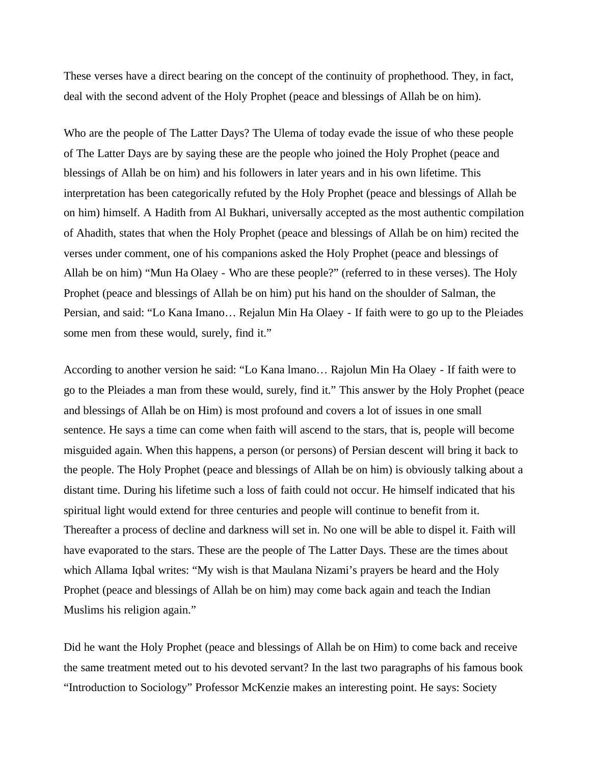These verses have a direct bearing on the concept of the continuity of prophethood. They, in fact, deal with the second advent of the Holy Prophet (peace and blessings of Allah be on him).

Who are the people of The Latter Days? The Ulema of today evade the issue of who these people of The Latter Days are by saying these are the people who joined the Holy Prophet (peace and blessings of Allah be on him) and his followers in later years and in his own lifetime. This interpretation has been categorically refuted by the Holy Prophet (peace and blessings of Allah be on him) himself. A Hadith from Al Bukhari, universally accepted as the most authentic compilation of Ahadith, states that when the Holy Prophet (peace and blessings of Allah be on him) recited the verses under comment, one of his companions asked the Holy Prophet (peace and blessings of Allah be on him) "Mun Ha Olaey - Who are these people?" (referred to in these verses). The Holy Prophet (peace and blessings of Allah be on him) put his hand on the shoulder of Salman, the Persian, and said: "Lo Kana Imano… Rejalun Min Ha Olaey - If faith were to go up to the Pleiades some men from these would, surely, find it."

According to another version he said: "Lo Kana lmano… Rajolun Min Ha Olaey - If faith were to go to the Pleiades a man from these would, surely, find it." This answer by the Holy Prophet (peace and blessings of Allah be on Him) is most profound and covers a lot of issues in one small sentence. He says a time can come when faith will ascend to the stars, that is, people will become misguided again. When this happens, a person (or persons) of Persian descent will bring it back to the people. The Holy Prophet (peace and blessings of Allah be on him) is obviously talking about a distant time. During his lifetime such a loss of faith could not occur. He himself indicated that his spiritual light would extend for three centuries and people will continue to benefit from it. Thereafter a process of decline and darkness will set in. No one will be able to dispel it. Faith will have evaporated to the stars. These are the people of The Latter Days. These are the times about which Allama Iqbal writes: "My wish is that Maulana Nizami's prayers be heard and the Holy Prophet (peace and blessings of Allah be on him) may come back again and teach the Indian Muslims his religion again."

Did he want the Holy Prophet (peace and blessings of Allah be on Him) to come back and receive the same treatment meted out to his devoted servant? In the last two paragraphs of his famous book "Introduction to Sociology" Professor McKenzie makes an interesting point. He says: Society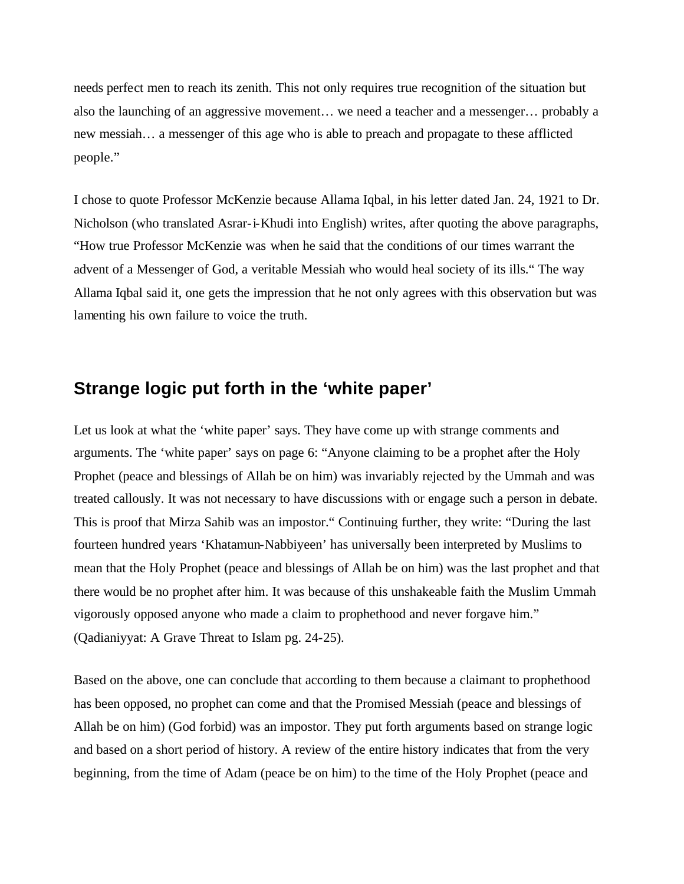needs perfect men to reach its zenith. This not only requires true recognition of the situation but also the launching of an aggressive movement… we need a teacher and a messenger… probably a new messiah… a messenger of this age who is able to preach and propagate to these afflicted people."

I chose to quote Professor McKenzie because Allama Iqbal, in his letter dated Jan. 24, 1921 to Dr. Nicholson (who translated Asrar-i-Khudi into English) writes, after quoting the above paragraphs, "How true Professor McKenzie was when he said that the conditions of our times warrant the advent of a Messenger of God, a veritable Messiah who would heal society of its ills." The way Allama Iqbal said it, one gets the impression that he not only agrees with this observation but was lamenting his own failure to voice the truth.

## Strange logic put forth in the 'white paper'

Let us look at what the 'white paper' says. They have come up with strange comments and arguments. The 'white paper' says on page 6: "Anyone claiming to be a prophet after the Holy Prophet (peace and blessings of Allah be on him) was invariably rejected by the Ummah and was treated callously. It was not necessary to have discussions with or engage such a person in debate. This is proof that Mirza Sahib was an impostor." Continuing further, they write: "During the last fourteen hundred years 'Khatamun-Nabbiyeen' has universally been interpreted by Muslims to mean that the Holy Prophet (peace and blessings of Allah be on him) was the last prophet and that there would be no prophet after him. It was because of this unshakeable faith the Muslim Ummah vigorously opposed anyone who made a claim to prophethood and never forgave him." (Qadianiyyat: A Grave Threat to Islam pg. 24-25).

Based on the above, one can conclude that according to them because a claimant to prophethood has been opposed, no prophet can come and that the Promised Messiah (peace and blessings of Allah be on him) (God forbid) was an impostor. They put forth arguments based on strange logic and based on a short period of history. A review of the entire history indicates that from the very beginning, from the time of Adam (peace be on him) to the time of the Holy Prophet (peace and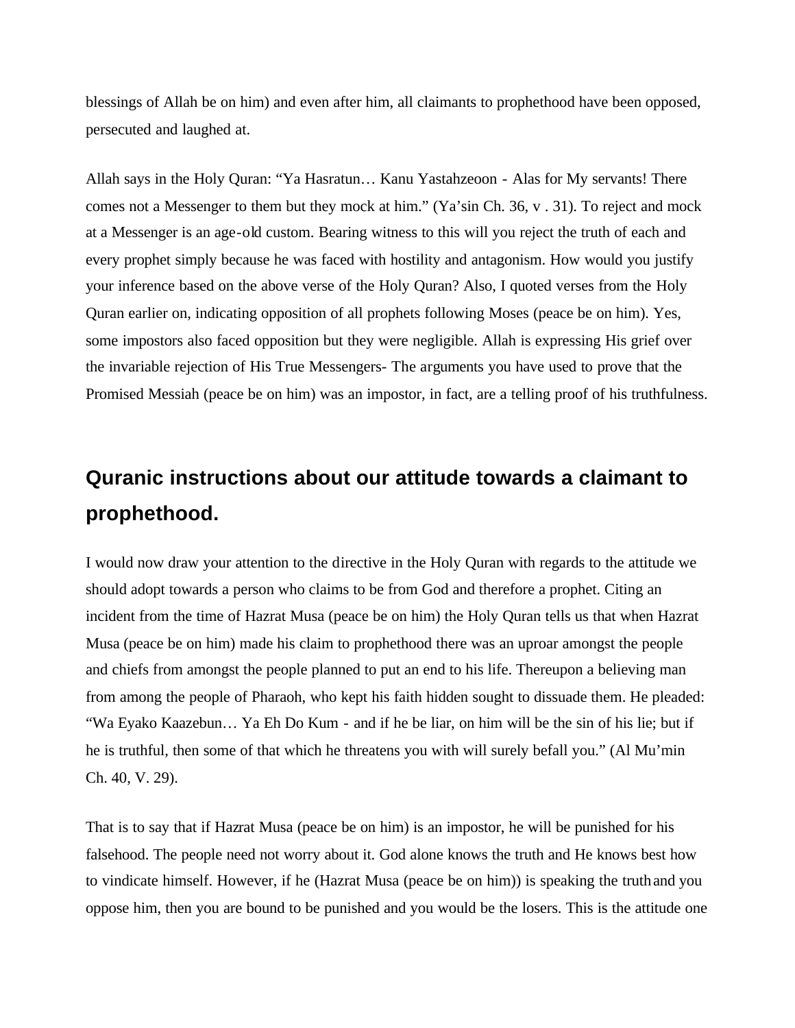blessings of Allah be on him) and even after him, all claimants to prophethood have been opposed, persecuted and laughed at.

Allah says in the Holy Quran: "Ya Hasratun… Kanu Yastahzeoon - Alas for My servants! There comes not a Messenger to them but they mock at him." (Ya'sin Ch. 36, v . 31). To reject and mock at a Messenger is an age-old custom. Bearing witness to this will you reject the truth of each and every prophet simply because he was faced with hostility and antagonism. How would you justify your inference based on the above verse of the Holy Quran? Also, I quoted verses from the Holy Quran earlier on, indicating opposition of all prophets following Moses (peace be on him). Yes, some impostors also faced opposition but they were negligible. Allah is expressing His grief over the invariable rejection of His True Messengers- The arguments you have used to prove that the Promised Messiah (peace be on him) was an impostor, in fact, are a telling proof of his truthfulness.

## Quranic instructions about our attitude towards a claimant to prophethood.

I would now draw your attention to the directive in the Holy Quran with regards to the attitude we should adopt towards a person who claims to be from God and therefore a prophet. Citing an incident from the time of Hazrat Musa (peace be on him) the Holy Quran tells us that when Hazrat Musa (peace be on him) made his claim to prophethood there was an uproar amongst the people and chiefs from amongst the people planned to put an end to his life. Thereupon a believing man from among the people of Pharaoh, who kept his faith hidden sought to dissuade them. He pleaded: "Wa Eyako Kaazebun… Ya Eh Do Kum - and if he be liar, on him will be the sin of his lie; but if he is truthful, then some of that which he threatens you with will surely befall you." (Al Mu'min Ch. 40, V. 29).

That is to say that if Hazrat Musa (peace be on him) is an impostor, he will be punished for his falsehood. The people need not worry about it. God alone knows the truth and He knows best how to vindicate himself. However, if he (Hazrat Musa (peace be on him)) is speaking the truth and you oppose him, then you are bound to be punished and you would be the losers. This is the attitude one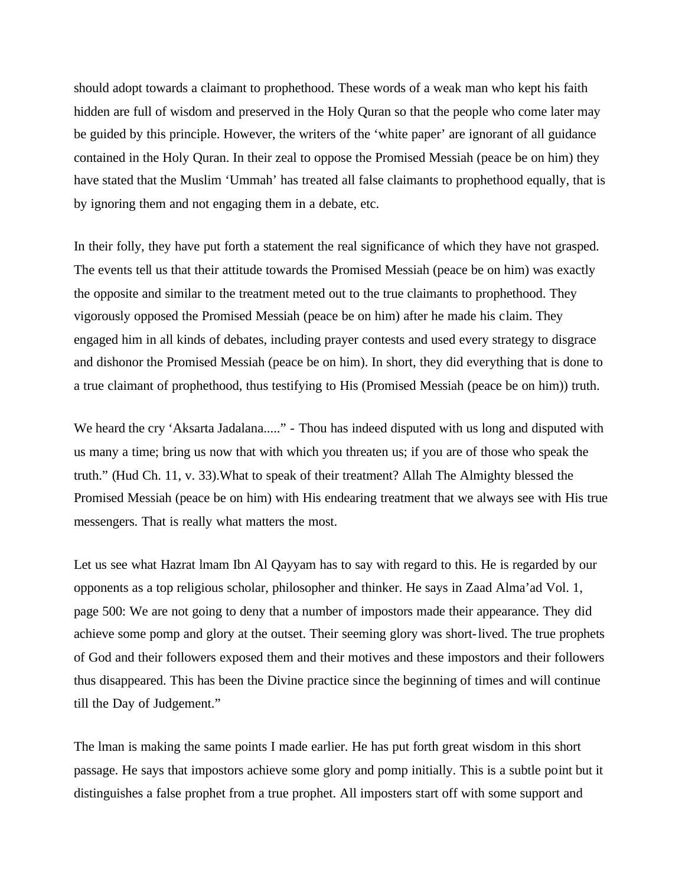should adopt towards a claimant to prophethood. These words of a weak man who kept his faith hidden are full of wisdom and preserved in the Holy Quran so that the people who come later may be guided by this principle. However, the writers of the 'white paper' are ignorant of all guidance contained in the Holy Quran. In their zeal to oppose the Promised Messiah (peace be on him) they have stated that the Muslim 'Ummah' has treated all false claimants to prophethood equally, that is by ignoring them and not engaging them in a debate, etc.

In their folly, they have put forth a statement the real significance of which they have not grasped. The events tell us that their attitude towards the Promised Messiah (peace be on him) was exactly the opposite and similar to the treatment meted out to the true claimants to prophethood. They vigorously opposed the Promised Messiah (peace be on him) after he made his claim. They engaged him in all kinds of debates, including prayer contests and used every strategy to disgrace and dishonor the Promised Messiah (peace be on him). In short, they did everything that is done to a true claimant of prophethood, thus testifying to His (Promised Messiah (peace be on him)) truth.

We heard the cry 'Aksarta Jadalana....." - Thou has indeed disputed with us long and disputed with us many a time; bring us now that with which you threaten us; if you are of those who speak the truth." (Hud Ch. 11, v. 33).What to speak of their treatment? Allah The Almighty blessed the Promised Messiah (peace be on him) with His endearing treatment that we always see with His true messengers. That is really what matters the most.

Let us see what Hazrat lmam Ibn Al Qayyam has to say with regard to this. He is regarded by our opponents as a top religious scholar, philosopher and thinker. He says in Zaad Alma'ad Vol. 1, page 500: We are not going to deny that a number of impostors made their appearance. They did achieve some pomp and glory at the outset. Their seeming glory was short-lived. The true prophets of God and their followers exposed them and their motives and these impostors and their followers thus disappeared. This has been the Divine practice since the beginning of times and will continue till the Day of Judgement."

The lman is making the same points I made earlier. He has put forth great wisdom in this short passage. He says that impostors achieve some glory and pomp initially. This is a subtle point but it distinguishes a false prophet from a true prophet. All imposters start off with some support and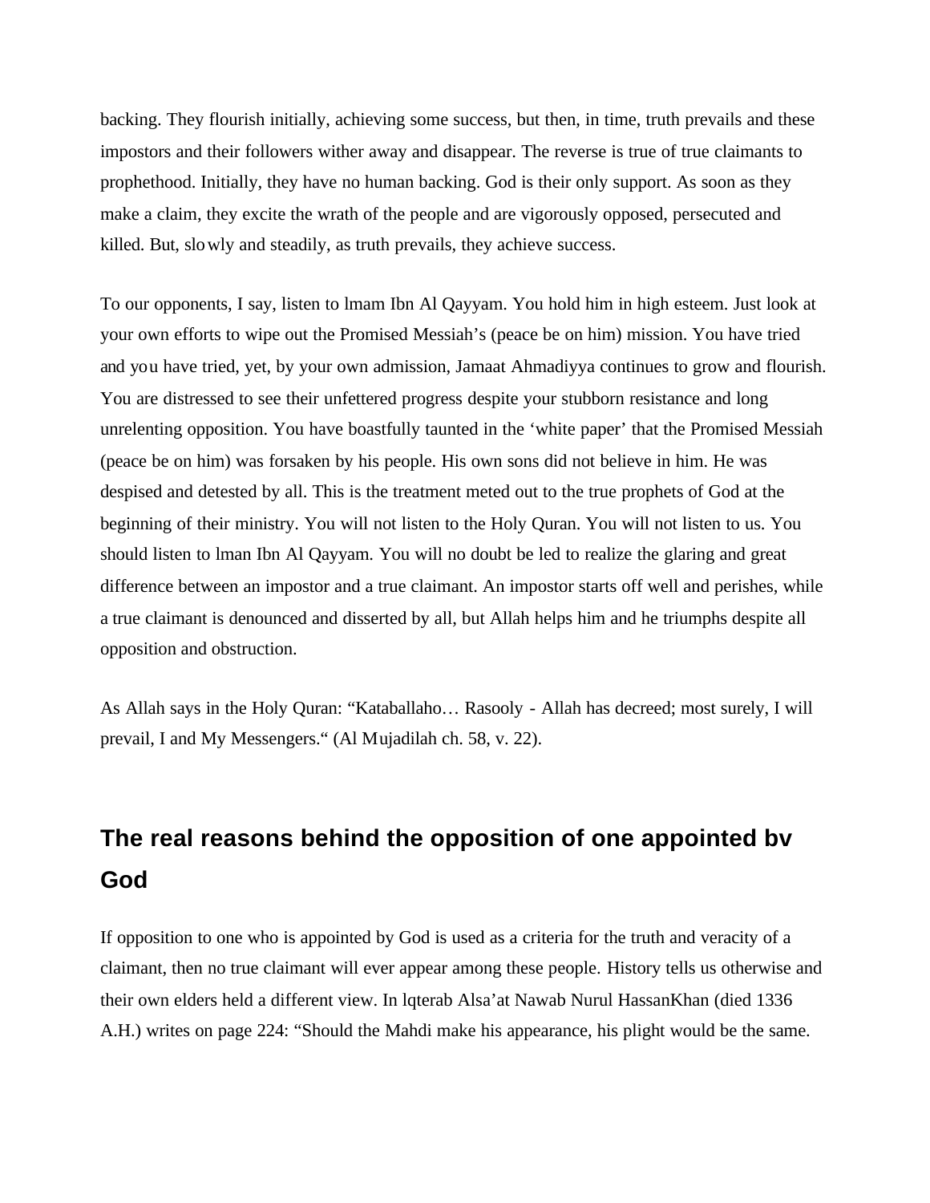backing. They flourish initially, achieving some success, but then, in time, truth prevails and these impostors and their followers wither away and disappear. The reverse is true of true claimants to prophethood. Initially, they have no human backing. God is their only support. As soon as they make a claim, they excite the wrath of the people and are vigorously opposed, persecuted and killed. But, slowly and steadily, as truth prevails, they achieve success.

To our opponents, I say, listen to lmam Ibn Al Qayyam. You hold him in high esteem. Just look at your own efforts to wipe out the Promised Messiah's (peace be on him) mission. You have tried and you have tried, yet, by your own admission, Jamaat Ahmadiyya continues to grow and flourish. You are distressed to see their unfettered progress despite your stubborn resistance and long unrelenting opposition. You have boastfully taunted in the 'white paper' that the Promised Messiah (peace be on him) was forsaken by his people. His own sons did not believe in him. He was despised and detested by all. This is the treatment meted out to the true prophets of God at the beginning of their ministry. You will not listen to the Holy Quran. You will not listen to us. You should listen to lman Ibn Al Qayyam. You will no doubt be led to realize the glaring and great difference between an impostor and a true claimant. An impostor starts off well and perishes, while a true claimant is denounced and disserted by all, but Allah helps him and he triumphs despite all opposition and obstruction.

As Allah says in the Holy Quran: "Kataballaho… Rasooly - Allah has decreed; most surely, I will prevail, I and My Messengers." (Al Mujadilah ch. 58, v. 22).

## The real reasons behind the opposition of one appointed bv God

If opposition to one who is appointed by God is used as a criteria for the truth and veracity of a claimant, then no true claimant will ever appear among these people. History tells us otherwise and their own elders held a different view. In lqterab Alsa'at Nawab Nurul HassanKhan (died 1336 A.H.) writes on page 224: "Should the Mahdi make his appearance, his plight would be the same.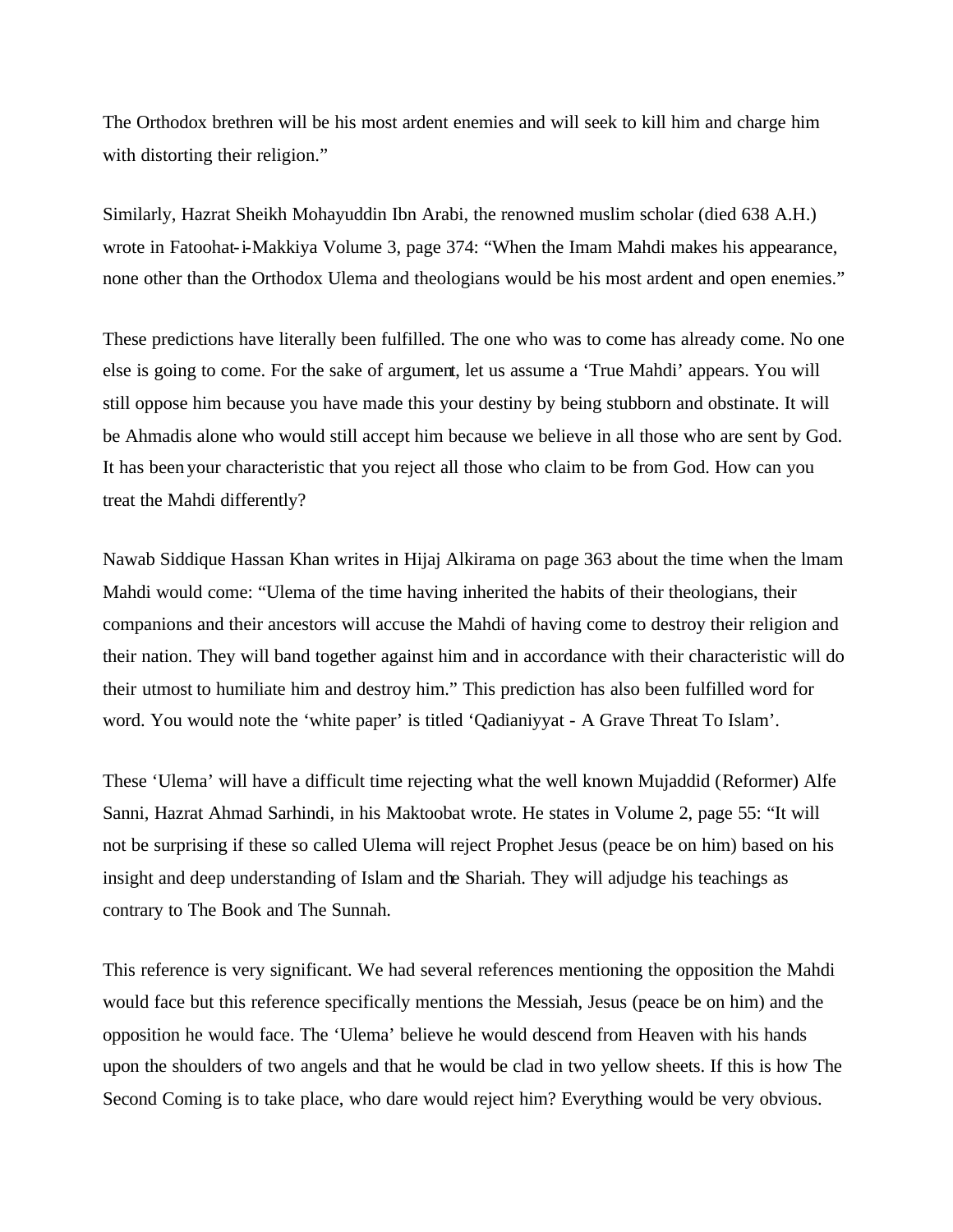The Orthodox brethren will be his most ardent enemies and will seek to kill him and charge him with distorting their religion."

Similarly, Hazrat Sheikh Mohayuddin Ibn Arabi, the renowned muslim scholar (died 638 A.H.) wrote in Fatoohat-i-Makkiya Volume 3, page 374: "When the Imam Mahdi makes his appearance, none other than the Orthodox Ulema and theologians would be his most ardent and open enemies."

These predictions have literally been fulfilled. The one who was to come has already come. No one else is going to come. For the sake of argument, let us assume a 'True Mahdi' appears. You will still oppose him because you have made this your destiny by being stubborn and obstinate. It will be Ahmadis alone who would still accept him because we believe in all those who are sent by God. It has been your characteristic that you reject all those who claim to be from God. How can you treat the Mahdi differently?

Nawab Siddique Hassan Khan writes in Hijaj Alkirama on page 363 about the time when the lmam Mahdi would come: "Ulema of the time having inherited the habits of their theologians, their companions and their ancestors will accuse the Mahdi of having come to destroy their religion and their nation. They will band together against him and in accordance with their characteristic will do their utmost to humiliate him and destroy him." This prediction has also been fulfilled word for word. You would note the 'white paper' is titled 'Qadianiyyat - A Grave Threat To Islam'.

These 'Ulema' will have a difficult time rejecting what the well known Mujaddid (Reformer) Alfe Sanni, Hazrat Ahmad Sarhindi, in his Maktoobat wrote. He states in Volume 2, page 55: "It will not be surprising if these so called Ulema will reject Prophet Jesus (peace be on him) based on his insight and deep understanding of Islam and the Shariah. They will adjudge his teachings as contrary to The Book and The Sunnah.

This reference is very significant. We had several references mentioning the opposition the Mahdi would face but this reference specifically mentions the Messiah, Jesus (peace be on him) and the opposition he would face. The 'Ulema' believe he would descend from Heaven with his hands upon the shoulders of two angels and that he would be clad in two yellow sheets. If this is how The Second Coming is to take place, who dare would reject him? Everything would be very obvious.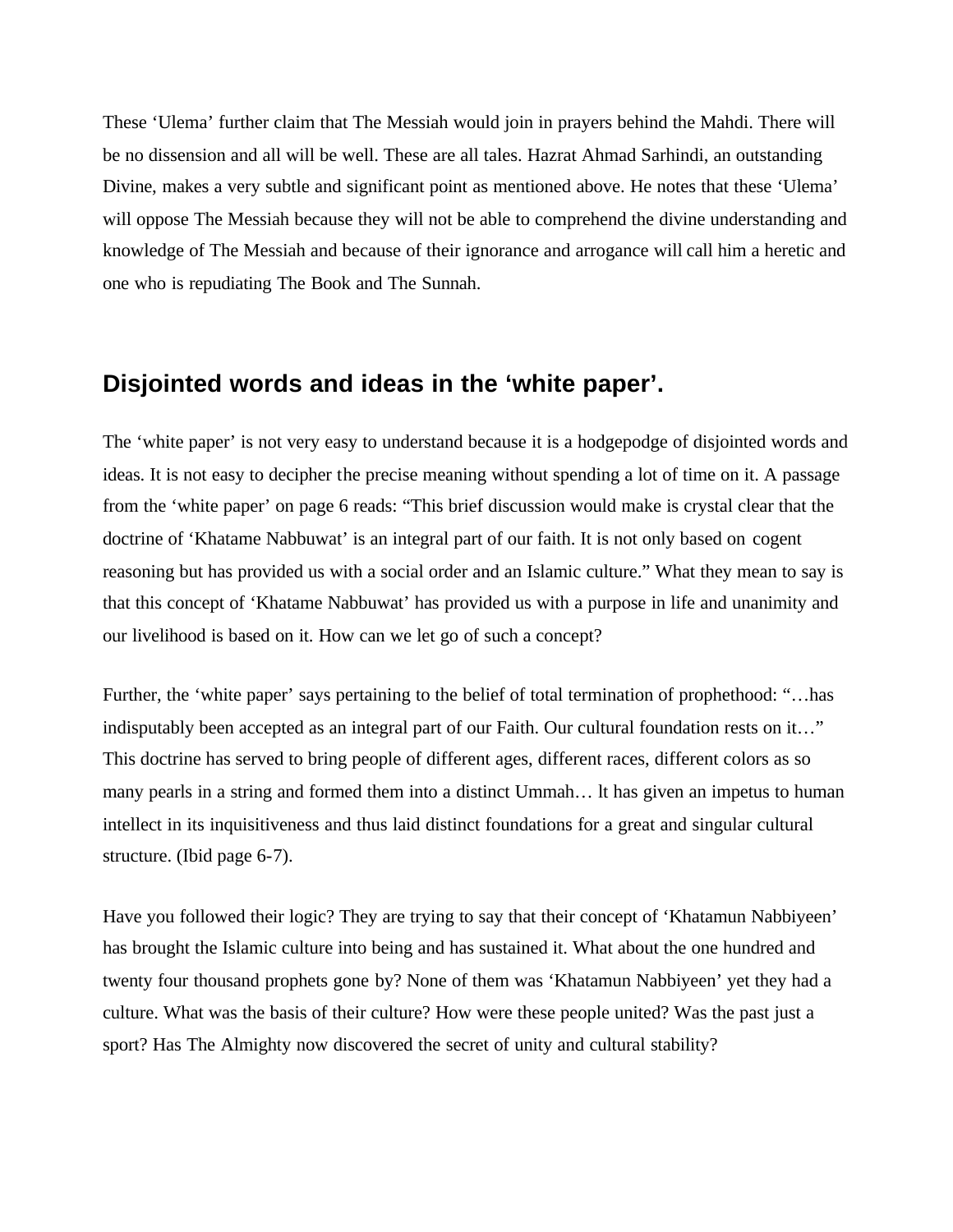These 'Ulema' further claim that The Messiah would join in prayers behind the Mahdi. There will be no dissension and all will be well. These are all tales. Hazrat Ahmad Sarhindi, an outstanding Divine, makes a very subtle and significant point as mentioned above. He notes that these 'Ulema' will oppose The Messiah because they will not be able to comprehend the divine understanding and knowledge of The Messiah and because of their ignorance and arrogance will call him a heretic and one who is repudiating The Book and The Sunnah.

## Disjointed words and ideas in the 'white paper'.

The 'white paper' is not very easy to understand because it is a hodgepodge of disjointed words and ideas. It is not easy to decipher the precise meaning without spending a lot of time on it. A passage from the 'white paper' on page 6 reads: "This brief discussion would make is crystal clear that the doctrine of 'Khatame Nabbuwat' is an integral part of our faith. It is not only based on cogent reasoning but has provided us with a social order and an Islamic culture." What they mean to say is that this concept of 'Khatame Nabbuwat' has provided us with a purpose in life and unanimity and our livelihood is based on it. How can we let go of such a concept?

Further, the 'white paper' says pertaining to the belief of total termination of prophethood: "…has indisputably been accepted as an integral part of our Faith. Our cultural foundation rests on it…" This doctrine has served to bring people of different ages, different races, different colors as so many pearls in a string and formed them into a distinct Ummah… lt has given an impetus to human intellect in its inquisitiveness and thus laid distinct foundations for a great and singular cultural structure. (Ibid page 6-7).

Have you followed their logic? They are trying to say that their concept of 'Khatamun Nabbiyeen' has brought the Islamic culture into being and has sustained it. What about the one hundred and twenty four thousand prophets gone by? None of them was 'Khatamun Nabbiyeen' yet they had a culture. What was the basis of their culture? How were these people united? Was the past just a sport? Has The Almighty now discovered the secret of unity and cultural stability?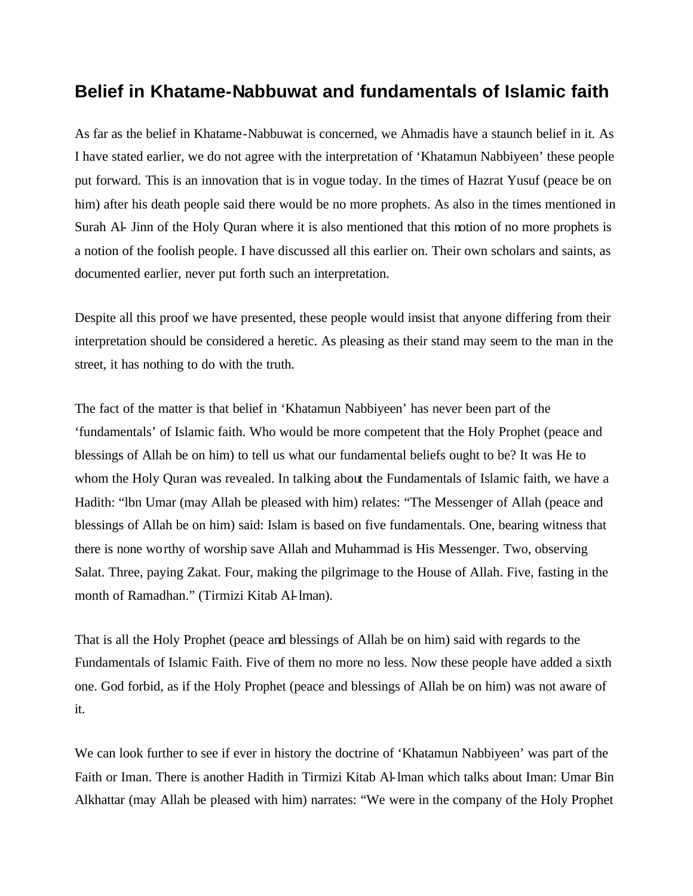## Belief in Khatame-Nabbuwat and fundamentals of Islamic faith

As far as the belief in Khatame-Nabbuwat is concerned, we Ahmadis have a staunch belief in it. As I have stated earlier, we do not agree with the interpretation of 'Khatamun Nabbiyeen' these people put forward. This is an innovation that is in vogue today. In the times of Hazrat Yusuf (peace be on him) after his death people said there would be no more prophets. As also in the times mentioned in Surah Al- Jinn of the Holy Quran where it is also mentioned that this notion of no more prophets is a notion of the foolish people. I have discussed all this earlier on. Their own scholars and saints, as documented earlier, never put forth such an interpretation.

Despite all this proof we have presented, these people would insist that anyone differing from their interpretation should be considered a heretic. As pleasing as their stand may seem to the man in the street, it has nothing to do with the truth.

The fact of the matter is that belief in 'Khatamun Nabbiyeen' has never been part of the 'fundamentals' of Islamic faith. Who would be more competent that the Holy Prophet (peace and blessings of Allah be on him) to tell us what our fundamental beliefs ought to be? It was He to whom the Holy Quran was revealed. In talking about the Fundamentals of Islamic faith, we have a Hadith: "lbn Umar (may Allah be pleased with him) relates: "The Messenger of Allah (peace and blessings of Allah be on him) said: Islam is based on five fundamentals. One, bearing witness that there is none worthy of worship save Allah and Muhammad is His Messenger. Two, observing Salat. Three, paying Zakat. Four, making the pilgrimage to the House of Allah. Five, fasting in the month of Ramadhan." (Tirmizi Kitab Al-lman).

That is all the Holy Prophet (peace and blessings of Allah be on him) said with regards to the Fundamentals of Islamic Faith. Five of them no more no less. Now these people have added a sixth one. God forbid, as if the Holy Prophet (peace and blessings of Allah be on him) was not aware of it.

We can look further to see if ever in history the doctrine of 'Khatamun Nabbiyeen' was part of the Faith or Iman. There is another Hadith in Tirmizi Kitab Al-lman which talks about Iman: Umar Bin Alkhattar (may Allah be pleased with him) narrates: "We were in the company of the Holy Prophet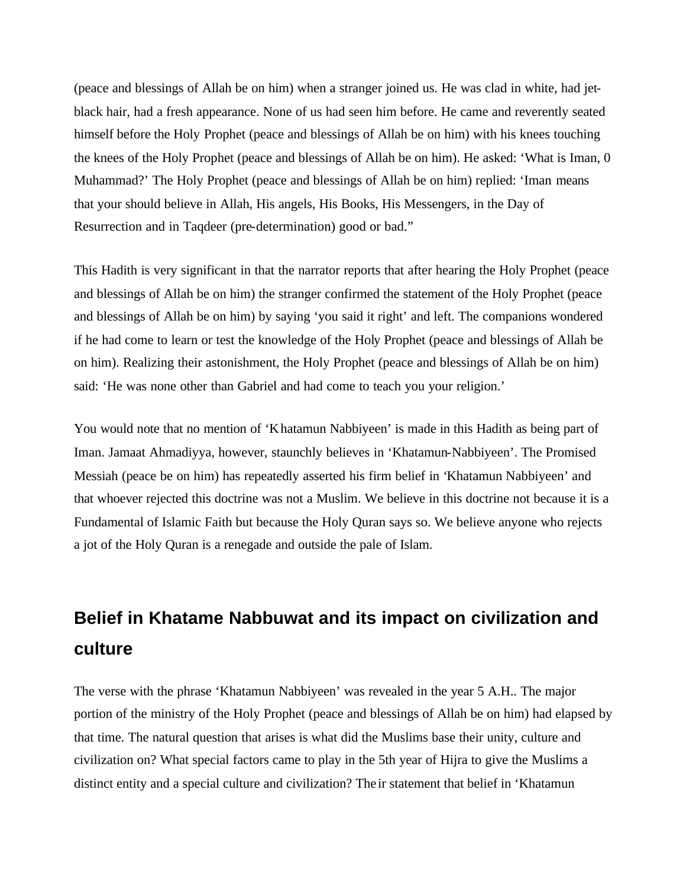(peace and blessings of Allah be on him) when a stranger joined us. He was clad in white, had jet-black hair, had a fresh appearance. None of us had seen him before. He came and reverently seated himself before the Holy Prophet (peace and blessings of Allah be on him) with his knees touching the knees of the Holy Prophet (peace and blessings of Allah be on him). He asked: 'What is Iman, 0 Muhammad?' The Holy Prophet (peace and blessings of Allah be on him) replied: 'Iman means that your should believe in Allah, His angels, His Books, His Messengers, in the Day of Resurrection and in Taqdeer (pre-determination) good or bad."

This Hadith is very significant in that the narrator reports that after hearing the Holy Prophet (peace and blessings of Allah be on him) the stranger confirmed the statement of the Holy Prophet (peace and blessings of Allah be on him) by saying 'you said it right' and left. The companions wondered if he had come to learn or test the knowledge of the Holy Prophet (peace and blessings of Allah be on him). Realizing their astonishment, the Holy Prophet (peace and blessings of Allah be on him) said: 'He was none other than Gabriel and had come to teach you your religion.'

You would note that no mention of 'Khatamun Nabbiyeen' is made in this Hadith as being part of Iman. Jamaat Ahmadiyya, however, staunchly believes in 'Khatamun-Nabbiyeen'. The Promised Messiah (peace be on him) has repeatedly asserted his firm belief in 'Khatamun Nabbiyeen' and that whoever rejected this doctrine was not a Muslim. We believe in this doctrine not because it is a Fundamental of Islamic Faith but because the Holy Quran says so. We believe anyone who rejects a jot of the Holy Quran is a renegade and outside the pale of Islam.

## Belief in Khatame Nabbuwat and its impact on civilization and culture

The verse with the phrase 'Khatamun Nabbiyeen' was revealed in the year 5 A.H.. The major portion of the ministry of the Holy Prophet (peace and blessings of Allah be on him) had elapsed by that time. The natural question that arises is what did the Muslims base their unity, culture and civilization on? What special factors came to play in the 5th year of Hijra to give the Muslims a distinct entity and a special culture and civilization? Their statement that belief in 'Khatamun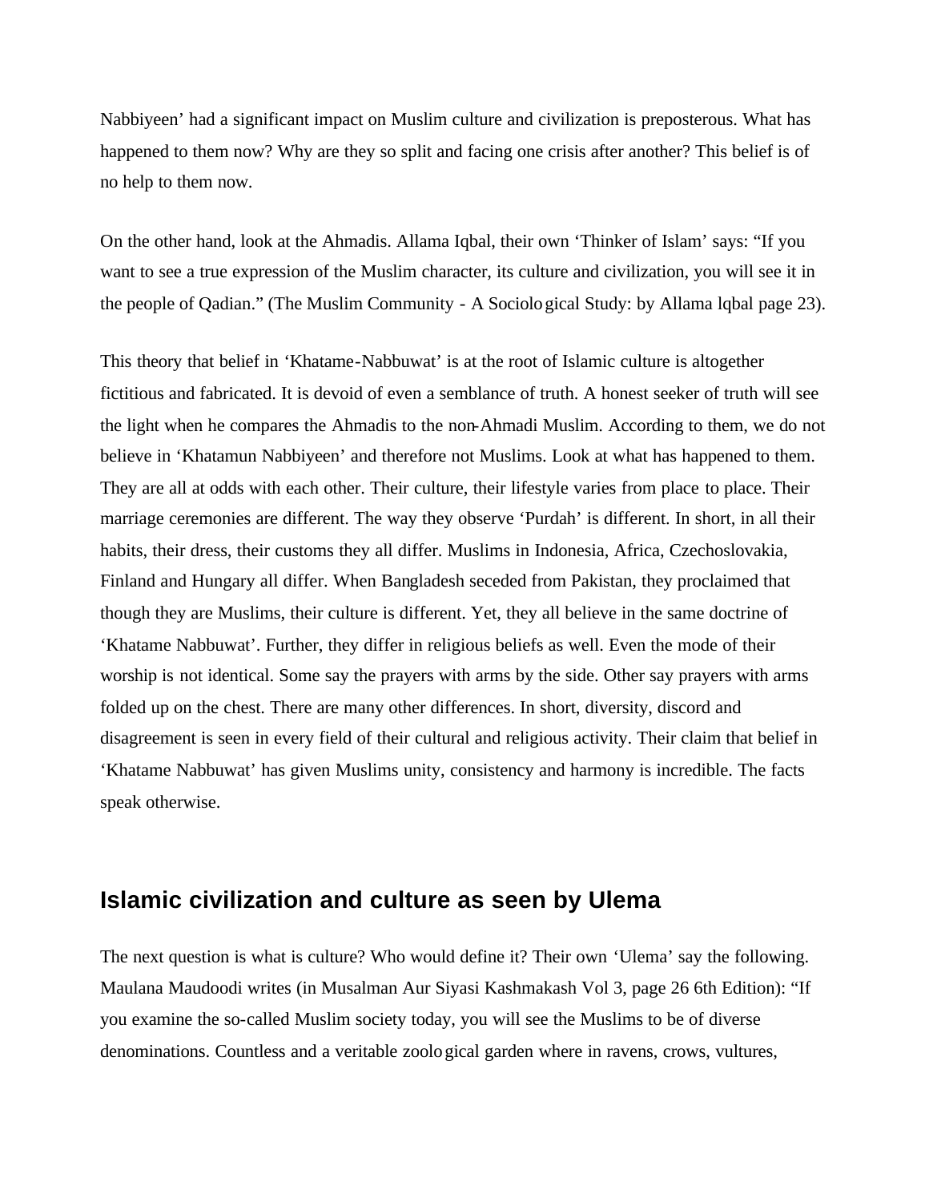Nabbiyeen' had a significant impact on Muslim culture and civilization is preposterous. What has happened to them now? Why are they so split and facing one crisis after another? This belief is of no help to them now.

On the other hand, look at the Ahmadis. Allama Iqbal, their own 'Thinker of Islam' says: "If you want to see a true expression of the Muslim character, its culture and civilization, you will see it in the people of Qadian." (The Muslim Community - A Sociological Study: by Allama lqbal page 23).

This theory that belief in 'Khatame-Nabbuwat' is at the root of Islamic culture is altogether fictitious and fabricated. It is devoid of even a semblance of truth. A honest seeker of truth will see the light when he compares the Ahmadis to the non-Ahmadi Muslim. According to them, we do not believe in 'Khatamun Nabbiyeen' and therefore not Muslims. Look at what has happened to them. They are all at odds with each other. Their culture, their lifestyle varies from place to place. Their marriage ceremonies are different. The way they observe 'Purdah' is different. In short, in all their habits, their dress, their customs they all differ. Muslims in Indonesia, Africa, Czechoslovakia, Finland and Hungary all differ. When Bangladesh seceded from Pakistan, they proclaimed that though they are Muslims, their culture is different. Yet, they all believe in the same doctrine of 'Khatame Nabbuwat'. Further, they differ in religious beliefs as well. Even the mode of their worship is not identical. Some say the prayers with arms by the side. Other say prayers with arms folded up on the chest. There are many other differences. In short, diversity, discord and disagreement is seen in every field of their cultural and religious activity. Their claim that belief in 'Khatame Nabbuwat' has given Muslims unity, consistency and harmony is incredible. The facts speak otherwise.

## Islamic civilization and culture as seen by Ulema

The next question is what is culture? Who would define it? Their own 'Ulema' say the following. Maulana Maudoodi writes (in Musalman Aur Siyasi Kashmakash Vol 3, page 26 6th Edition): "If you examine the so-called Muslim society today, you will see the Muslims to be of diverse denominations. Countless and a veritable zoological garden where in ravens, crows, vultures,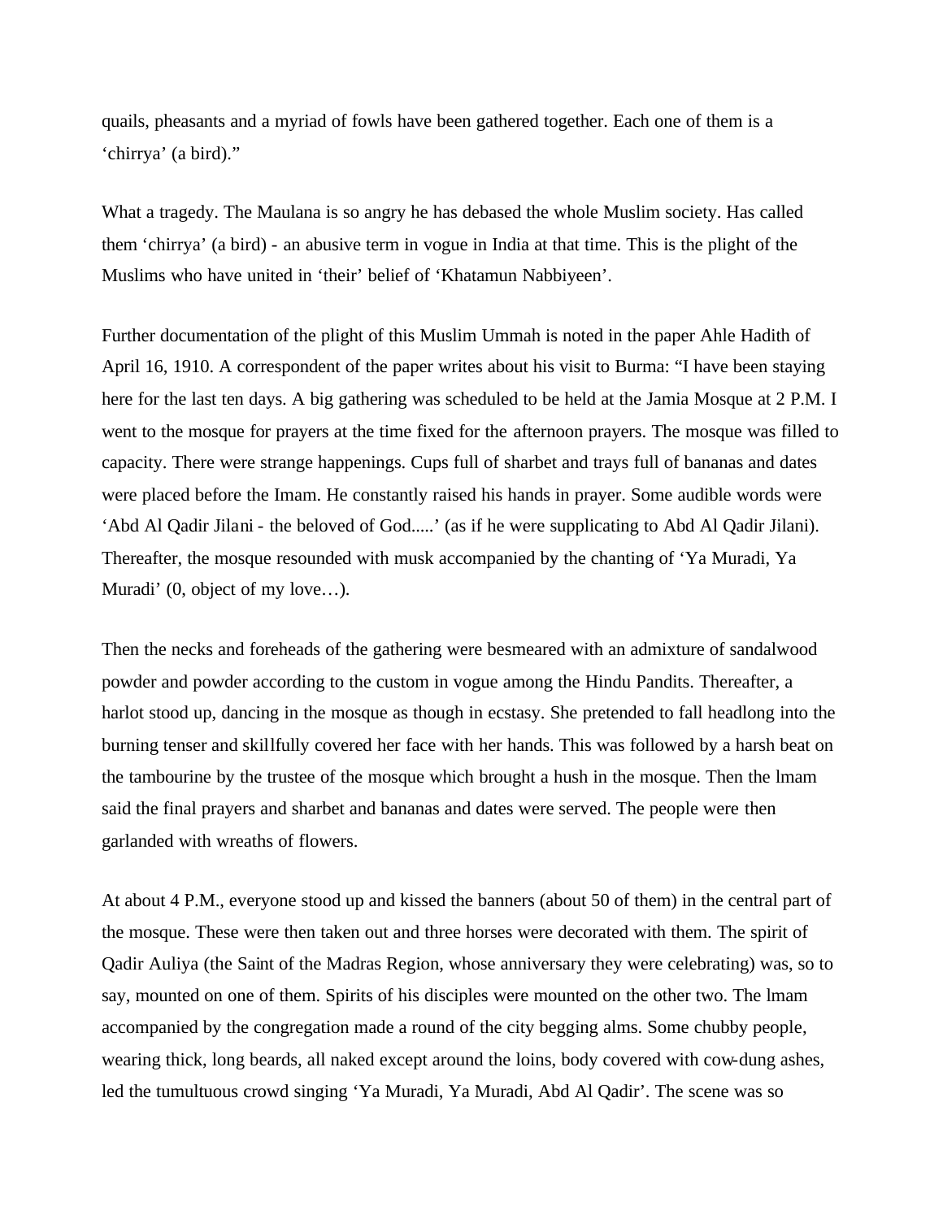quails, pheasants and a myriad of fowls have been gathered together. Each one of them is a 'chirrya' (a bird)."

What a tragedy. The Maulana is so angry he has debased the whole Muslim society. Has called them 'chirrya' (a bird) - an abusive term in vogue in India at that time. This is the plight of the Muslims who have united in 'their' belief of 'Khatamun Nabbiyeen'.

Further documentation of the plight of this Muslim Ummah is noted in the paper Ahle Hadith of April 16, 1910. A correspondent of the paper writes about his visit to Burma: "I have been staying here for the last ten days. A big gathering was scheduled to be held at the Jamia Mosque at 2 P.M. I went to the mosque for prayers at the time fixed for the afternoon prayers. The mosque was filled to capacity. There were strange happenings. Cups full of sharbet and trays full of bananas and dates were placed before the Imam. He constantly raised his hands in prayer. Some audible words were 'Abd Al Qadir Jilani - the beloved of God.....' (as if he were supplicating to Abd Al Qadir Jilani). Thereafter, the mosque resounded with musk accompanied by the chanting of 'Ya Muradi, Ya Muradi' (0, object of my love…).

Then the necks and foreheads of the gathering were besmeared with an admixture of sandalwood powder and powder according to the custom in vogue among the Hindu Pandits. Thereafter, a harlot stood up, dancing in the mosque as though in ecstasy. She pretended to fall headlong into the burning tenser and skillfully covered her face with her hands. This was followed by a harsh beat on the tambourine by the trustee of the mosque which brought a hush in the mosque. Then the lmam said the final prayers and sharbet and bananas and dates were served. The people were then garlanded with wreaths of flowers.

At about 4 P.M., everyone stood up and kissed the banners (about 50 of them) in the central part of the mosque. These were then taken out and three horses were decorated with them. The spirit of Qadir Auliya (the Saint of the Madras Region, whose anniversary they were celebrating) was, so to say, mounted on one of them. Spirits of his disciples were mounted on the other two. The lmam accompanied by the congregation made a round of the city begging alms. Some chubby people, wearing thick, long beards, all naked except around the loins, body covered with cow-dung ashes, led the tumultuous crowd singing 'Ya Muradi, Ya Muradi, Abd Al Qadir'. The scene was so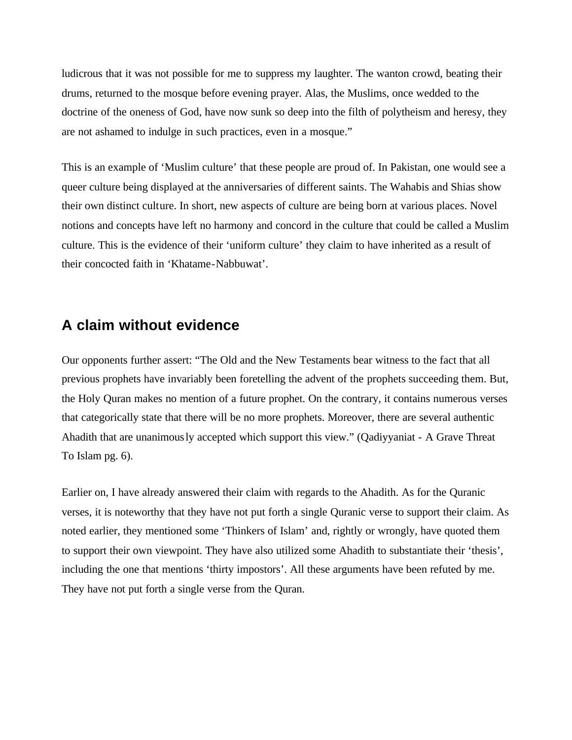ludicrous that it was not possible for me to suppress my laughter. The wanton crowd, beating their drums, returned to the mosque before evening prayer. Alas, the Muslims, once wedded to the doctrine of the oneness of God, have now sunk so deep into the filth of polytheism and heresy, they are not ashamed to indulge in such practices, even in a mosque."

This is an example of 'Muslim culture' that these people are proud of. In Pakistan, one would see a queer culture being displayed at the anniversaries of different saints. The Wahabis and Shias show their own distinct culture. In short, new aspects of culture are being born at various places. Novel notions and concepts have left no harmony and concord in the culture that could be called a Muslim culture. This is the evidence of their 'uniform culture' they claim to have inherited as a result of their concocted faith in 'Khatame-Nabbuwat'.

## A claim without evidence

Our opponents further assert: "The Old and the New Testaments bear witness to the fact that all previous prophets have invariably been foretelling the advent of the prophets succeeding them. But, the Holy Quran makes no mention of a future prophet. On the contrary, it contains numerous verses that categorically state that there will be no more prophets. Moreover, there are several authentic Ahadith that are unanimously accepted which support this view." (Qadiyyaniat - A Grave Threat To Islam pg. 6).

Earlier on, I have already answered their claim with regards to the Ahadith. As for the Quranic verses, it is noteworthy that they have not put forth a single Quranic verse to support their claim. As noted earlier, they mentioned some 'Thinkers of Islam' and, rightly or wrongly, have quoted them to support their own viewpoint. They have also utilized some Ahadith to substantiate their 'thesis', including the one that mentions 'thirty impostors'. All these arguments have been refuted by me. They have not put forth a single verse from the Quran.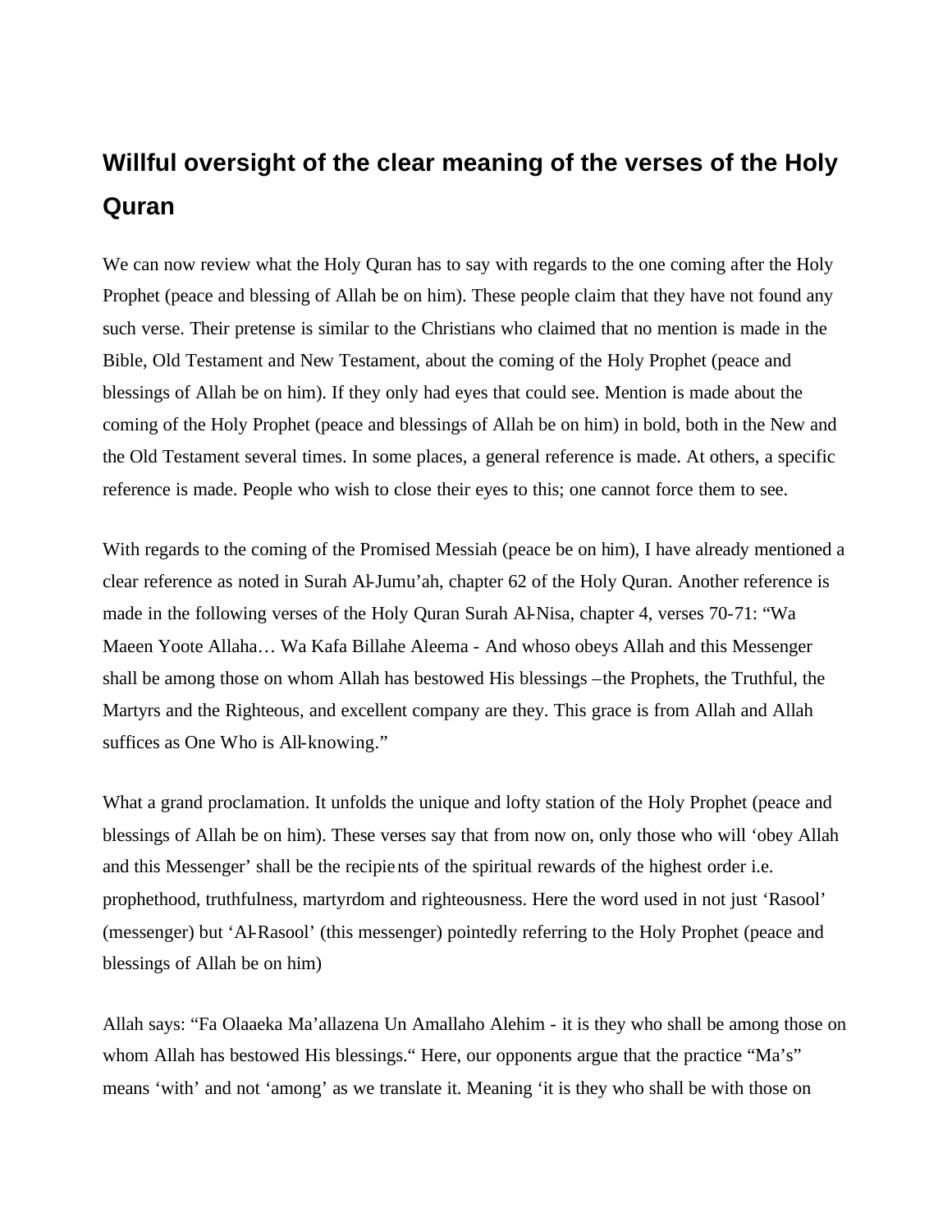## Willful oversight of the clear meaning of the verses of the Holy Quran

We can now review what the Holy Quran has to say with regards to the one coming after the Holy Prophet (peace and blessing of Allah be on him). These people claim that they have not found any such verse. Their pretense is similar to the Christians who claimed that no mention is made in the Bible, Old Testament and New Testament, about the coming of the Holy Prophet (peace and blessings of Allah be on him). If they only had eyes that could see. Mention is made about the coming of the Holy Prophet (peace and blessings of Allah be on him) in bold, both in the New and the Old Testament several times. In some places, a general reference is made. At others, a specific reference is made. People who wish to close their eyes to this; one cannot force them to see.

With regards to the coming of the Promised Messiah (peace be on him), I have already mentioned a clear reference as noted in Surah Al-Jumu'ah, chapter 62 of the Holy Quran. Another reference is made in the following verses of the Holy Quran Surah Al-Nisa, chapter 4, verses 70-71: "Wa Maeen Yoote Allaha… Wa Kafa Billahe Aleema - And whoso obeys Allah and this Messenger shall be among those on whom Allah has bestowed His blessings –the Prophets, the Truthful, the Martyrs and the Righteous, and excellent company are they. This grace is from Allah and Allah suffices as One Who is All-knowing."

What a grand proclamation. It unfolds the unique and lofty station of the Holy Prophet (peace and blessings of Allah be on him). These verses say that from now on, only those who will 'obey Allah and this Messenger' shall be the recipients of the spiritual rewards of the highest order i.e. prophethood, truthfulness, martyrdom and righteousness. Here the word used in not just 'Rasool' (messenger) but 'Al-Rasool' (this messenger) pointedly referring to the Holy Prophet (peace and blessings of Allah be on him)

Allah says: "Fa Olaaeka Ma'allazena Un Amallaho Alehim - it is they who shall be among those on whom Allah has bestowed His blessings." Here, our opponents argue that the practice "Ma's" means 'with' and not 'among' as we translate it. Meaning 'it is they who shall be with those on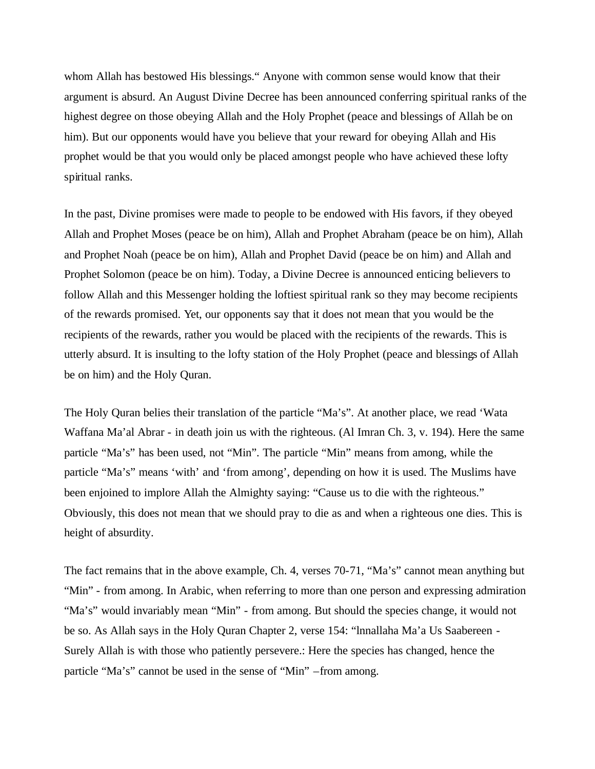whom Allah has bestowed His blessings." Anyone with common sense would know that their argument is absurd. An August Divine Decree has been announced conferring spiritual ranks of the highest degree on those obeying Allah and the Holy Prophet (peace and blessings of Allah be on him). But our opponents would have you believe that your reward for obeying Allah and His prophet would be that you would only be placed amongst people who have achieved these lofty spiritual ranks.

In the past, Divine promises were made to people to be endowed with His favors, if they obeyed Allah and Prophet Moses (peace be on him), Allah and Prophet Abraham (peace be on him), Allah and Prophet Noah (peace be on him), Allah and Prophet David (peace be on him) and Allah and Prophet Solomon (peace be on him). Today, a Divine Decree is announced enticing believers to follow Allah and this Messenger holding the loftiest spiritual rank so they may become recipients of the rewards promised. Yet, our opponents say that it does not mean that you would be the recipients of the rewards, rather you would be placed with the recipients of the rewards. This is utterly absurd. It is insulting to the lofty station of the Holy Prophet (peace and blessings of Allah be on him) and the Holy Quran.

The Holy Quran belies their translation of the particle "Ma's". At another place, we read 'Wata Waffana Ma'al Abrar - in death join us with the righteous. (Al Imran Ch. 3, v. 194). Here the same particle "Ma's" has been used, not "Min". The particle "Min" means from among, while the particle "Ma's" means 'with' and 'from among', depending on how it is used. The Muslims have been enjoined to implore Allah the Almighty saying: "Cause us to die with the righteous." Obviously, this does not mean that we should pray to die as and when a righteous one dies. This is height of absurdity.

The fact remains that in the above example, Ch. 4, verses 70-71, "Ma's" cannot mean anything but "Min" - from among. In Arabic, when referring to more than one person and expressing admiration "Ma's" would invariably mean "Min" - from among. But should the species change, it would not be so. As Allah says in the Holy Quran Chapter 2, verse 154: "lnnallaha Ma'a Us Saabereen - Surely Allah is with those who patiently persevere.: Here the species has changed, hence the particle "Ma's" cannot be used in the sense of "Min" –from among.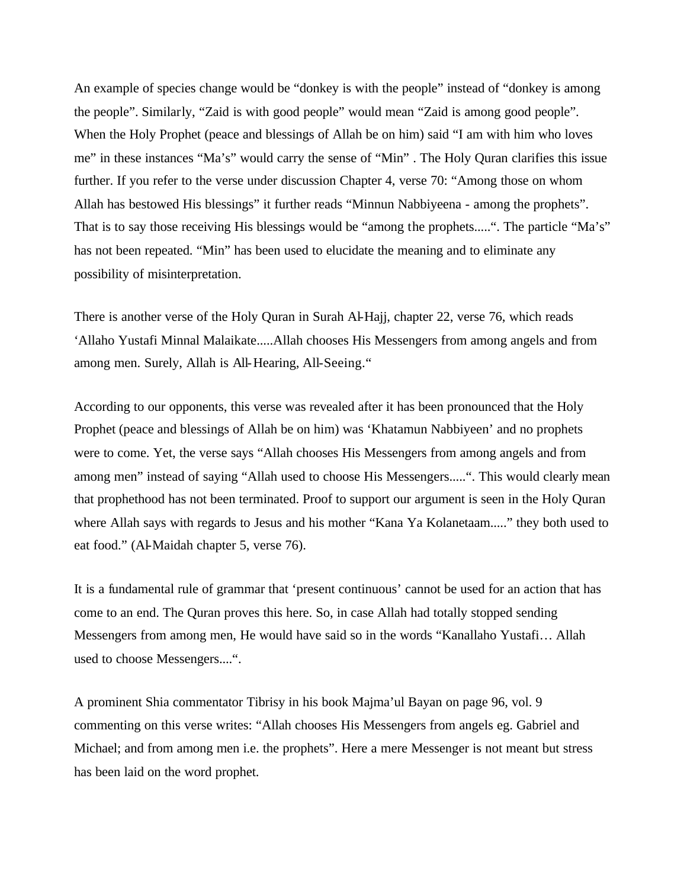An example of species change would be "donkey is with the people" instead of "donkey is among the people". Similarly, "Zaid is with good people" would mean "Zaid is among good people". When the Holy Prophet (peace and blessings of Allah be on him) said "I am with him who loves me" in these instances "Ma's" would carry the sense of "Min" . The Holy Quran clarifies this issue further. If you refer to the verse under discussion Chapter 4, verse 70: "Among those on whom Allah has bestowed His blessings" it further reads "Minnun Nabbiyeena - among the prophets". That is to say those receiving His blessings would be "among the prophets.....". The particle "Ma's" has not been repeated. "Min" has been used to elucidate the meaning and to eliminate any possibility of misinterpretation.

There is another verse of the Holy Quran in Surah Al-Hajj, chapter 22, verse 76, which reads 'Allaho Yustafi Minnal Malaikate.....Allah chooses His Messengers from among angels and from among men. Surely, Allah is All-Hearing, All-Seeing."

According to our opponents, this verse was revealed after it has been pronounced that the Holy Prophet (peace and blessings of Allah be on him) was 'Khatamun Nabbiyeen' and no prophets were to come. Yet, the verse says "Allah chooses His Messengers from among angels and from among men" instead of saying "Allah used to choose His Messengers.....". This would clearly mean that prophethood has not been terminated. Proof to support our argument is seen in the Holy Quran where Allah says with regards to Jesus and his mother "Kana Ya Kolanetaam....." they both used to eat food." (Al-Maidah chapter 5, verse 76).

It is a fundamental rule of grammar that 'present continuous' cannot be used for an action that has come to an end. The Quran proves this here. So, in case Allah had totally stopped sending Messengers from among men, He would have said so in the words "Kanallaho Yustafi… Allah used to choose Messengers....".

A prominent Shia commentator Tibrisy in his book Majma'ul Bayan on page 96, vol. 9 commenting on this verse writes: "Allah chooses His Messengers from angels eg. Gabriel and Michael; and from among men i.e. the prophets". Here a mere Messenger is not meant but stress has been laid on the word prophet.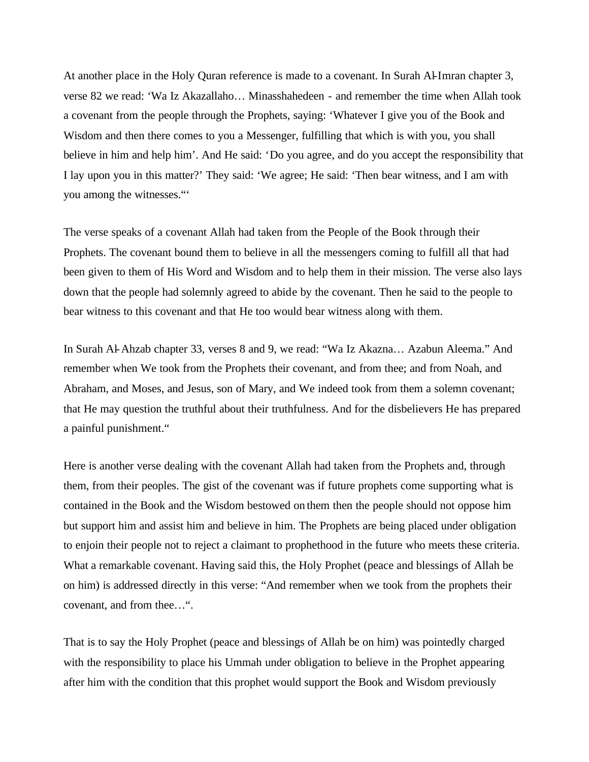At another place in the Holy Quran reference is made to a covenant. In Surah Al-Imran chapter 3, verse 82 we read: 'Wa Iz Akazallaho… Minasshahedeen - and remember the time when Allah took a covenant from the people through the Prophets, saying: 'Whatever I give you of the Book and Wisdom and then there comes to you a Messenger, fulfilling that which is with you, you shall believe in him and help him'. And He said: 'Do you agree, and do you accept the responsibility that I lay upon you in this matter?' They said: 'We agree; He said: 'Then bear witness, and I am with you among the witnesses."'

The verse speaks of a covenant Allah had taken from the People of the Book through their Prophets. The covenant bound them to believe in all the messengers coming to fulfill all that had been given to them of His Word and Wisdom and to help them in their mission. The verse also lays down that the people had solemnly agreed to abide by the covenant. Then he said to the people to bear witness to this covenant and that He too would bear witness along with them.

In Surah Al-Ahzab chapter 33, verses 8 and 9, we read: "Wa Iz Akazna… Azabun Aleema." And remember when We took from the Prophets their covenant, and from thee; and from Noah, and Abraham, and Moses, and Jesus, son of Mary, and We indeed took from them a solemn covenant; that He may question the truthful about their truthfulness. And for the disbelievers He has prepared a painful punishment."

Here is another verse dealing with the covenant Allah had taken from the Prophets and, through them, from their peoples. The gist of the covenant was if future prophets come supporting what is contained in the Book and the Wisdom bestowed on them then the people should not oppose him but support him and assist him and believe in him. The Prophets are being placed under obligation to enjoin their people not to reject a claimant to prophethood in the future who meets these criteria. What a remarkable covenant. Having said this, the Holy Prophet (peace and blessings of Allah be on him) is addressed directly in this verse: "And remember when we took from the prophets their covenant, and from thee…".

That is to say the Holy Prophet (peace and blessings of Allah be on him) was pointedly charged with the responsibility to place his Ummah under obligation to believe in the Prophet appearing after him with the condition that this prophet would support the Book and Wisdom previously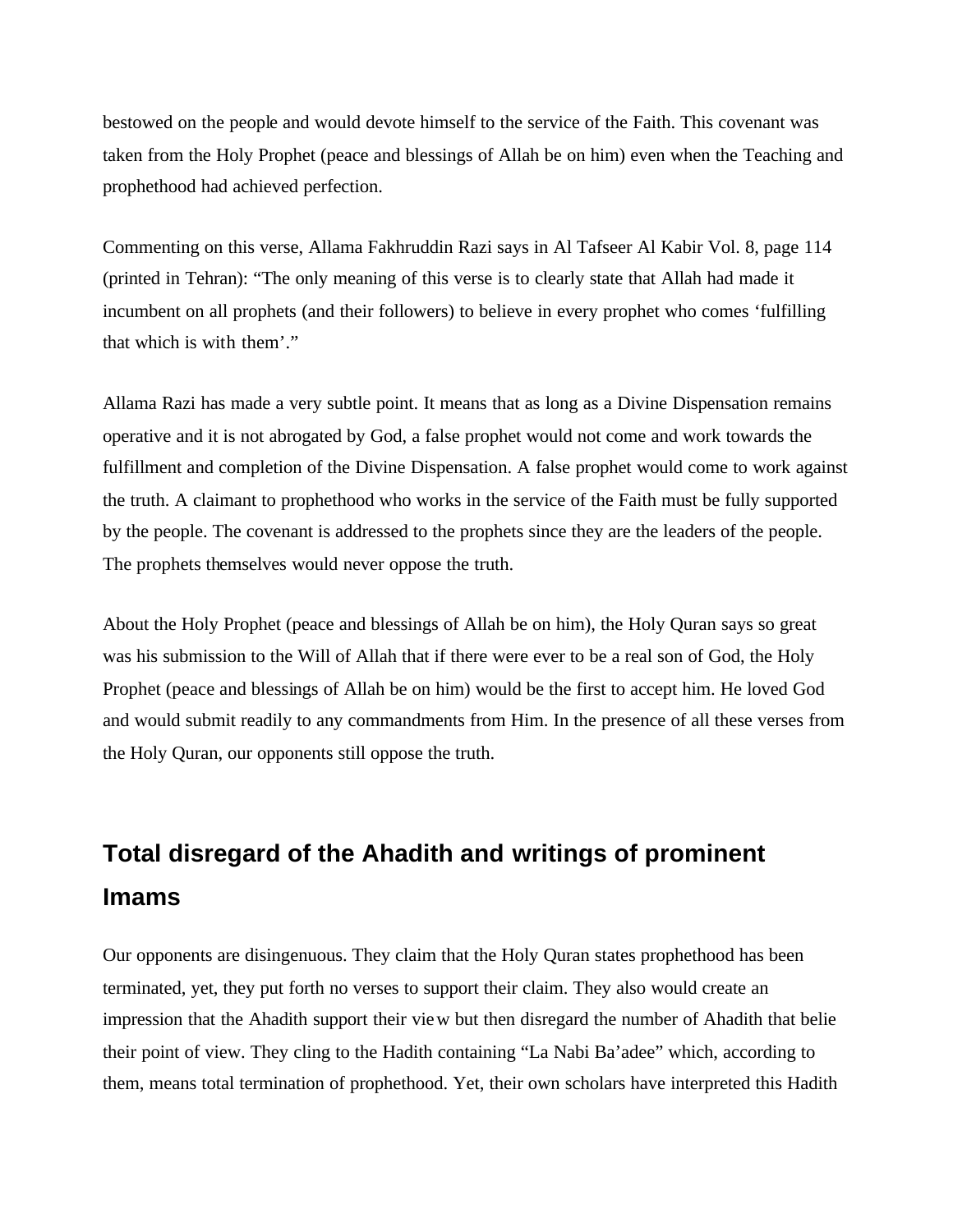bestowed on the people and would devote himself to the service of the Faith. This covenant was taken from the Holy Prophet (peace and blessings of Allah be on him) even when the Teaching and prophethood had achieved perfection.

Commenting on this verse, Allama Fakhruddin Razi says in Al Tafseer Al Kabir Vol. 8, page 114 (printed in Tehran): “The only meaning of this verse is to clearly state that Allah had made it incumbent on all prophets (and their followers) to believe in every prophet who comes ‘fulfilling that which is with them’.”

Allama Razi has made a very subtle point. It means that as long as a Divine Dispensation remains operative and it is not abrogated by God, a false prophet would not come and work towards the fulfillment and completion of the Divine Dispensation. A false prophet would come to work against the truth. A claimant to prophethood who works in the service of the Faith must be fully supported by the people. The covenant is addressed to the prophets since they are the leaders of the people. The prophets themselves would never oppose the truth.

About the Holy Prophet (peace and blessings of Allah be on him), the Holy Quran says so great was his submission to the Will of Allah that if there were ever to be a real son of God, the Holy Prophet (peace and blessings of Allah be on him) would be the first to accept him. He loved God and would submit readily to any commandments from Him. In the presence of all these verses from the Holy Quran, our opponents still oppose the truth.

## Total disregard of the Ahadith and writings of prominent Imams

Our opponents are disingenuous. They claim that the Holy Quran states prophethood has been terminated, yet, they put forth no verses to support their claim. They also would create an impression that the Ahadith support their view but then disregard the number of Ahadith that belie their point of view. They cling to the Hadith containing “La Nabi Ba’adee” which, according to them, means total termination of prophethood. Yet, their own scholars have interpreted this Hadith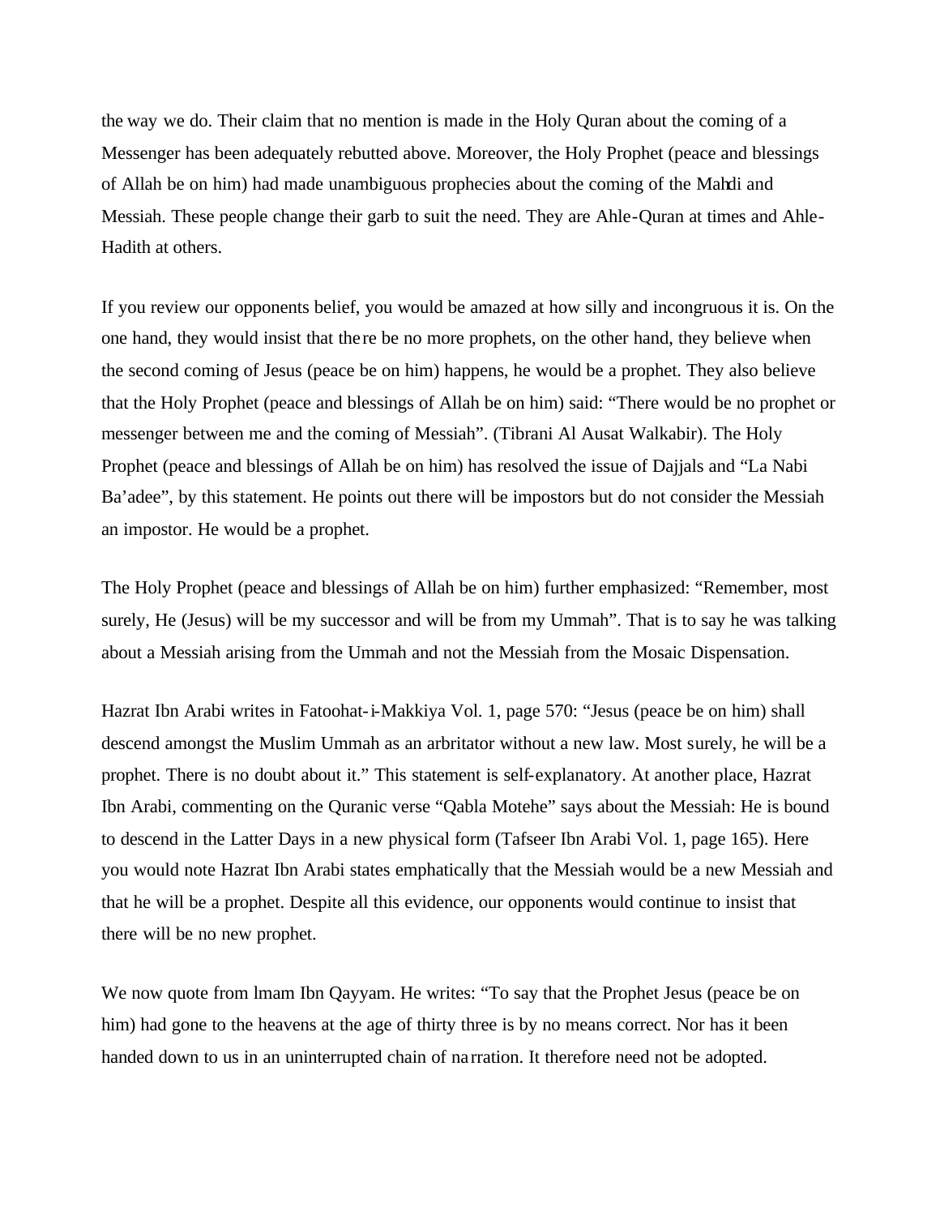the way we do. Their claim that no mention is made in the Holy Quran about the coming of a Messenger has been adequately rebutted above. Moreover, the Holy Prophet (peace and blessings of Allah be on him) had made unambiguous prophecies about the coming of the Mahdi and Messiah. These people change their garb to suit the need. They are Ahle-Quran at times and Ahle-Hadith at others.

If you review our opponents belief, you would be amazed at how silly and incongruous it is. On the one hand, they would insist that there be no more prophets, on the other hand, they believe when the second coming of Jesus (peace be on him) happens, he would be a prophet. They also believe that the Holy Prophet (peace and blessings of Allah be on him) said: "There would be no prophet or messenger between me and the coming of Messiah". (Tibrani Al Ausat Walkabir). The Holy Prophet (peace and blessings of Allah be on him) has resolved the issue of Dajjals and "La Nabi Ba'adee", by this statement. He points out there will be impostors but do not consider the Messiah an impostor. He would be a prophet.

The Holy Prophet (peace and blessings of Allah be on him) further emphasized: "Remember, most surely, He (Jesus) will be my successor and will be from my Ummah". That is to say he was talking about a Messiah arising from the Ummah and not the Messiah from the Mosaic Dispensation.

Hazrat Ibn Arabi writes in Fatoohat-i-Makkiya Vol. 1, page 570: "Jesus (peace be on him) shall descend amongst the Muslim Ummah as an arbitrator without a new law. Most surely, he will be a prophet. There is no doubt about it." This statement is self-explanatory. At another place, Hazrat Ibn Arabi, commenting on the Quranic verse "Qabla Motehe" says about the Messiah: He is bound to descend in the Latter Days in a new physical form (Tafseer Ibn Arabi Vol. 1, page 165). Here you would note Hazrat Ibn Arabi states emphatically that the Messiah would be a new Messiah and that he will be a prophet. Despite all this evidence, our opponents would continue to insist that there will be no new prophet.

We now quote from lmam Ibn Qayyam. He writes: "To say that the Prophet Jesus (peace be on him) had gone to the heavens at the age of thirty three is by no means correct. Nor has it been handed down to us in an uninterrupted chain of narration. It therefore need not be adopted.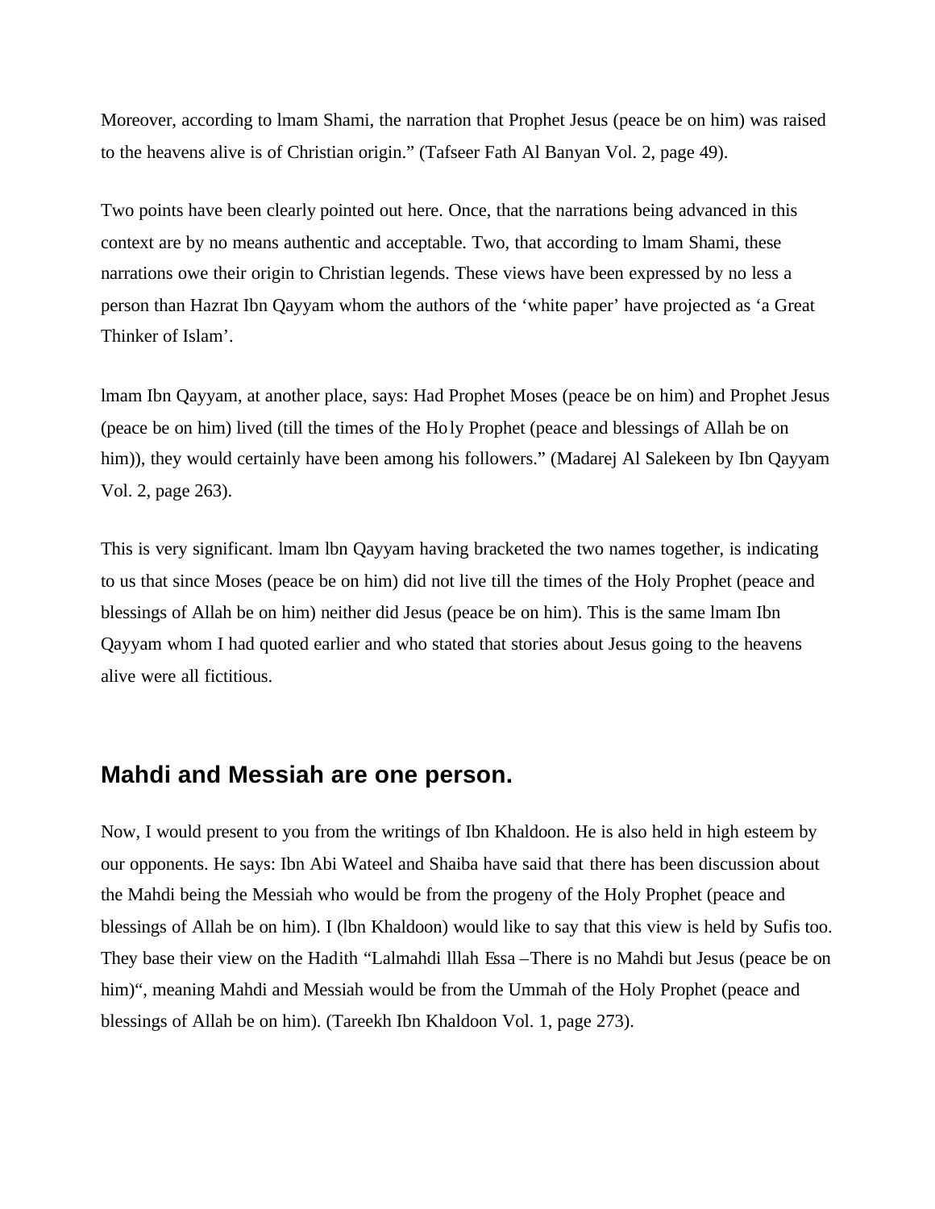Moreover, according to lmam Shami, the narration that Prophet Jesus (peace be on him) was raised to the heavens alive is of Christian origin.” (Tafseer Fath Al Banyan Vol. 2, page 49).

Two points have been clearly pointed out here. Once, that the narrations being advanced in this context are by no means authentic and acceptable. Two, that according to lmam Shami, these narrations owe their origin to Christian legends. These views have been expressed by no less a person than Hazrat Ibn Qayyam whom the authors of the ‘white paper’ have projected as ‘a Great Thinker of Islam’.

lmam Ibn Qayyam, at another place, says: Had Prophet Moses (peace be on him) and Prophet Jesus (peace be on him) lived (till the times of the Holy Prophet (peace and blessings of Allah be on him)), they would certainly have been among his followers.” (Madarej Al Salekeen by Ibn Qayyam Vol. 2, page 263).

This is very significant. lmam lbn Qayyam having bracketed the two names together, is indicating to us that since Moses (peace be on him) did not live till the times of the Holy Prophet (peace and blessings of Allah be on him) neither did Jesus (peace be on him). This is the same lmam Ibn Qayyam whom I had quoted earlier and who stated that stories about Jesus going to the heavens alive were all fictitious.

## Mahdi and Messiah are one person.

Now, I would present to you from the writings of Ibn Khaldoon. He is also held in high esteem by our opponents. He says: Ibn Abi Wateel and Shaiba have said that there has been discussion about the Mahdi being the Messiah who would be from the progeny of the Holy Prophet (peace and blessings of Allah be on him). I (lbn Khaldoon) would like to say that this view is held by Sufis too. They base their view on the Hadith “Lalmahdi lllah Essa – There is no Mahdi but Jesus (peace be on him)“, meaning Mahdi and Messiah would be from the Ummah of the Holy Prophet (peace and blessings of Allah be on him). (Tareekh Ibn Khaldoon Vol. 1, page 273).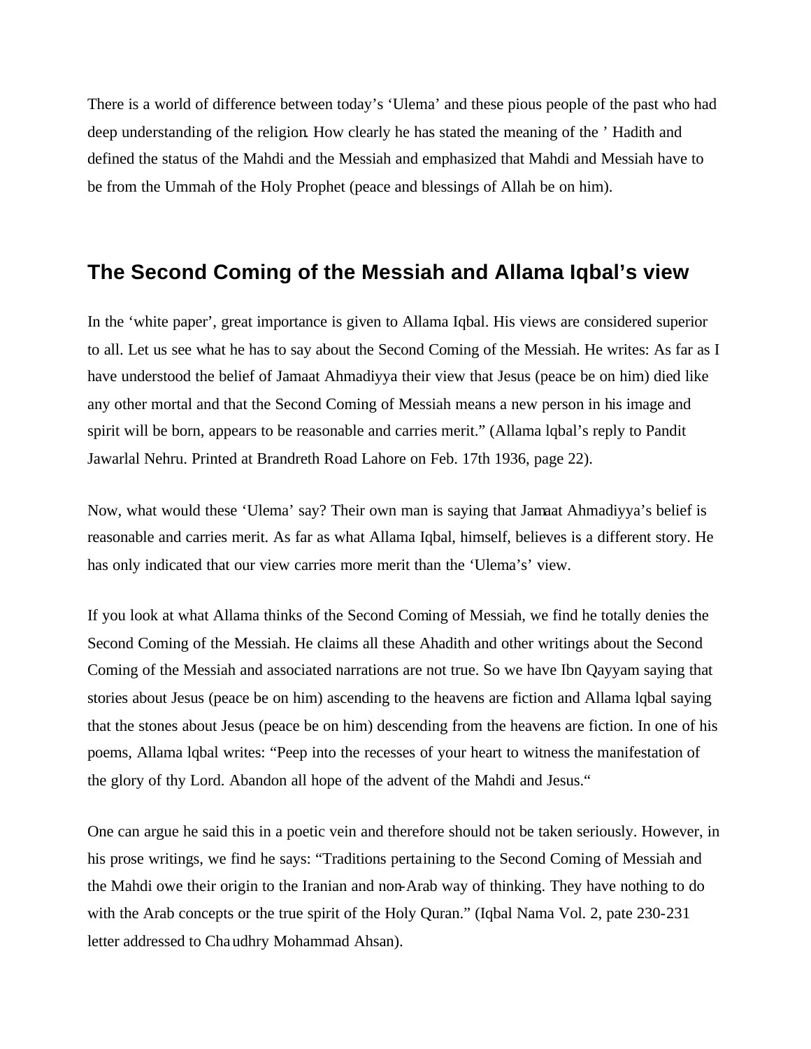There is a world of difference between today's 'Ulema' and these pious people of the past who had deep understanding of the religion. How clearly he has stated the meaning of the ' Hadith and defined the status of the Mahdi and the Messiah and emphasized that Mahdi and Messiah have to be from the Ummah of the Holy Prophet (peace and blessings of Allah be on him).

## The Second Coming of the Messiah and Allama Iqbal's view

In the 'white paper', great importance is given to Allama Iqbal. His views are considered superior to all. Let us see what he has to say about the Second Coming of the Messiah. He writes: As far as I have understood the belief of Jamaat Ahmadiyya their view that Jesus (peace be on him) died like any other mortal and that the Second Coming of Messiah means a new person in his image and spirit will be born, appears to be reasonable and carries merit." (Allama lqbal's reply to Pandit Jawarlal Nehru. Printed at Brandreth Road Lahore on Feb. 17th 1936, page 22).

Now, what would these 'Ulema' say? Their own man is saying that Jamaat Ahmadiyya's belief is reasonable and carries merit. As far as what Allama Iqbal, himself, believes is a different story. He has only indicated that our view carries more merit than the 'Ulema's' view.

If you look at what Allama thinks of the Second Coming of Messiah, we find he totally denies the Second Coming of the Messiah. He claims all these Ahadith and other writings about the Second Coming of the Messiah and associated narrations are not true. So we have Ibn Qayyam saying that stories about Jesus (peace be on him) ascending to the heavens are fiction and Allama lqbal saying that the stones about Jesus (peace be on him) descending from the heavens are fiction. In one of his poems, Allama lqbal writes: "Peep into the recesses of your heart to witness the manifestation of the glory of thy Lord. Abandon all hope of the advent of the Mahdi and Jesus."

One can argue he said this in a poetic vein and therefore should not be taken seriously. However, in his prose writings, we find he says: "Traditions pertaining to the Second Coming of Messiah and the Mahdi owe their origin to the Iranian and non-Arab way of thinking. They have nothing to do with the Arab concepts or the true spirit of the Holy Quran." (Iqbal Nama Vol. 2, pate 230-231 letter addressed to Chaudhry Mohammad Ahsan).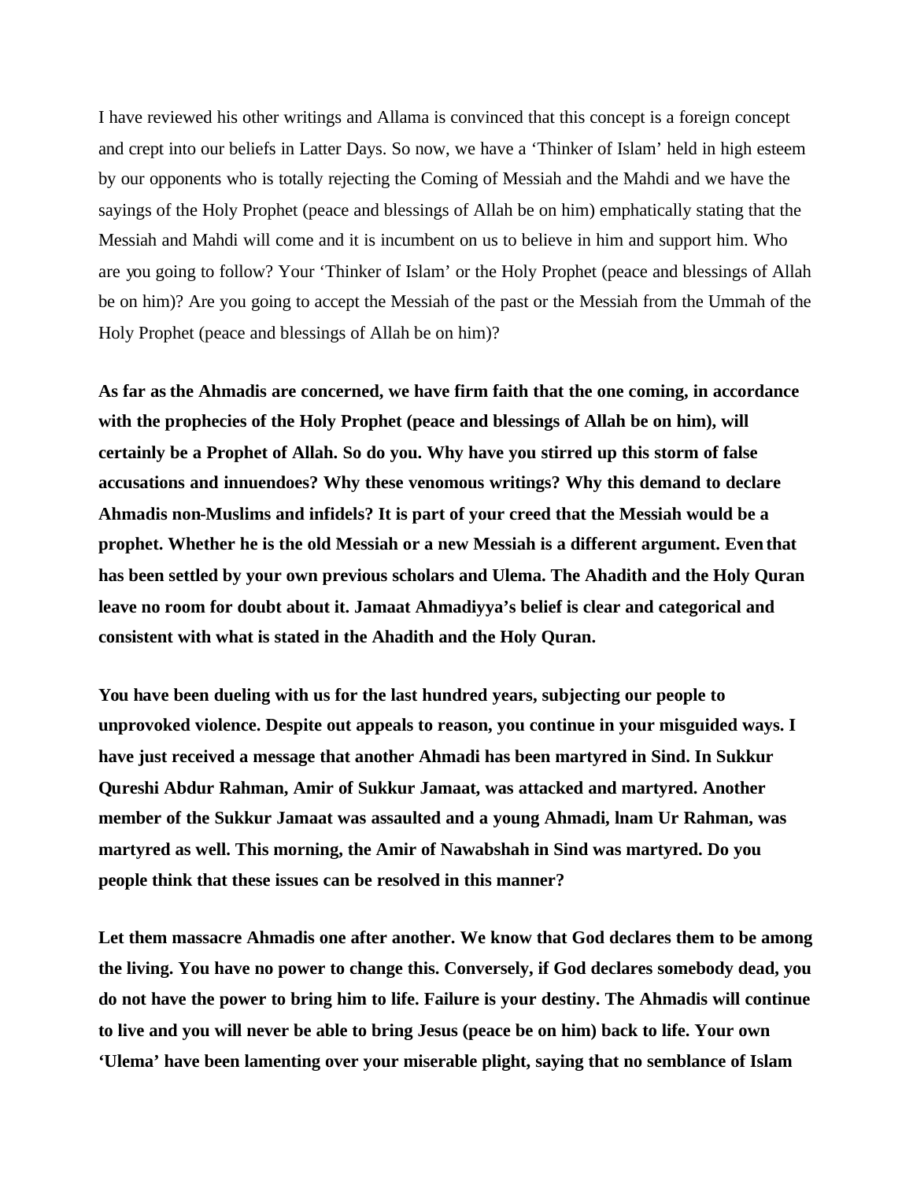I have reviewed his other writings and Allama is convinced that this concept is a foreign concept and crept into our beliefs in Latter Days. So now, we have a 'Thinker of Islam' held in high esteem by our opponents who is totally rejecting the Coming of Messiah and the Mahdi and we have the sayings of the Holy Prophet (peace and blessings of Allah be on him) emphatically stating that the Messiah and Mahdi will come and it is incumbent on us to believe in him and support him. Who are you going to follow? Your 'Thinker of Islam' or the Holy Prophet (peace and blessings of Allah be on him)? Are you going to accept the Messiah of the past or the Messiah from the Ummah of the Holy Prophet (peace and blessings of Allah be on him)?

**As far as the Ahmadis are concerned, we have firm faith that the one coming, in accordance with the prophecies of the Holy Prophet (peace and blessings of Allah be on him), will certainly be a Prophet of Allah. So do you. Why have you stirred up this storm of false accusations and innuendoes? Why these venomous writings? Why this demand to declare Ahmadis non-Muslims and infidels? It is part of your creed that the Messiah would be a prophet. Whether he is the old Messiah or a new Messiah is a different argument. Even that has been settled by your own previous scholars and Ulema. The Ahadith and the Holy Quran leave no room for doubt about it. Jamaat Ahmadiyya's belief is clear and categorical and consistent with what is stated in the Ahadith and the Holy Quran.**

**You have been dueling with us for the last hundred years, subjecting our people to unprovoked violence. Despite out appeals to reason, you continue in your misguided ways. I have just received a message that another Ahmadi has been martyred in Sind. In Sukkur Qureshi Abdur Rahman, Amir of Sukkur Jamaat, was attacked and martyred. Another member of the Sukkur Jamaat was assaulted and a young Ahmadi, lnam Ur Rahman, was martyred as well. This morning, the Amir of Nawabshah in Sind was martyred. Do you people think that these issues can be resolved in this manner?**

**Let them massacre Ahmadis one after another. We know that God declares them to be among the living. You have no power to change this. Conversely, if God declares somebody dead, you do not have the power to bring him to life. Failure is your destiny. The Ahmadis will continue to live and you will never be able to bring Jesus (peace be on him) back to life. Your own 'Ulema' have been lamenting over your miserable plight, saying that no semblance of Islam**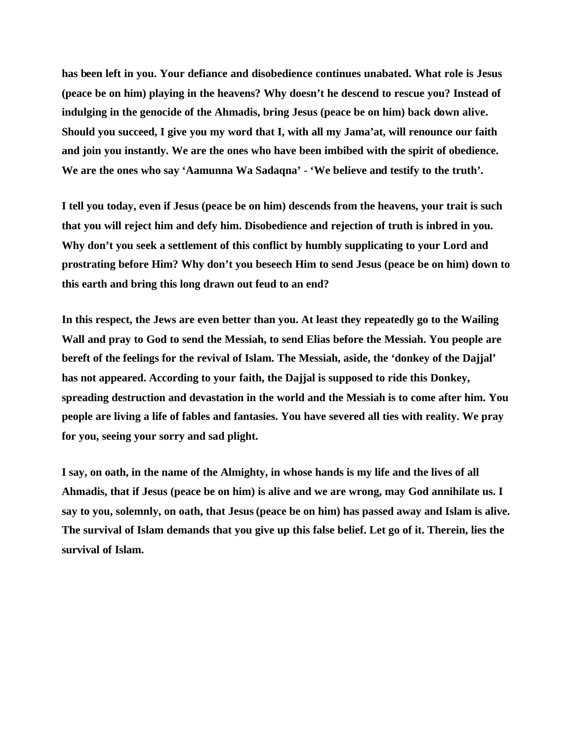**has been left in you. Your defiance and disobedience continues unabated. What role is Jesus (peace be on him) playing in the heavens? Why doesn't he descend to rescue you? Instead of indulging in the genocide of the Ahmadis, bring Jesus (peace be on him) back down alive. Should you succeed, I give you my word that I, with all my Jama'at, will renounce our faith and join you instantly. We are the ones who have been imbibed with the spirit of obedience. We are the ones who say 'Aamunna Wa Sadaqna' - 'We believe and testify to the truth'.**

**I tell you today, even if Jesus (peace be on him) descends from the heavens, your trait is such that you will reject him and defy him. Disobedience and rejection of truth is inbred in you. Why don't you seek a settlement of this conflict by humbly supplicating to your Lord and prostrating before Him? Why don't you beseech Him to send Jesus (peace be on him) down to this earth and bring this long drawn out feud to an end?**

**In this respect, the Jews are even better than you. At least they repeatedly go to the Wailing Wall and pray to God to send the Messiah, to send Elias before the Messiah. You people are bereft of the feelings for the revival of Islam. The Messiah, aside, the 'donkey of the Dajjal' has not appeared. According to your faith, the Dajjal is supposed to ride this Donkey, spreading destruction and devastation in the world and the Messiah is to come after him. You people are living a life of fables and fantasies. You have severed all ties with reality. We pray for you, seeing your sorry and sad plight.**

**I say, on oath, in the name of the Almighty, in whose hands is my life and the lives of all Ahmadis, that if Jesus (peace be on him) is alive and we are wrong, may God annihilate us. I say to you, solemnly, on oath, that Jesus (peace be on him) has passed away and Islam is alive. The survival of Islam demands that you give up this false belief. Let go of it. Therein, lies the survival of Islam.**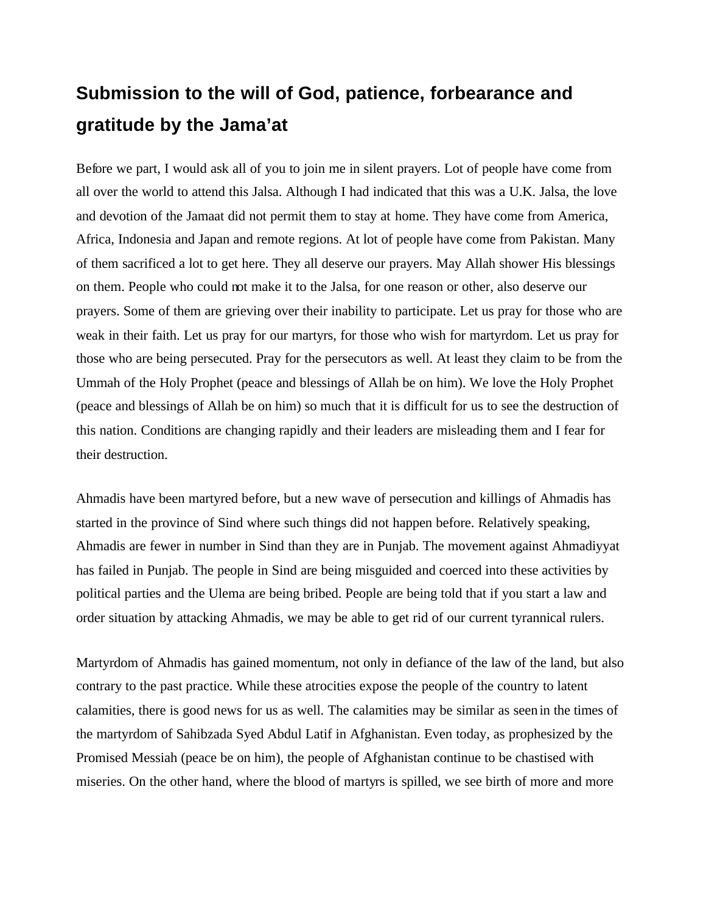## Submission to the will of God, patience, forbearance and gratitude by the Jama'at

Before we part, I would ask all of you to join me in silent prayers. Lot of people have come from all over the world to attend this Jalsa. Although I had indicated that this was a U.K. Jalsa, the love and devotion of the Jamaat did not permit them to stay at home. They have come from America, Africa, Indonesia and Japan and remote regions. At lot of people have come from Pakistan. Many of them sacrificed a lot to get here. They all deserve our prayers. May Allah shower His blessings on them. People who could not make it to the Jalsa, for one reason or other, also deserve our prayers. Some of them are grieving over their inability to participate. Let us pray for those who are weak in their faith. Let us pray for our martyrs, for those who wish for martyrdom. Let us pray for those who are being persecuted. Pray for the persecutors as well. At least they claim to be from the Ummah of the Holy Prophet (peace and blessings of Allah be on him). We love the Holy Prophet (peace and blessings of Allah be on him) so much that it is difficult for us to see the destruction of this nation. Conditions are changing rapidly and their leaders are misleading them and I fear for their destruction.

Ahmadis have been martyred before, but a new wave of persecution and killings of Ahmadis has started in the province of Sind where such things did not happen before. Relatively speaking, Ahmadis are fewer in number in Sind than they are in Punjab. The movement against Ahmadiyyat has failed in Punjab. The people in Sind are being misguided and coerced into these activities by political parties and the Ulema are being bribed. People are being told that if you start a law and order situation by attacking Ahmadis, we may be able to get rid of our current tyrannical rulers.

Martyrdom of Ahmadis has gained momentum, not only in defiance of the law of the land, but also contrary to the past practice. While these atrocities expose the people of the country to latent calamities, there is good news for us as well. The calamities may be similar as seen in the times of the martyrdom of Sahibzada Syed Abdul Latif in Afghanistan. Even today, as prophesized by the Promised Messiah (peace be on him), the people of Afghanistan continue to be chastised with miseries. On the other hand, where the blood of martyrs is spilled, we see birth of more and more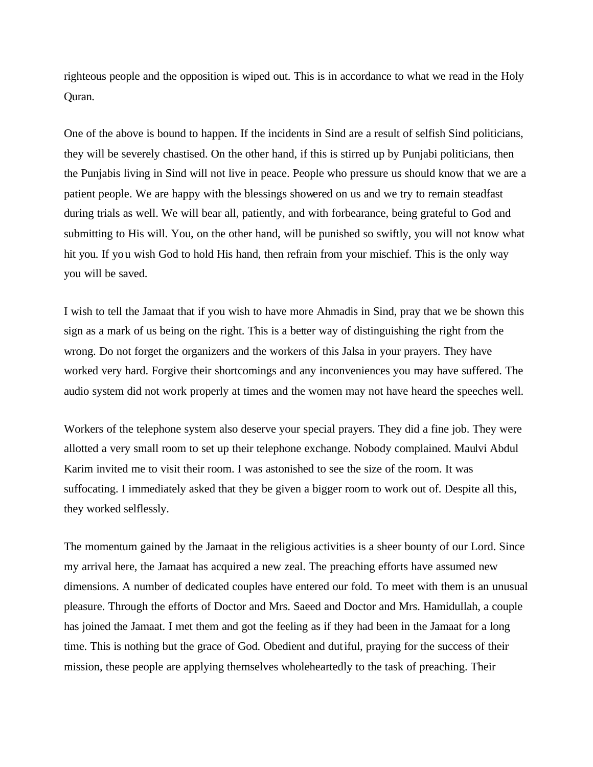righteous people and the opposition is wiped out. This is in accordance to what we read in the Holy Quran.

One of the above is bound to happen. If the incidents in Sind are a result of selfish Sind politicians, they will be severely chastised. On the other hand, if this is stirred up by Punjabi politicians, then the Punjabis living in Sind will not live in peace. People who pressure us should know that we are a patient people. We are happy with the blessings showered on us and we try to remain steadfast during trials as well. We will bear all, patiently, and with forbearance, being grateful to God and submitting to His will. You, on the other hand, will be punished so swiftly, you will not know what hit you. If you wish God to hold His hand, then refrain from your mischief. This is the only way you will be saved.

I wish to tell the Jamaat that if you wish to have more Ahmadis in Sind, pray that we be shown this sign as a mark of us being on the right. This is a better way of distinguishing the right from the wrong. Do not forget the organizers and the workers of this Jalsa in your prayers. They have worked very hard. Forgive their shortcomings and any inconveniences you may have suffered. The audio system did not work properly at times and the women may not have heard the speeches well.

Workers of the telephone system also deserve your special prayers. They did a fine job. They were allotted a very small room to set up their telephone exchange. Nobody complained. Maulvi Abdul Karim invited me to visit their room. I was astonished to see the size of the room. It was suffocating. I immediately asked that they be given a bigger room to work out of. Despite all this, they worked selflessly.

The momentum gained by the Jamaat in the religious activities is a sheer bounty of our Lord. Since my arrival here, the Jamaat has acquired a new zeal. The preaching efforts have assumed new dimensions. A number of dedicated couples have entered our fold. To meet with them is an unusual pleasure. Through the efforts of Doctor and Mrs. Saeed and Doctor and Mrs. Hamidullah, a couple has joined the Jamaat. I met them and got the feeling as if they had been in the Jamaat for a long time. This is nothing but the grace of God. Obedient and dutiful, praying for the success of their mission, these people are applying themselves wholeheartedly to the task of preaching. Their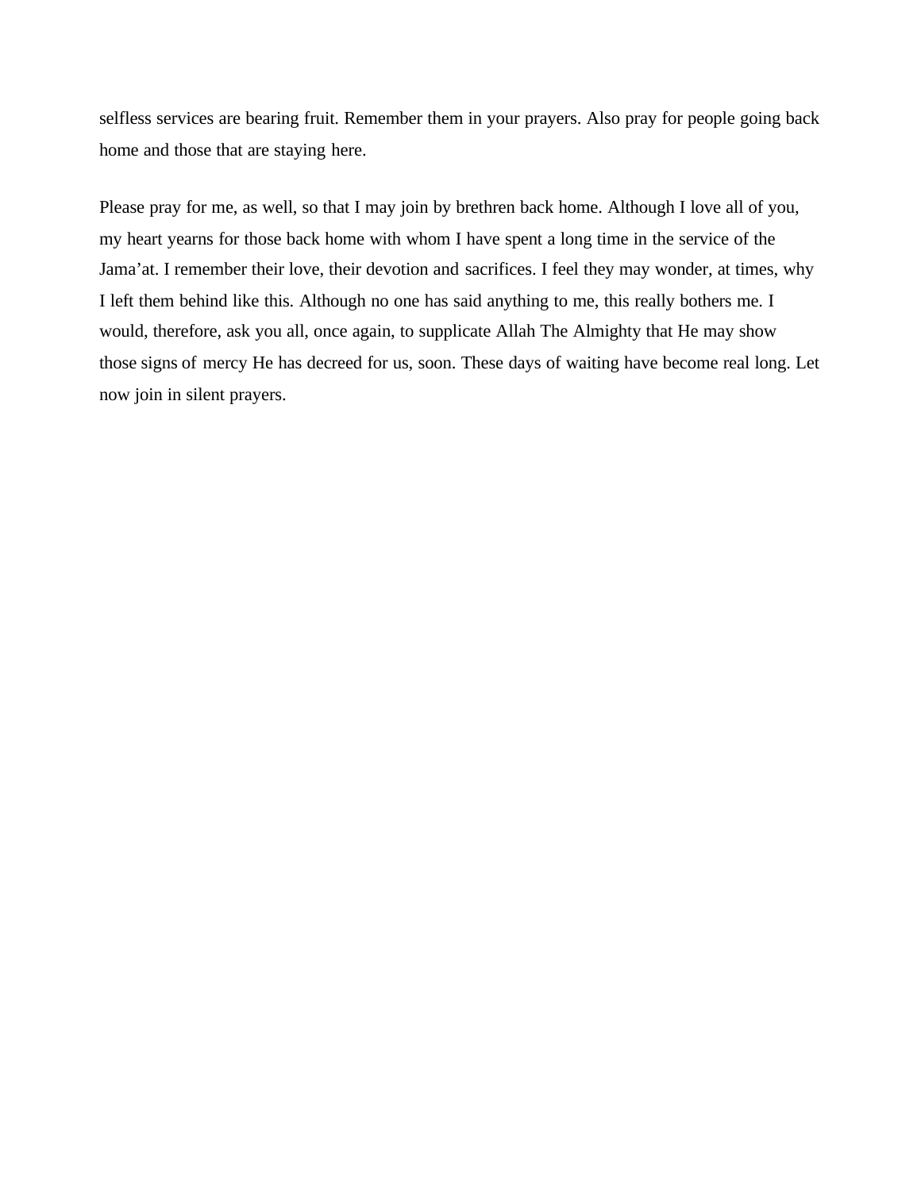selfless services are bearing fruit. Remember them in your prayers. Also pray for people going back home and those that are staying here.

Please pray for me, as well, so that I may join by brethren back home. Although I love all of you, my heart yearns for those back home with whom I have spent a long time in the service of the Jama'at. I remember their love, their devotion and sacrifices. I feel they may wonder, at times, why I left them behind like this. Although no one has said anything to me, this really bothers me. I would, therefore, ask you all, once again, to supplicate Allah The Almighty that He may show those signs of mercy He has decreed for us, soon. These days of waiting have become real long. Let now join in silent prayers.